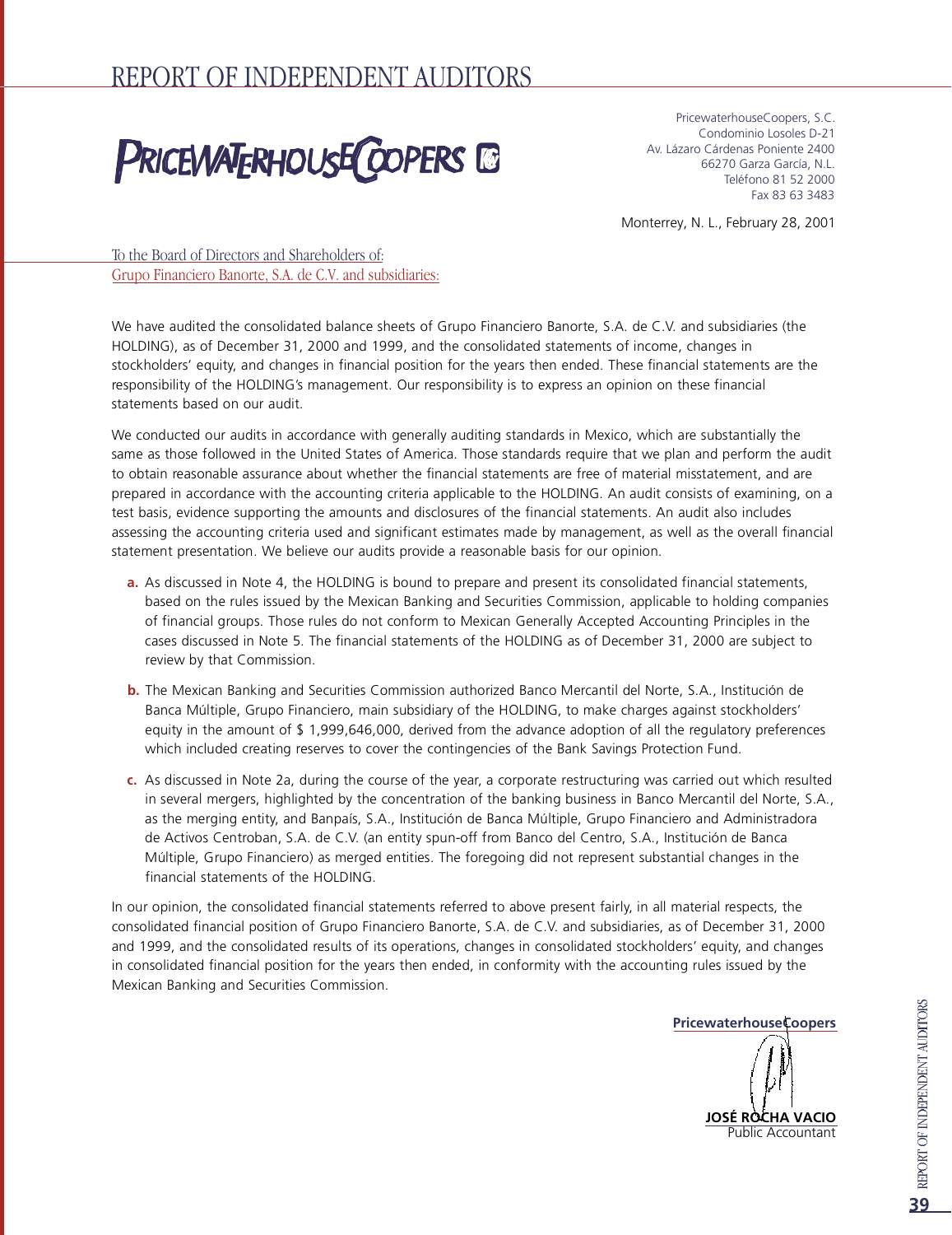# REPORT OF INDEPENDENT AUDITORS

PRICEWATERHOUSECOOPERS

PricewaterhouseCoopers, S.C.
Condominio Losoles D-21
Av. Lázaro Cárdenas Poniente 2400
66270 Garza García, N.L.
Teléfono 81 52 2000
Fax 83 63 3483

Monterrey, N. L., February 28, 2001

To the Board of Directors and Shareholders of:
Grupo Financiero Banorte, S.A. de C.V. and subsidiaries:

We have audited the consolidated balance sheets of Grupo Financiero Banorte, S.A. de C.V. and subsidiaries (the HOLDING), as of December 31, 2000 and 1999, and the consolidated statements of income, changes in stockholders' equity, and changes in financial position for the years then ended. These financial statements are the responsibility of the HOLDING's management. Our responsibility is to express an opinion on these financial statements based on our audit.

We conducted our audits in accordance with generally auditing standards in Mexico, which are substantially the same as those followed in the United States of America. Those standards require that we plan and perform the audit to obtain reasonable assurance about whether the financial statements are free of material misstatement, and are prepared in accordance with the accounting criteria applicable to the HOLDING. An audit consists of examining, on a test basis, evidence supporting the amounts and disclosures of the financial statements. An audit also includes assessing the accounting criteria used and significant estimates made by management, as well as the overall financial statement presentation. We believe our audits provide a reasonable basis for our opinion.

**a.** As discussed in Note 4, the HOLDING is bound to prepare and present its consolidated financial statements, based on the rules issued by the Mexican Banking and Securities Commission, applicable to holding companies of financial groups. Those rules do not conform to Mexican Generally Accepted Accounting Principles in the cases discussed in Note 5. The financial statements of the HOLDING as of December 31, 2000 are subject to review by that Commission.

**b.** The Mexican Banking and Securities Commission authorized Banco Mercantil del Norte, S.A., Institución de Banca Múltiple, Grupo Financiero, main subsidiary of the HOLDING, to make charges against stockholders' equity in the amount of $ 1,999,646,000, derived from the advance adoption of all the regulatory preferences which included creating reserves to cover the contingencies of the Bank Savings Protection Fund.

**c.** As discussed in Note 2a, during the course of the year, a corporate restructuring was carried out which resulted in several mergers, highlighted by the concentration of the banking business in Banco Mercantil del Norte, S.A., as the merging entity, and Banpaís, S.A., Institución de Banca Múltiple, Grupo Financiero and Administradora de Activos Centroban, S.A. de C.V. (an entity spun-off from Banco del Centro, S.A., Institución de Banca Múltiple, Grupo Financiero) as merged entities. The foregoing did not represent substantial changes in the financial statements of the HOLDING.

In our opinion, the consolidated financial statements referred to above present fairly, in all material respects, the consolidated financial position of Grupo Financiero Banorte, S.A. de C.V. and subsidiaries, as of December 31, 2000 and 1999, and the consolidated results of its operations, changes in consolidated stockholders' equity, and changes in consolidated financial position for the years then ended, in conformity with the accounting rules issued by the Mexican Banking and Securities Commission.

**PricewaterhouseCoopers**

**JOSÉ ROCHA VACIO**
Public Accountant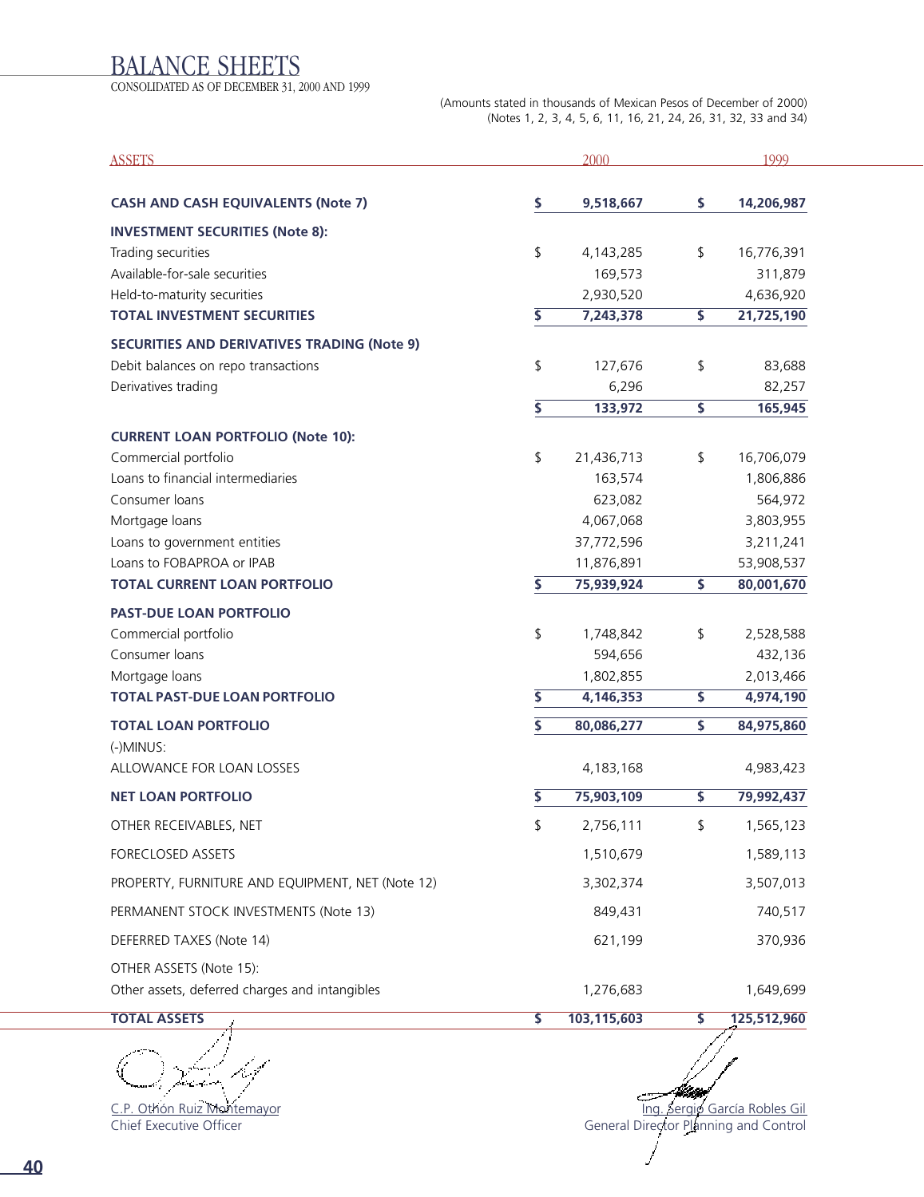# BALANCE SHEETS

CONSOLIDATED AS OF DECEMBER 31, 2000 AND 1999

(Amounts stated in thousands of Mexican Pesos of December of 2000)
(Notes 1, 2, 3, 4, 5, 6, 11, 16, 21, 24, 26, 31, 32, 33 and 34)

| ASSETS | 2000 | 1999 |
|---|---|---|
| **CASH AND CASH EQUIVALENTS (Note 7)** | **$ 9,518,667** | **$ 14,206,987** |
| **INVESTMENT SECURITIES (Note 8):** | | |
| Trading securities | $ 4,143,285 | $ 16,776,391 |
| Available-for-sale securities | 169,573 | 311,879 |
| Held-to-maturity securities | 2,930,520 | 4,636,920 |
| **TOTAL INVESTMENT SECURITIES** | **$ 7,243,378** | **$ 21,725,190** |
| **SECURITIES AND DERIVATIVES TRADING (Note 9)** | | |
| Debit balances on repo transactions | $ 127,676 | $ 83,688 |
| Derivatives trading | 6,296 | 82,257 |
| | **$ 133,972** | **$ 165,945** |
| **CURRENT LOAN PORTFOLIO (Note 10):** | | |
| Commercial portfolio | $ 21,436,713 | $ 16,706,079 |
| Loans to financial intermediaries | 163,574 | 1,806,886 |
| Consumer loans | 623,082 | 564,972 |
| Mortgage loans | 4,067,068 | 3,803,955 |
| Loans to government entities | 37,772,596 | 3,211,241 |
| Loans to FOBAPROA or IPAB | 11,876,891 | 53,908,537 |
| **TOTAL CURRENT LOAN PORTFOLIO** | **$ 75,939,924** | **$ 80,001,670** |
| **PAST-DUE LOAN PORTFOLIO** | | |
| Commercial portfolio | $ 1,748,842 | $ 2,528,588 |
| Consumer loans | 594,656 | 432,136 |
| Mortgage loans | 1,802,855 | 2,013,466 |
| **TOTAL PAST-DUE LOAN PORTFOLIO** | **$ 4,146,353** | **$ 4,974,190** |
| **TOTAL LOAN PORTFOLIO** | **$ 80,086,277** | **$ 84,975,860** |
| (-)MINUS: | | |
| ALLOWANCE FOR LOAN LOSSES | 4,183,168 | 4,983,423 |
| **NET LOAN PORTFOLIO** | **$ 75,903,109** | **$ 79,992,437** |
| OTHER RECEIVABLES, NET | $ 2,756,111 | $ 1,565,123 |
| FORECLOSED ASSETS | 1,510,679 | 1,589,113 |
| PROPERTY, FURNITURE AND EQUIPMENT, NET (Note 12) | 3,302,374 | 3,507,013 |
| PERMANENT STOCK INVESTMENTS (Note 13) | 849,431 | 740,517 |
| DEFERRED TAXES (Note 14) | 621,199 | 370,936 |
| OTHER ASSETS (Note 15): | | |
| Other assets, deferred charges and intangibles | 1,276,683 | 1,649,699 |
| **TOTAL ASSETS** | **$ 103,115,603** | **$ 125,512,960** |

C.P. Othón Ruiz Montemayor
Chief Executive Officer

Ing. Sergio García Robles Gil
General Director Planning and Control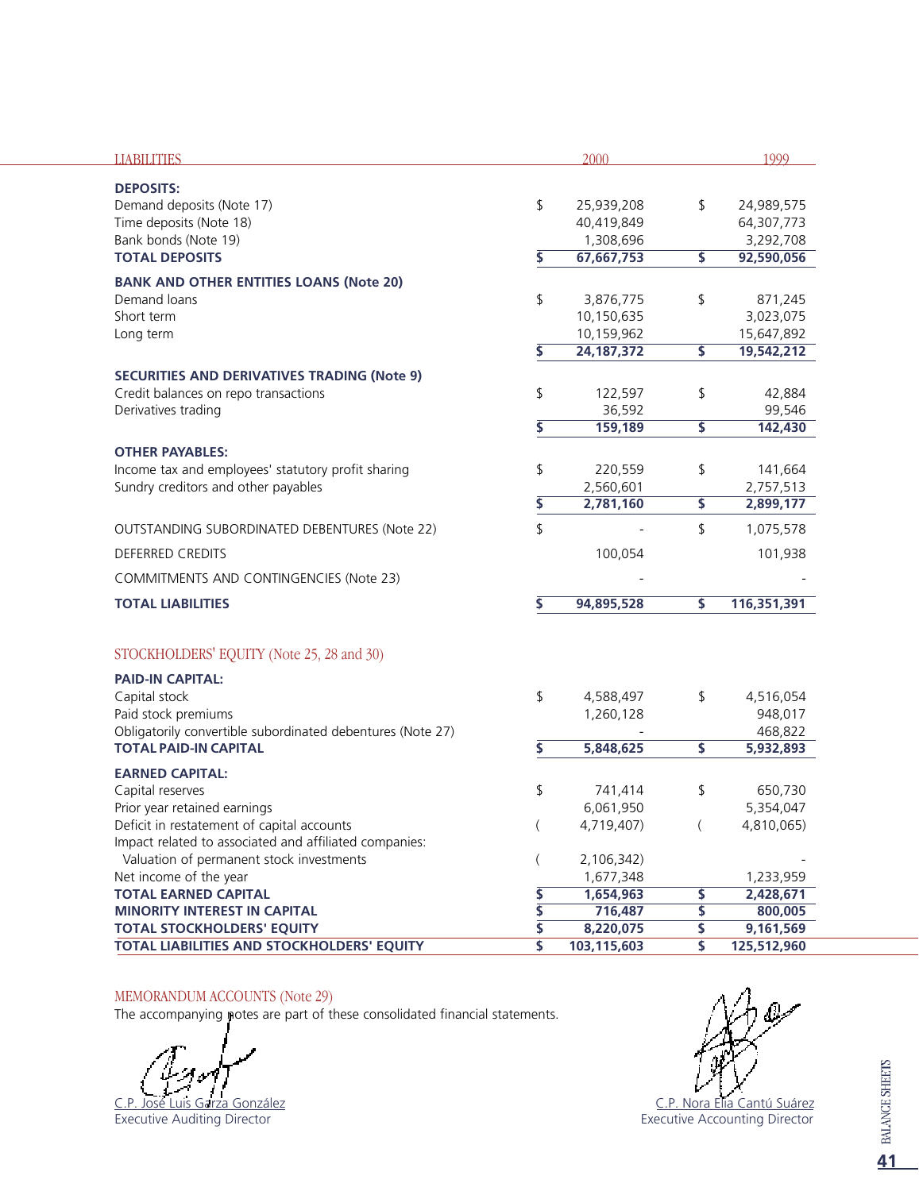| LIABILITIES | 2000 | 1999 |
|---|---|---|
| **DEPOSITS:** | | |
| Demand deposits (Note 17) | $ 25,939,208 | $ 24,989,575 |
| Time deposits (Note 18) | 40,419,849 | 64,307,773 |
| Bank bonds (Note 19) | 1,308,696 | 3,292,708 |
| **TOTAL DEPOSITS** | **$ 67,667,753** | **$ 92,590,056** |
| **BANK AND OTHER ENTITIES LOANS (Note 20)** | | |
| Demand loans | $ 3,876,775 | $ 871,245 |
| Short term | 10,150,635 | 3,023,075 |
| Long term | 10,159,962 | 15,647,892 |
| | **$ 24,187,372** | **$ 19,542,212** |
| **SECURITIES AND DERIVATIVES TRADING (Note 9)** | | |
| Credit balances on repo transactions | $ 122,597 | $ 42,884 |
| Derivatives trading | 36,592 | 99,546 |
| | **$ 159,189** | **$ 142,430** |
| **OTHER PAYABLES:** | | |
| Income tax and employees' statutory profit sharing | $ 220,559 | $ 141,664 |
| Sundry creditors and other payables | 2,560,601 | 2,757,513 |
| | **$ 2,781,160** | **$ 2,899,177** |
| OUTSTANDING SUBORDINATED DEBENTURES (Note 22) | $ - | $ 1,075,578 |
| DEFERRED CREDITS | 100,054 | 101,938 |
| COMMITMENTS AND CONTINGENCIES (Note 23) | - | - |
| **TOTAL LIABILITIES** | **$ 94,895,528** | **$ 116,351,391** |
| STOCKHOLDERS' EQUITY (Note 25, 28 and 30) | | |
| **PAID-IN CAPITAL:** | | |
| Capital stock | $ 4,588,497 | $ 4,516,054 |
| Paid stock premiums | 1,260,128 | 948,017 |
| Obligatorily convertible subordinated debentures (Note 27) | - | 468,822 |
| **TOTAL PAID-IN CAPITAL** | **$ 5,848,625** | **$ 5,932,893** |
| **EARNED CAPITAL:** | | |
| Capital reserves | $ 741,414 | $ 650,730 |
| Prior year retained earnings | 6,061,950 | 5,354,047 |
| Deficit in restatement of capital accounts | ( 4,719,407) | ( 4,810,065) |
| Impact related to associated and affiliated companies: | | |
| Valuation of permanent stock investments | ( 2,106,342) | - |
| Net income of the year | 1,677,348 | 1,233,959 |
| **TOTAL EARNED CAPITAL** | **$ 1,654,963** | **$ 2,428,671** |
| **MINORITY INTEREST IN CAPITAL** | **$ 716,487** | **$ 800,005** |
| **TOTAL STOCKHOLDERS' EQUITY** | **$ 8,220,075** | **$ 9,161,569** |
| **TOTAL LIABILITIES AND STOCKHOLDERS' EQUITY** | **$ 103,115,603** | **$ 125,512,960** |

MEMORANDUM ACCOUNTS (Note 29)

The accompanying notes are part of these consolidated financial statements.

C.P. José Luis Garza González
Executive Auditing Director

C.P. Nora Elia Cantú Suárez
Executive Accounting Director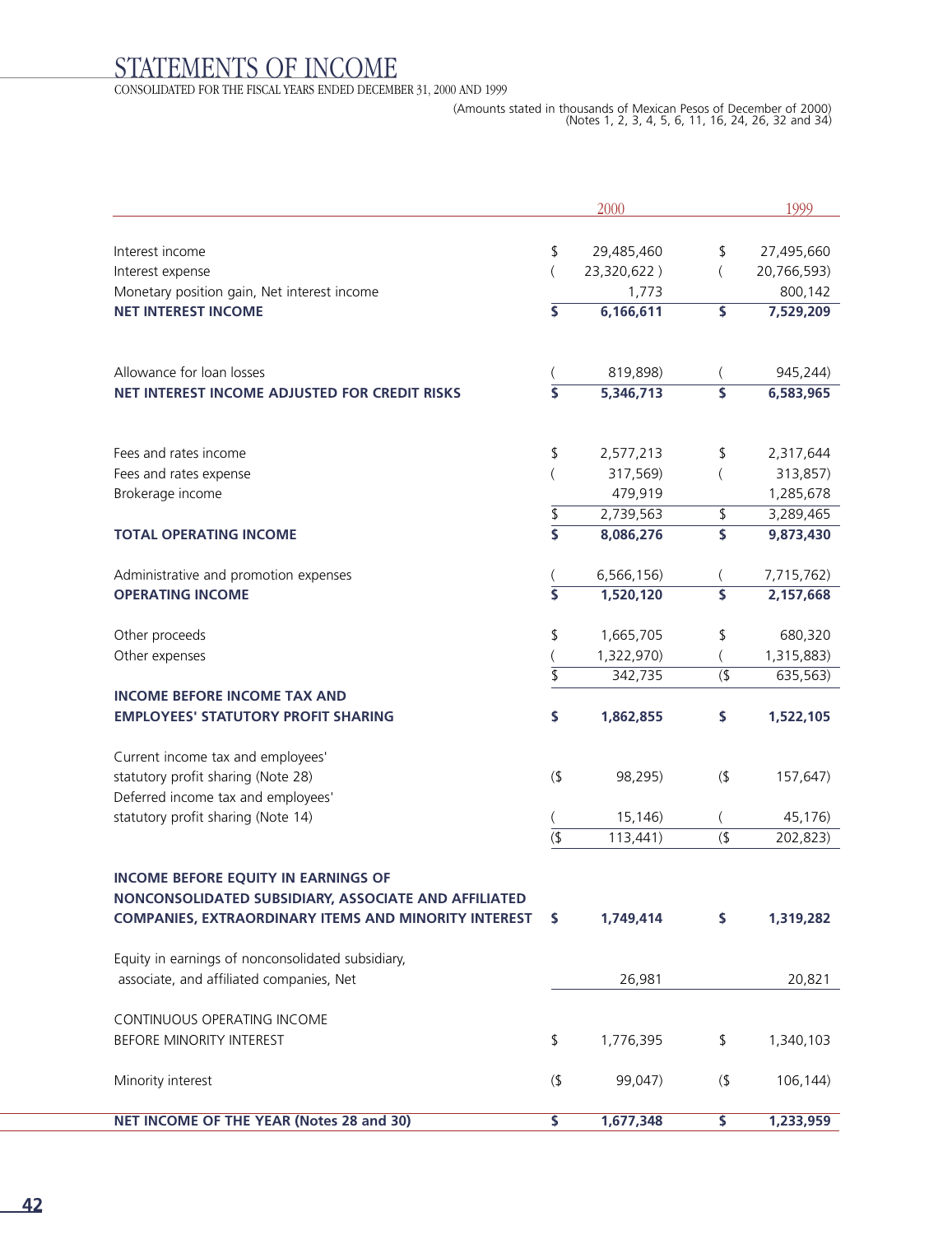# STATEMENTS OF INCOME

CONSOLIDATED FOR THE FISCAL YEARS ENDED DECEMBER 31, 2000 AND 1999

(Amounts stated in thousands of Mexican Pesos of December of 2000)
(Notes 1, 2, 3, 4, 5, 6, 11, 16, 24, 26, 32 and 34)

| | 2000 | 1999 |
|---|---|---|
| Interest income | $ 29,485,460 | $ 27,495,660 |
| Interest expense | ( 23,320,622 ) | ( 20,766,593) |
| Monetary position gain, Net interest income | 1,773 | 800,142 |
| **NET INTEREST INCOME** | **$ 6,166,611** | **$ 7,529,209** |
| Allowance for loan losses | ( 819,898) | ( 945,244) |
| **NET INTEREST INCOME ADJUSTED FOR CREDIT RISKS** | **$ 5,346,713** | **$ 6,583,965** |
| Fees and rates income | $ 2,577,213 | $ 2,317,644 |
| Fees and rates expense | ( 317,569) | ( 313,857) |
| Brokerage income | 479,919 | 1,285,678 |
| | $ 2,739,563 | $ 3,289,465 |
| **TOTAL OPERATING INCOME** | **$ 8,086,276** | **$ 9,873,430** |
| Administrative and promotion expenses | ( 6,566,156) | ( 7,715,762) |
| **OPERATING INCOME** | **$ 1,520,120** | **$ 2,157,668** |
| Other proceeds | $ 1,665,705 | $ 680,320 |
| Other expenses | ( 1,322,970) | ( 1,315,883) |
| | $ 342,735 | ($ 635,563) |
| **INCOME BEFORE INCOME TAX AND EMPLOYEES' STATUTORY PROFIT SHARING** | **$ 1,862,855** | **$ 1,522,105** |
| Current income tax and employees' statutory profit sharing (Note 28) | ($ 98,295) | ($ 157,647) |
| Deferred income tax and employees' statutory profit sharing (Note 14) | ( 15,146) | ( 45,176) |
| | ($ 113,441) | ($ 202,823) |
| **INCOME BEFORE EQUITY IN EARNINGS OF NONCONSOLIDATED SUBSIDIARY, ASSOCIATE AND AFFILIATED COMPANIES, EXTRAORDINARY ITEMS AND MINORITY INTEREST** | **$ 1,749,414** | **$ 1,319,282** |
| Equity in earnings of nonconsolidated subsidiary, associate, and affiliated companies, Net | 26,981 | 20,821 |
| CONTINUOUS OPERATING INCOME BEFORE MINORITY INTEREST | $ 1,776,395 | $ 1,340,103 |
| Minority interest | ($ 99,047) | ($ 106,144) |
| **NET INCOME OF THE YEAR (Notes 28 and 30)** | **$ 1,677,348** | **$ 1,233,959** |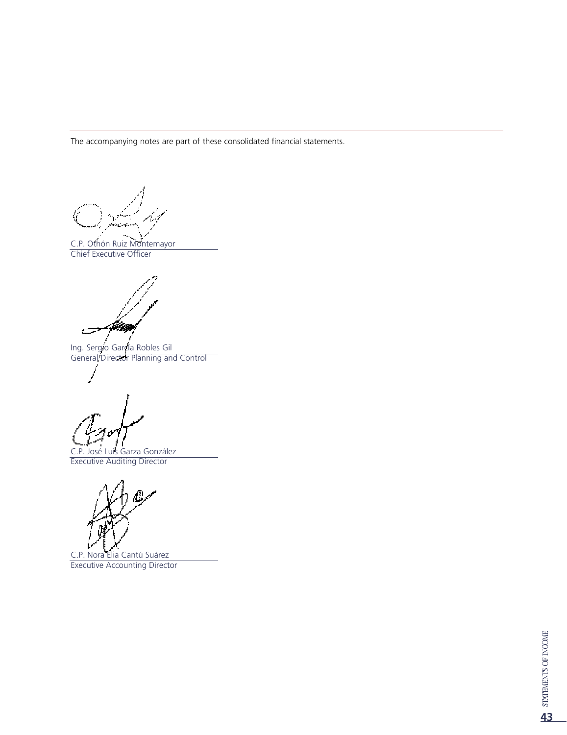The accompanying notes are part of these consolidated financial statements.

C.P. Othón Ruiz Montemayor
Chief Executive Officer

Ing. Sergio García Robles Gil
General Director Planning and Control

C.P. José Luis Garza González
Executive Auditing Director

C.P. Nora Elia Cantú Suárez
Executive Accounting Director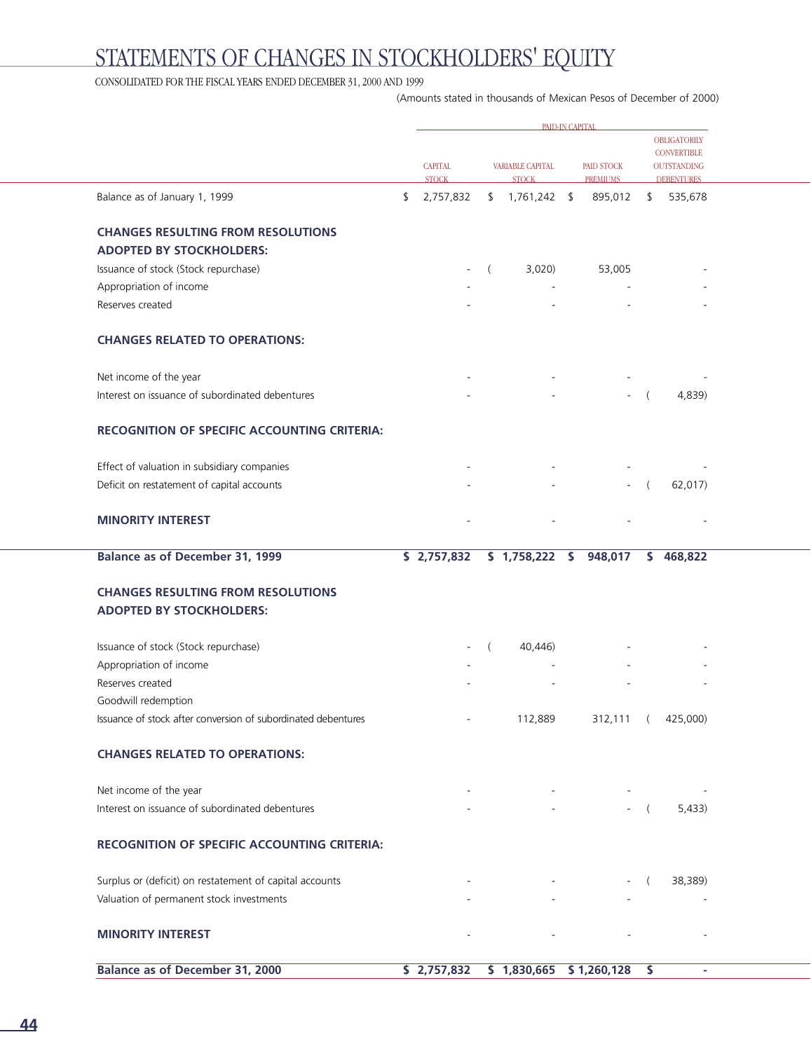# STATEMENTS OF CHANGES IN STOCKHOLDERS' EQUITY

CONSOLIDATED FOR THE FISCAL YEARS ENDED DECEMBER 31, 2000 AND 1999

(Amounts stated in thousands of Mexican Pesos of December of 2000)

| | PAID-IN CAPITAL | | | |
|---|---|---|---|---|
| | CAPITAL STOCK | VARIABLE CAPITAL STOCK | PAID STOCK PREMIUMS | OBLIGATORILY CONVERTIBLE OUTSTANDING DEBENTURES |
| Balance as of January 1, 1999 | $ 2,757,832 | $ 1,761,242 | $ 895,012 | $ 535,678 |
| **CHANGES RESULTING FROM RESOLUTIONS ADOPTED BY STOCKHOLDERS:** | | | | |
| Issuance of stock (Stock repurchase) | - | ( 3,020) | 53,005 | - |
| Appropriation of income | - | - | - | - |
| Reserves created | - | - | - | - |
| **CHANGES RELATED TO OPERATIONS:** | | | | |
| Net income of the year | - | - | - | - |
| Interest on issuance of subordinated debentures | - | - | - | ( 4,839) |
| **RECOGNITION OF SPECIFIC ACCOUNTING CRITERIA:** | | | | |
| Effect of valuation in subsidiary companies | - | - | - | - |
| Deficit on restatement of capital accounts | - | - | - | ( 62,017) |
| **MINORITY INTEREST** | - | - | - | - |
| **Balance as of December 31, 1999** | **$ 2,757,832** | **$ 1,758,222** | **$ 948,017** | **$ 468,822** |
| **CHANGES RESULTING FROM RESOLUTIONS ADOPTED BY STOCKHOLDERS:** | | | | |
| Issuance of stock (Stock repurchase) | - | ( 40,446) | - | - |
| Appropriation of income | - | - | - | - |
| Reserves created | - | - | - | - |
| Goodwill redemption | | | | |
| Issuance of stock after conversion of subordinated debentures | - | 112,889 | 312,111 | ( 425,000) |
| **CHANGES RELATED TO OPERATIONS:** | | | | |
| Net income of the year | - | - | - | - |
| Interest on issuance of subordinated debentures | - | - | - | ( 5,433) |
| **RECOGNITION OF SPECIFIC ACCOUNTING CRITERIA:** | | | | |
| Surplus or (deficit) on restatement of capital accounts | - | - | - | ( 38,389) |
| Valuation of permanent stock investments | - | - | - | - |
| **MINORITY INTEREST** | - | - | - | - |
| **Balance as of December 31, 2000** | **$ 2,757,832** | **$ 1,830,665** | **$ 1,260,128** | **$ -** |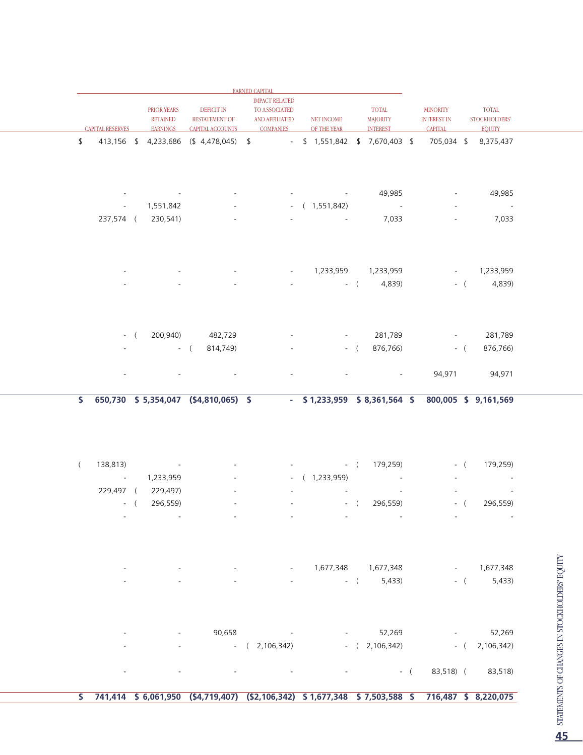| | EARNED CAPITAL | | | | | | | |
|---|---|---|---|---|---|---|---|---|
| CAPITAL RESERVES | PRIOR YEARS RETAINED EARNINGS | DEFICIT IN RESTATEMENT OF CAPITAL ACCOUNTS | IMPACT RELATED TO ASSOCIATED AND AFFILIATED COMPANIES | NET INCOME OF THE YEAR | TOTAL MAJORITY INTEREST | | MINORITY INTEREST IN CAPITAL | TOTAL STOCKHOLDERS' EQUITY |
| $ 413,156 | $ 4,233,686 | ($ 4,478,045) | $ - | $ 1,551,842 | $ 7,670,403 | | $ 705,034 | $ 8,375,437 |
| - | - | - | - | - | 49,985 | | - | 49,985 |
| - | 1,551,842 | - | - | ( 1,551,842) | - | | - | - |
| 237,574 | ( 230,541) | - | - | - | 7,033 | | - | 7,033 |
| - | - | - | - | 1,233,959 | 1,233,959 | | - | 1,233,959 |
| - | - | - | - | - | ( 4,839) | | - | ( 4,839) |
| - | ( 200,940) | 482,729 | - | - | 281,789 | | - | 281,789 |
| - | - | ( 814,749) | - | - | ( 876,766) | | - | ( 876,766) |
| - | - | - | - | - | - | | 94,971 | 94,971 |
| **$ 650,730** | **$ 5,354,047** | **($4,810,065)** | **$ -** | **$ 1,233,959** | **$ 8,361,564** | | **$ 800,005** | **$ 9,161,569** |
| ( 138,813) | - | - | - | - | ( 179,259) | | - | ( 179,259) |
| - | 1,233,959 | - | - | ( 1,233,959) | - | | - | - |
| 229,497 | ( 229,497) | - | - | - | - | | - | - |
| - | ( 296,559) | - | - | - | ( 296,559) | | - | ( 296,559) |
| - | - | - | - | - | - | | - | - |
| - | - | - | - | 1,677,348 | 1,677,348 | | - | 1,677,348 |
| - | - | - | - | - | ( 5,433) | | - | ( 5,433) |
| - | - | 90,658 | - | - | 52,269 | | - | 52,269 |
| - | - | - | ( 2,106,342) | - | ( 2,106,342) | | - | ( 2,106,342) |
| - | - | - | - | - | - | | ( 83,518) | ( 83,518) |
| **$ 741,414** | **$ 6,061,950** | **($4,719,407)** | **($2,106,342)** | **$ 1,677,348** | **$ 7,503,588** | | **$ 716,487** | **$ 8,220,075** |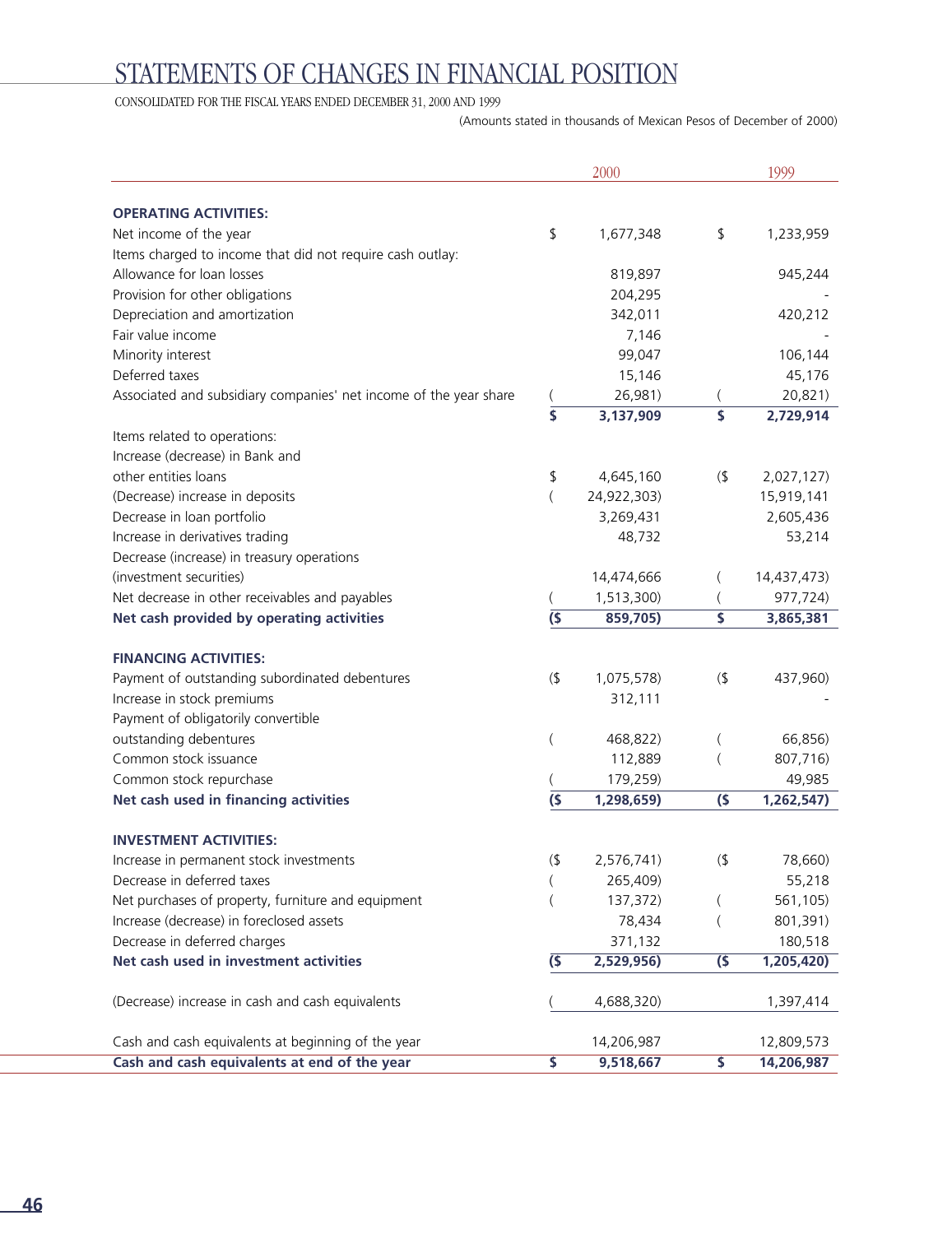# STATEMENTS OF CHANGES IN FINANCIAL POSITION

CONSOLIDATED FOR THE FISCAL YEARS ENDED DECEMBER 31, 2000 AND 1999

(Amounts stated in thousands of Mexican Pesos of December of 2000)

| | 2000 | 1999 |
|---|---|---|
| **OPERATING ACTIVITIES:** | | |
| Net income of the year | $ 1,677,348 | $ 1,233,959 |
| Items charged to income that did not require cash outlay: | | |
| Allowance for loan losses | 819,897 | 945,244 |
| Provision for other obligations | 204,295 | - |
| Depreciation and amortization | 342,011 | 420,212 |
| Fair value income | 7,146 | - |
| Minority interest | 99,047 | 106,144 |
| Deferred taxes | 15,146 | 45,176 |
| Associated and subsidiary companies' net income of the year share | ( 26,981) | ( 20,821) |
| | **$ 3,137,909** | **$ 2,729,914** |
| Items related to operations: | | |
| Increase (decrease) in Bank and other entities loans | $ 4,645,160 | ($ 2,027,127) |
| (Decrease) increase in deposits | ( 24,922,303) | 15,919,141 |
| Decrease in loan portfolio | 3,269,431 | 2,605,436 |
| Increase in derivatives trading | 48,732 | 53,214 |
| Decrease (increase) in treasury operations (investment securities) | 14,474,666 | ( 14,437,473) |
| Net decrease in other receivables and payables | ( 1,513,300) | ( 977,724) |
| **Net cash provided by operating activities** | **($ 859,705)** | **$ 3,865,381** |
| **FINANCING ACTIVITIES:** | | |
| Payment of outstanding subordinated debentures | ($ 1,075,578) | ($ 437,960) |
| Increase in stock premiums | 312,111 | - |
| Payment of obligatorily convertible outstanding debentures | ( 468,822) | ( 66,856) |
| Common stock issuance | 112,889 | ( 807,716) |
| Common stock repurchase | ( 179,259) | 49,985 |
| **Net cash used in financing activities** | **($ 1,298,659)** | **($ 1,262,547)** |
| **INVESTMENT ACTIVITIES:** | | |
| Increase in permanent stock investments | ($ 2,576,741) | ($ 78,660) |
| Decrease in deferred taxes | ( 265,409) | 55,218 |
| Net purchases of property, furniture and equipment | ( 137,372) | ( 561,105) |
| Increase (decrease) in foreclosed assets | 78,434 | ( 801,391) |
| Decrease in deferred charges | 371,132 | 180,518 |
| **Net cash used in investment activities** | **($ 2,529,956)** | **($ 1,205,420)** |
| (Decrease) increase in cash and cash equivalents | ( 4,688,320) | 1,397,414 |
| Cash and cash equivalents at beginning of the year | 14,206,987 | 12,809,573 |
| **Cash and cash equivalents at end of the year** | **$ 9,518,667** | **$ 14,206,987** |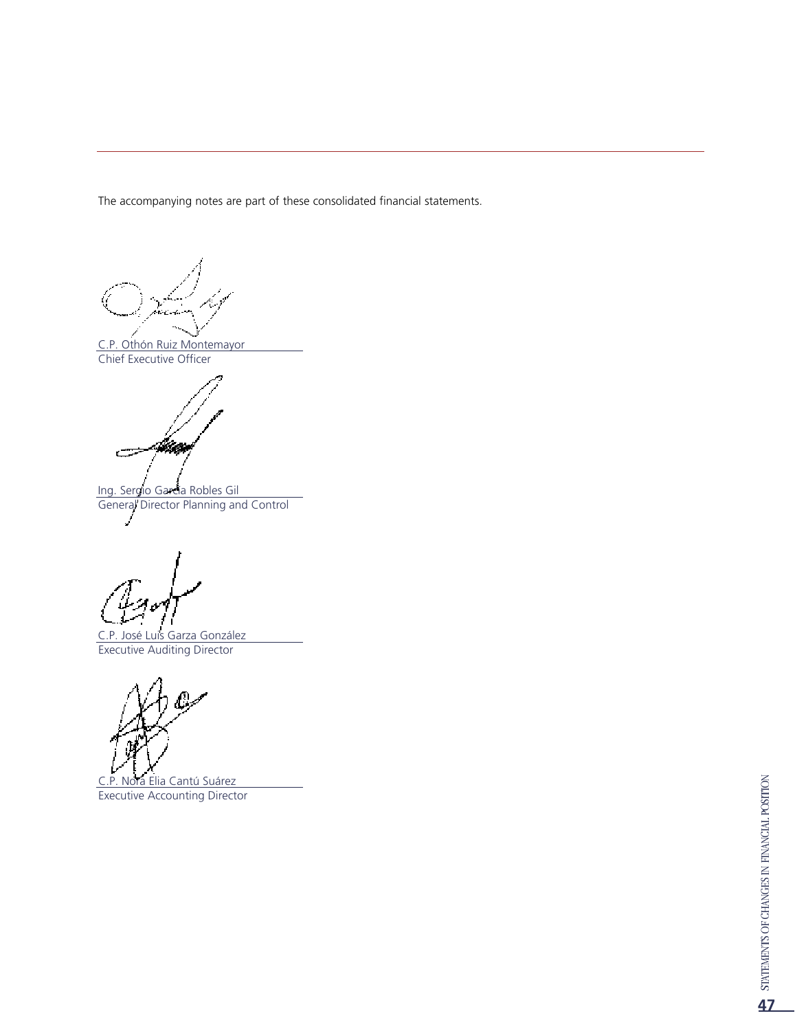The accompanying notes are part of these consolidated financial statements.

C.P. Othón Ruiz Montemayor
Chief Executive Officer

Ing. Sergio García Robles Gil
General Director Planning and Control

C.P. José Luis Garza González
Executive Auditing Director

C.P. Nora Elia Cantú Suárez
Executive Accounting Director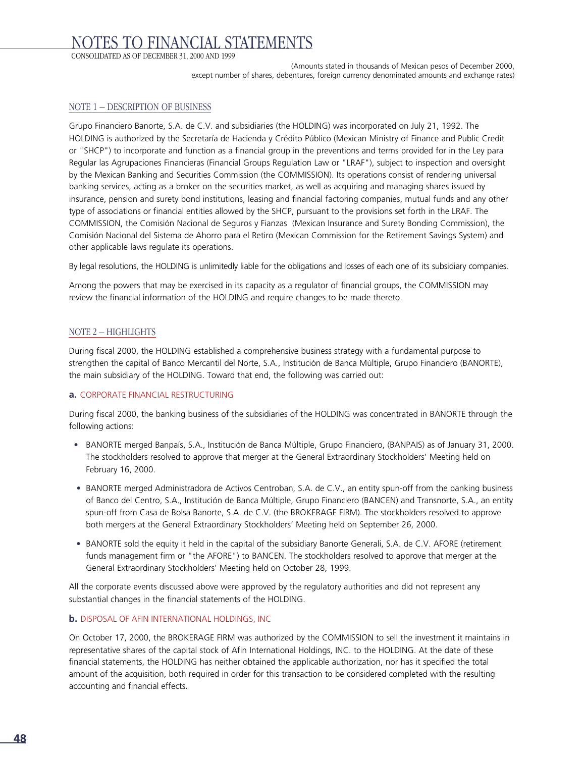# NOTES TO FINANCIAL STATEMENTS

CONSOLIDATED AS OF DECEMBER 31, 2000 AND 1999

(Amounts stated in thousands of Mexican pesos of December 2000, except number of shares, debentures, foreign currency denominated amounts and exchange rates)

## NOTE 1 – DESCRIPTION OF BUSINESS

Grupo Financiero Banorte, S.A. de C.V. and subsidiaries (the HOLDING) was incorporated on July 21, 1992. The HOLDING is authorized by the Secretaría de Hacienda y Crédito Público (Mexican Ministry of Finance and Public Credit or "SHCP") to incorporate and function as a financial group in the preventions and terms provided for in the Ley para Regular las Agrupaciones Financieras (Financial Groups Regulation Law or "LRAF"), subject to inspection and oversight by the Mexican Banking and Securities Commission (the COMMISSION). Its operations consist of rendering universal banking services, acting as a broker on the securities market, as well as acquiring and managing shares issued by insurance, pension and surety bond institutions, leasing and financial factoring companies, mutual funds and any other type of associations or financial entities allowed by the SHCP, pursuant to the provisions set forth in the LRAF. The COMMISSION, the Comisión Nacional de Seguros y Fianzas (Mexican Insurance and Surety Bonding Commission), the Comisión Nacional del Sistema de Ahorro para el Retiro (Mexican Commission for the Retirement Savings System) and other applicable laws regulate its operations.

By legal resolutions, the HOLDING is unlimitedly liable for the obligations and losses of each one of its subsidiary companies.

Among the powers that may be exercised in its capacity as a regulator of financial groups, the COMMISSION may review the financial information of the HOLDING and require changes to be made thereto.

## NOTE 2 – HIGHLIGHTS

During fiscal 2000, the HOLDING established a comprehensive business strategy with a fundamental purpose to strengthen the capital of Banco Mercantil del Norte, S.A., Institución de Banca Múltiple, Grupo Financiero (BANORTE), the main subsidiary of the HOLDING. Toward that end, the following was carried out:

### a. CORPORATE FINANCIAL RESTRUCTURING

During fiscal 2000, the banking business of the subsidiaries of the HOLDING was concentrated in BANORTE through the following actions:

- BANORTE merged Banpaís, S.A., Institución de Banca Múltiple, Grupo Financiero, (BANPAIS) as of January 31, 2000. The stockholders resolved to approve that merger at the General Extraordinary Stockholders' Meeting held on February 16, 2000.
- BANORTE merged Administradora de Activos Centroban, S.A. de C.V., an entity spun-off from the banking business of Banco del Centro, S.A., Institución de Banca Múltiple, Grupo Financiero (BANCEN) and Transnorte, S.A., an entity spun-off from Casa de Bolsa Banorte, S.A. de C.V. (the BROKERAGE FIRM). The stockholders resolved to approve both mergers at the General Extraordinary Stockholders' Meeting held on September 26, 2000.
- BANORTE sold the equity it held in the capital of the subsidiary Banorte Generali, S.A. de C.V. AFORE (retirement funds management firm or "the AFORE") to BANCEN. The stockholders resolved to approve that merger at the General Extraordinary Stockholders' Meeting held on October 28, 1999.

All the corporate events discussed above were approved by the regulatory authorities and did not represent any substantial changes in the financial statements of the HOLDING.

### b. DISPOSAL OF AFIN INTERNATIONAL HOLDINGS, INC

On October 17, 2000, the BROKERAGE FIRM was authorized by the COMMISSION to sell the investment it maintains in representative shares of the capital stock of Afin International Holdings, INC. to the HOLDING. At the date of these financial statements, the HOLDING has neither obtained the applicable authorization, nor has it specified the total amount of the acquisition, both required in order for this transaction to be considered completed with the resulting accounting and financial effects.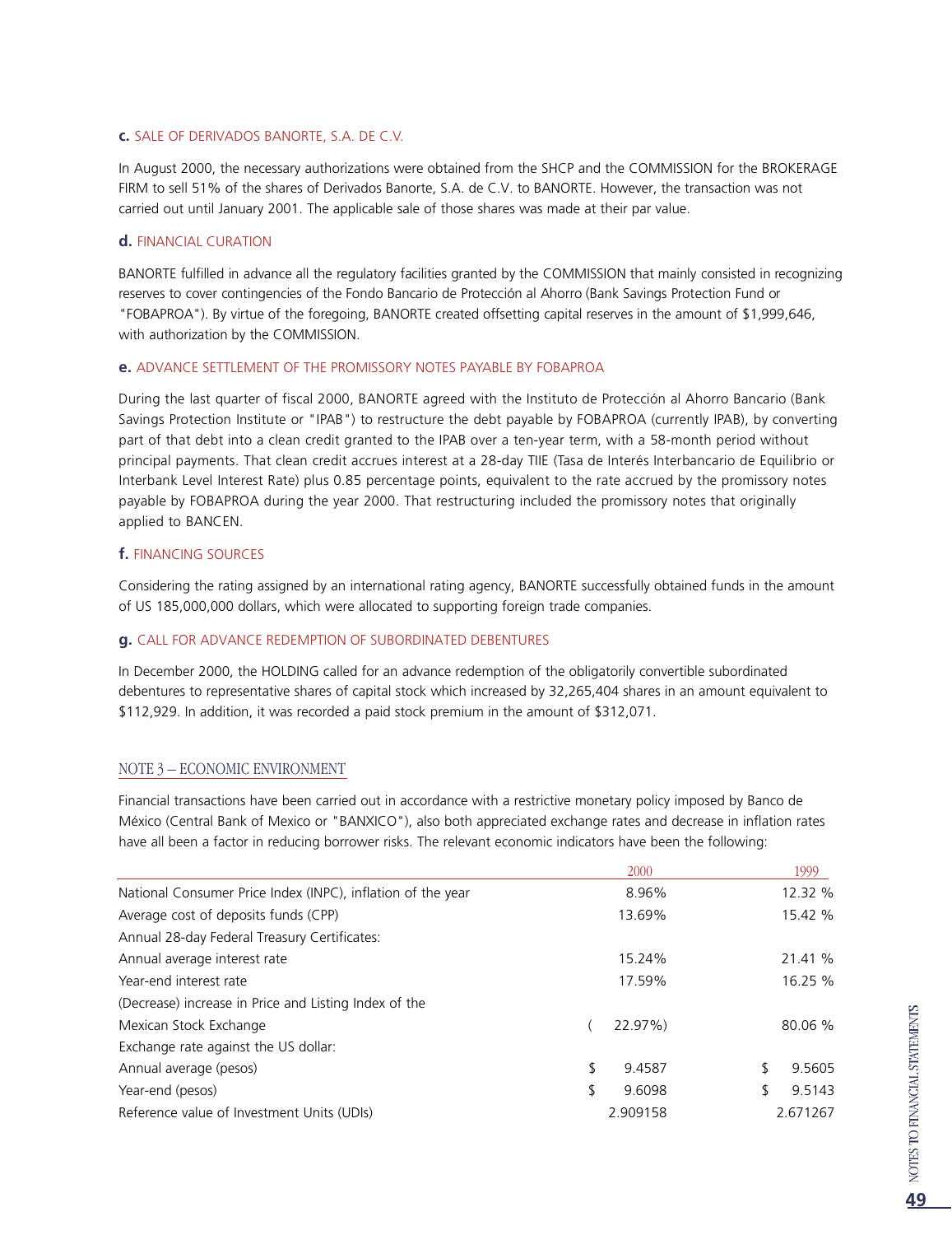**c.** SALE OF DERIVADOS BANORTE, S.A. DE C.V.

In August 2000, the necessary authorizations were obtained from the SHCP and the COMMISSION for the BROKERAGE FIRM to sell 51% of the shares of Derivados Banorte, S.A. de C.V. to BANORTE. However, the transaction was not carried out until January 2001. The applicable sale of those shares was made at their par value.

**d.** FINANCIAL CURATION

BANORTE fulfilled in advance all the regulatory facilities granted by the COMMISSION that mainly consisted in recognizing reserves to cover contingencies of the Fondo Bancario de Protección al Ahorro (Bank Savings Protection Fund or "FOBAPROA"). By virtue of the foregoing, BANORTE created offsetting capital reserves in the amount of $1,999,646, with authorization by the COMMISSION.

**e.** ADVANCE SETTLEMENT OF THE PROMISSORY NOTES PAYABLE BY FOBAPROA

During the last quarter of fiscal 2000, BANORTE agreed with the Instituto de Protección al Ahorro Bancario (Bank Savings Protection Institute or "IPAB") to restructure the debt payable by FOBAPROA (currently IPAB), by converting part of that debt into a clean credit granted to the IPAB over a ten-year term, with a 58-month period without principal payments. That clean credit accrues interest at a 28-day TIIE (Tasa de Interés Interbancario de Equilibrio or Interbank Level Interest Rate) plus 0.85 percentage points, equivalent to the rate accrued by the promissory notes payable by FOBAPROA during the year 2000. That restructuring included the promissory notes that originally applied to BANCEN.

**f.** FINANCING SOURCES

Considering the rating assigned by an international rating agency, BANORTE successfully obtained funds in the amount of US 185,000,000 dollars, which were allocated to supporting foreign trade companies.

**g.** CALL FOR ADVANCE REDEMPTION OF SUBORDINATED DEBENTURES

In December 2000, the HOLDING called for an advance redemption of the obligatorily convertible subordinated debentures to representative shares of capital stock which increased by 32,265,404 shares in an amount equivalent to $112,929. In addition, it was recorded a paid stock premium in the amount of $312,071.

## NOTE 3 – ECONOMIC ENVIRONMENT

Financial transactions have been carried out in accordance with a restrictive monetary policy imposed by Banco de México (Central Bank of Mexico or "BANXICO"), also both appreciated exchange rates and decrease in inflation rates have all been a factor in reducing borrower risks. The relevant economic indicators have been the following:

| | 2000 | 1999 |
|---|---|---|
| National Consumer Price Index (INPC), inflation of the year | 8.96% | 12.32 % |
| Average cost of deposits funds (CPP) | 13.69% | 15.42 % |
| Annual 28-day Federal Treasury Certificates: | | |
| Annual average interest rate | 15.24% | 21.41 % |
| Year-end interest rate | 17.59% | 16.25 % |
| (Decrease) increase in Price and Listing Index of the Mexican Stock Exchange | ( 22.97%) | 80.06 % |
| Exchange rate against the US dollar: | | |
| Annual average (pesos) | $ 9.4587 | $ 9.5605 |
| Year-end (pesos) | $ 9.6098 | $ 9.5143 |
| Reference value of Investment Units (UDIs) | 2.909158 | 2.671267 |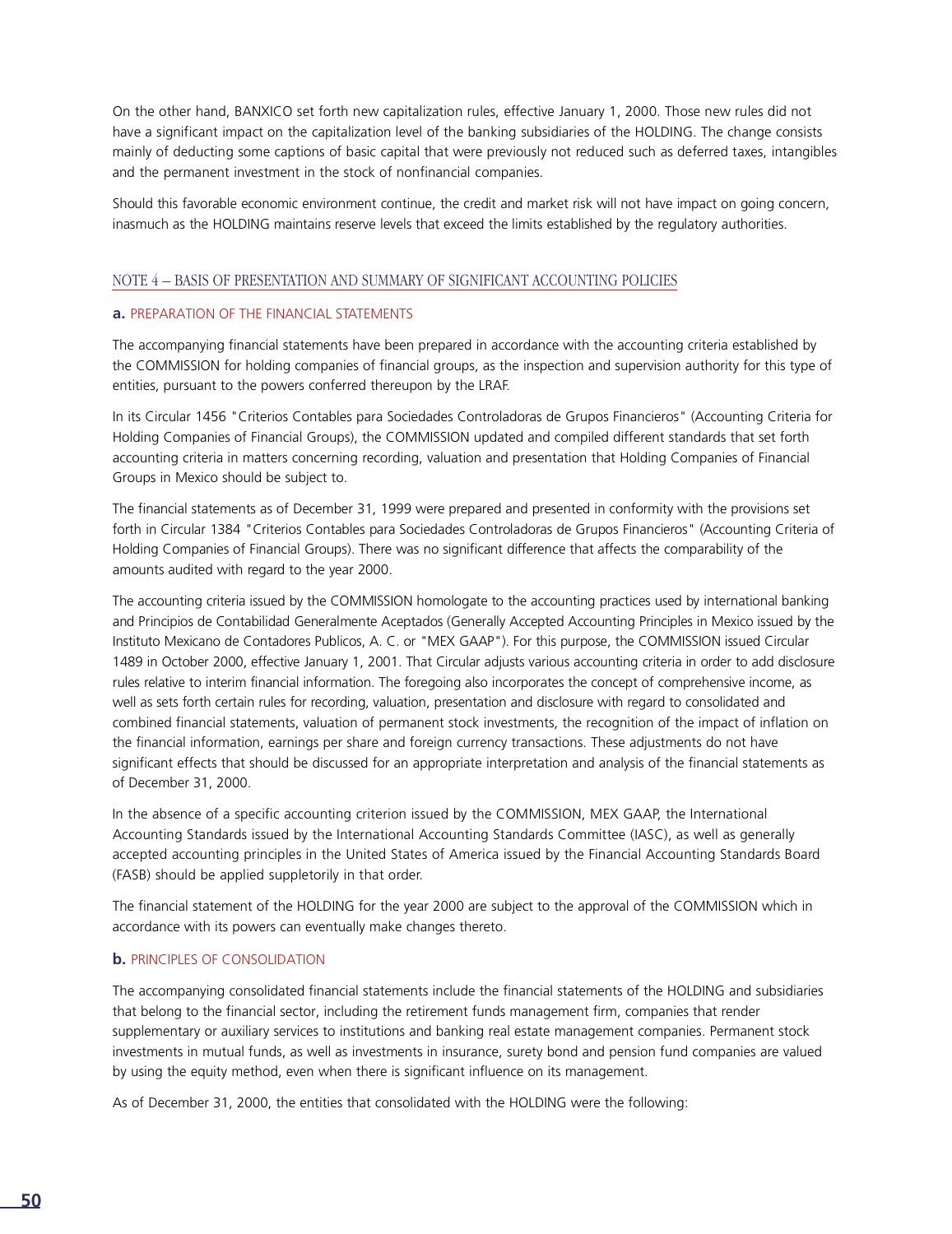On the other hand, BANXICO set forth new capitalization rules, effective January 1, 2000. Those new rules did not have a significant impact on the capitalization level of the banking subsidiaries of the HOLDING. The change consists mainly of deducting some captions of basic capital that were previously not reduced such as deferred taxes, intangibles and the permanent investment in the stock of nonfinancial companies.

Should this favorable economic environment continue, the credit and market risk will not have impact on going concern, inasmuch as the HOLDING maintains reserve levels that exceed the limits established by the regulatory authorities.

## NOTE 4 – BASIS OF PRESENTATION AND SUMMARY OF SIGNIFICANT ACCOUNTING POLICIES

### a. PREPARATION OF THE FINANCIAL STATEMENTS

The accompanying financial statements have been prepared in accordance with the accounting criteria established by the COMMISSION for holding companies of financial groups, as the inspection and supervision authority for this type of entities, pursuant to the powers conferred thereupon by the LRAF.

In its Circular 1456 "Criterios Contables para Sociedades Controladoras de Grupos Financieros" (Accounting Criteria for Holding Companies of Financial Groups), the COMMISSION updated and compiled different standards that set forth accounting criteria in matters concerning recording, valuation and presentation that Holding Companies of Financial Groups in Mexico should be subject to.

The financial statements as of December 31, 1999 were prepared and presented in conformity with the provisions set forth in Circular 1384 "Criterios Contables para Sociedades Controladoras de Grupos Financieros" (Accounting Criteria of Holding Companies of Financial Groups). There was no significant difference that affects the comparability of the amounts audited with regard to the year 2000.

The accounting criteria issued by the COMMISSION homologate to the accounting practices used by international banking and Principios de Contabilidad Generalmente Aceptados (Generally Accepted Accounting Principles in Mexico issued by the Instituto Mexicano de Contadores Publicos, A. C. or "MEX GAAP"). For this purpose, the COMMISSION issued Circular 1489 in October 2000, effective January 1, 2001. That Circular adjusts various accounting criteria in order to add disclosure rules relative to interim financial information. The foregoing also incorporates the concept of comprehensive income, as well as sets forth certain rules for recording, valuation, presentation and disclosure with regard to consolidated and combined financial statements, valuation of permanent stock investments, the recognition of the impact of inflation on the financial information, earnings per share and foreign currency transactions. These adjustments do not have significant effects that should be discussed for an appropriate interpretation and analysis of the financial statements as of December 31, 2000.

In the absence of a specific accounting criterion issued by the COMMISSION, MEX GAAP, the International Accounting Standards issued by the International Accounting Standards Committee (IASC), as well as generally accepted accounting principles in the United States of America issued by the Financial Accounting Standards Board (FASB) should be applied suppletorily in that order.

The financial statement of the HOLDING for the year 2000 are subject to the approval of the COMMISSION which in accordance with its powers can eventually make changes thereto.

### b. PRINCIPLES OF CONSOLIDATION

The accompanying consolidated financial statements include the financial statements of the HOLDING and subsidiaries that belong to the financial sector, including the retirement funds management firm, companies that render supplementary or auxiliary services to institutions and banking real estate management companies. Permanent stock investments in mutual funds, as well as investments in insurance, surety bond and pension fund companies are valued by using the equity method, even when there is significant influence on its management.

As of December 31, 2000, the entities that consolidated with the HOLDING were the following: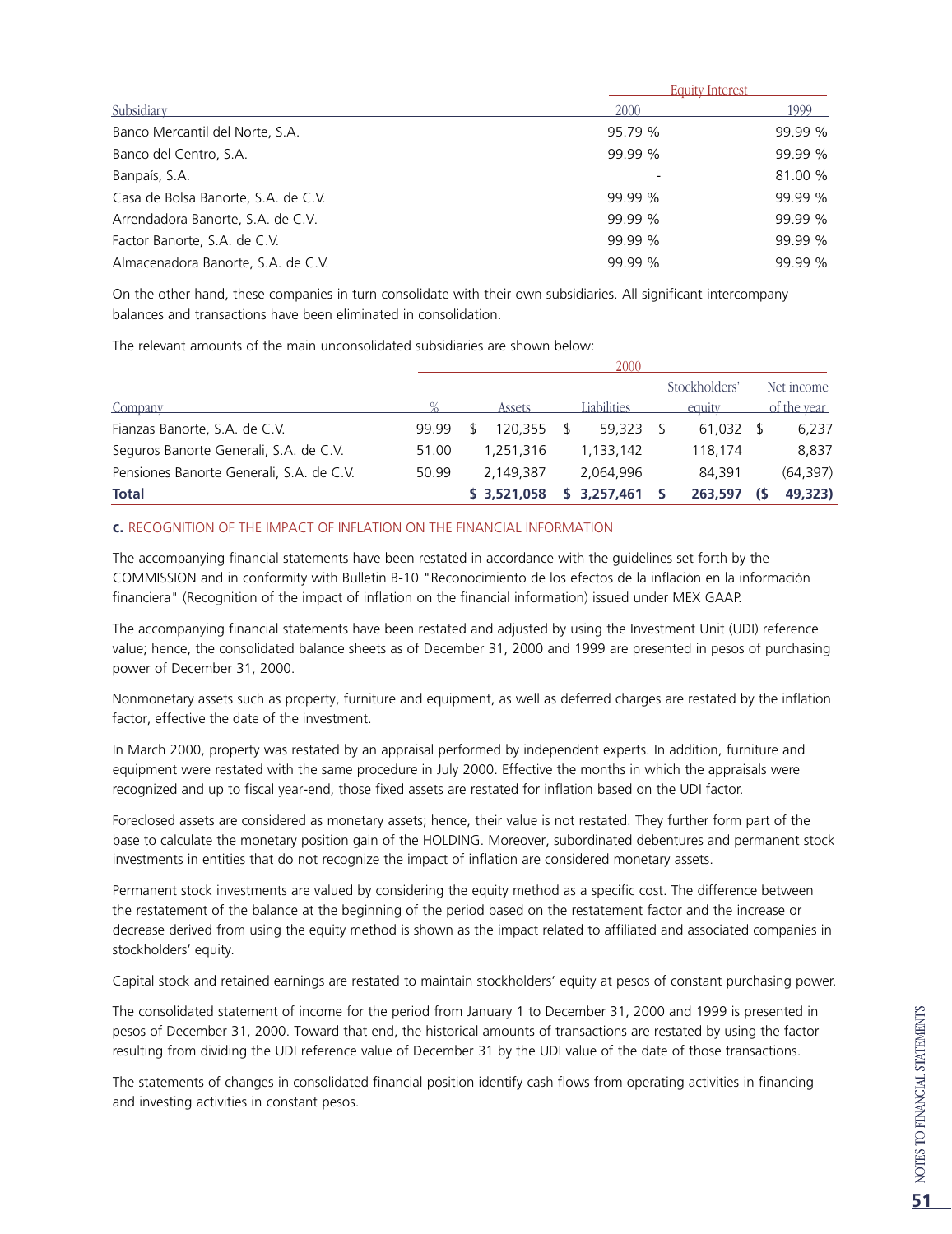| Subsidiary | Equity Interest | |
|---|---|---|
| | 2000 | 1999 |
| Banco Mercantil del Norte, S.A. | 95.79 % | 99.99 % |
| Banco del Centro, S.A. | 99.99 % | 99.99 % |
| Banpaís, S.A. | - | 81.00 % |
| Casa de Bolsa Banorte, S.A. de C.V. | 99.99 % | 99.99 % |
| Arrendadora Banorte, S.A. de C.V. | 99.99 % | 99.99 % |
| Factor Banorte, S.A. de C.V. | 99.99 % | 99.99 % |
| Almacenadora Banorte, S.A. de C.V. | 99.99 % | 99.99 % |

On the other hand, these companies in turn consolidate with their own subsidiaries. All significant intercompany balances and transactions have been eliminated in consolidation.

The relevant amounts of the main unconsolidated subsidiaries are shown below:

| Company | 2000 | | | | |
|---|---|---|---|---|---|
| | % | Assets | Liabilities | Stockholders' equity | Net income of the year |
| Fianzas Banorte, S.A. de C.V. | 99.99 | $ 120,355 | $ 59,323 | $ 61,032 | $ 6,237 |
| Seguros Banorte Generali, S.A. de C.V. | 51.00 | 1,251,316 | 1,133,142 | 118,174 | 8,837 |
| Pensiones Banorte Generali, S.A. de C.V. | 50.99 | 2,149,387 | 2,064,996 | 84,391 | (64,397) |
| **Total** | | **$ 3,521,058** | **$ 3,257,461** | **$ 263,597** | **($ 49,323)** |

**c.** RECOGNITION OF THE IMPACT OF INFLATION ON THE FINANCIAL INFORMATION

The accompanying financial statements have been restated in accordance with the guidelines set forth by the COMMISSION and in conformity with Bulletin B-10 "Reconocimiento de los efectos de la inflación en la información financiera" (Recognition of the impact of inflation on the financial information) issued under MEX GAAP.

The accompanying financial statements have been restated and adjusted by using the Investment Unit (UDI) reference value; hence, the consolidated balance sheets as of December 31, 2000 and 1999 are presented in pesos of purchasing power of December 31, 2000.

Nonmonetary assets such as property, furniture and equipment, as well as deferred charges are restated by the inflation factor, effective the date of the investment.

In March 2000, property was restated by an appraisal performed by independent experts. In addition, furniture and equipment were restated with the same procedure in July 2000. Effective the months in which the appraisals were recognized and up to fiscal year-end, those fixed assets are restated for inflation based on the UDI factor.

Foreclosed assets are considered as monetary assets; hence, their value is not restated. They further form part of the base to calculate the monetary position gain of the HOLDING. Moreover, subordinated debentures and permanent stock investments in entities that do not recognize the impact of inflation are considered monetary assets.

Permanent stock investments are valued by considering the equity method as a specific cost. The difference between the restatement of the balance at the beginning of the period based on the restatement factor and the increase or decrease derived from using the equity method is shown as the impact related to affiliated and associated companies in stockholders' equity.

Capital stock and retained earnings are restated to maintain stockholders' equity at pesos of constant purchasing power.

The consolidated statement of income for the period from January 1 to December 31, 2000 and 1999 is presented in pesos of December 31, 2000. Toward that end, the historical amounts of transactions are restated by using the factor resulting from dividing the UDI reference value of December 31 by the UDI value of the date of those transactions.

The statements of changes in consolidated financial position identify cash flows from operating activities in financing and investing activities in constant pesos.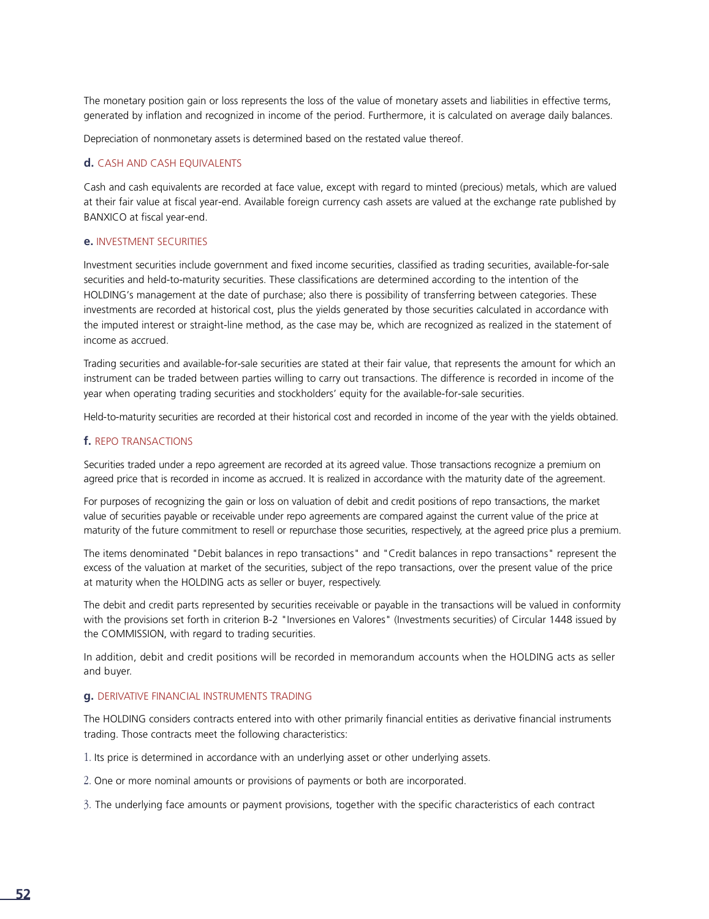The monetary position gain or loss represents the loss of the value of monetary assets and liabilities in effective terms, generated by inflation and recognized in income of the period. Furthermore, it is calculated on average daily balances.

Depreciation of nonmonetary assets is determined based on the restated value thereof.

### d. CASH AND CASH EQUIVALENTS

Cash and cash equivalents are recorded at face value, except with regard to minted (precious) metals, which are valued at their fair value at fiscal year-end. Available foreign currency cash assets are valued at the exchange rate published by BANXICO at fiscal year-end.

### e. INVESTMENT SECURITIES

Investment securities include government and fixed income securities, classified as trading securities, available-for-sale securities and held-to-maturity securities. These classifications are determined according to the intention of the HOLDING's management at the date of purchase; also there is possibility of transferring between categories. These investments are recorded at historical cost, plus the yields generated by those securities calculated in accordance with the imputed interest or straight-line method, as the case may be, which are recognized as realized in the statement of income as accrued.

Trading securities and available-for-sale securities are stated at their fair value, that represents the amount for which an instrument can be traded between parties willing to carry out transactions. The difference is recorded in income of the year when operating trading securities and stockholders' equity for the available-for-sale securities.

Held-to-maturity securities are recorded at their historical cost and recorded in income of the year with the yields obtained.

### f. REPO TRANSACTIONS

Securities traded under a repo agreement are recorded at its agreed value. Those transactions recognize a premium on agreed price that is recorded in income as accrued. It is realized in accordance with the maturity date of the agreement.

For purposes of recognizing the gain or loss on valuation of debit and credit positions of repo transactions, the market value of securities payable or receivable under repo agreements are compared against the current value of the price at maturity of the future commitment to resell or repurchase those securities, respectively, at the agreed price plus a premium.

The items denominated "Debit balances in repo transactions" and "Credit balances in repo transactions" represent the excess of the valuation at market of the securities, subject of the repo transactions, over the present value of the price at maturity when the HOLDING acts as seller or buyer, respectively.

The debit and credit parts represented by securities receivable or payable in the transactions will be valued in conformity with the provisions set forth in criterion B-2 "Inversiones en Valores" (Investments securities) of Circular 1448 issued by the COMMISSION, with regard to trading securities.

In addition, debit and credit positions will be recorded in memorandum accounts when the HOLDING acts as seller and buyer.

### g. DERIVATIVE FINANCIAL INSTRUMENTS TRADING

The HOLDING considers contracts entered into with other primarily financial entities as derivative financial instruments trading. Those contracts meet the following characteristics:

1. Its price is determined in accordance with an underlying asset or other underlying assets.
2. One or more nominal amounts or provisions of payments or both are incorporated.
3. The underlying face amounts or payment provisions, together with the specific characteristics of each contract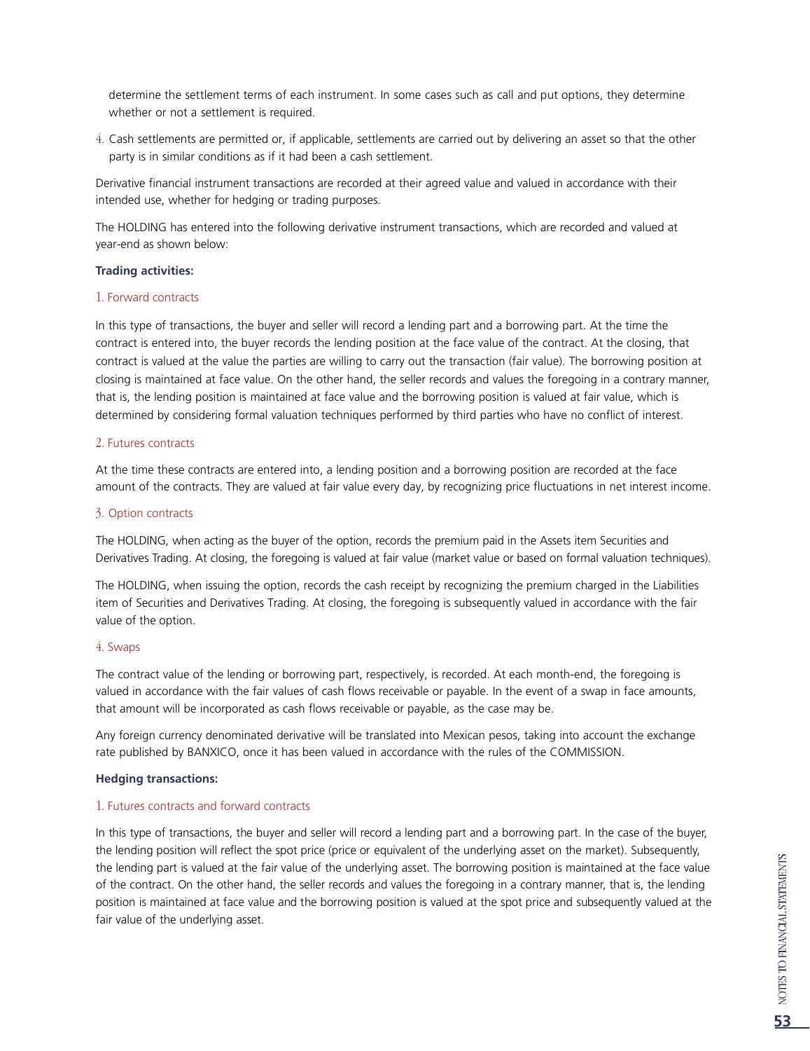determine the settlement terms of each instrument. In some cases such as call and put options, they determine whether or not a settlement is required.

4. Cash settlements are permitted or, if applicable, settlements are carried out by delivering an asset so that the other party is in similar conditions as if it had been a cash settlement.

Derivative financial instrument transactions are recorded at their agreed value and valued in accordance with their intended use, whether for hedging or trading purposes.

The HOLDING has entered into the following derivative instrument transactions, which are recorded and valued at year-end as shown below:

**Trading activities:**

1. Forward contracts

In this type of transactions, the buyer and seller will record a lending part and a borrowing part. At the time the contract is entered into, the buyer records the lending position at the face value of the contract. At the closing, that contract is valued at the value the parties are willing to carry out the transaction (fair value). The borrowing position at closing is maintained at face value. On the other hand, the seller records and values the foregoing in a contrary manner, that is, the lending position is maintained at face value and the borrowing position is valued at fair value, which is determined by considering formal valuation techniques performed by third parties who have no conflict of interest.

2. Futures contracts

At the time these contracts are entered into, a lending position and a borrowing position are recorded at the face amount of the contracts. They are valued at fair value every day, by recognizing price fluctuations in net interest income.

3. Option contracts

The HOLDING, when acting as the buyer of the option, records the premium paid in the Assets item Securities and Derivatives Trading. At closing, the foregoing is valued at fair value (market value or based on formal valuation techniques).

The HOLDING, when issuing the option, records the cash receipt by recognizing the premium charged in the Liabilities item of Securities and Derivatives Trading. At closing, the foregoing is subsequently valued in accordance with the fair value of the option.

4. Swaps

The contract value of the lending or borrowing part, respectively, is recorded. At each month-end, the foregoing is valued in accordance with the fair values of cash flows receivable or payable. In the event of a swap in face amounts, that amount will be incorporated as cash flows receivable or payable, as the case may be.

Any foreign currency denominated derivative will be translated into Mexican pesos, taking into account the exchange rate published by BANXICO, once it has been valued in accordance with the rules of the COMMISSION.

**Hedging transactions:**

1. Futures contracts and forward contracts

In this type of transactions, the buyer and seller will record a lending part and a borrowing part. In the case of the buyer, the lending position will reflect the spot price (price or equivalent of the underlying asset on the market). Subsequently, the lending part is valued at the fair value of the underlying asset. The borrowing position is maintained at the face value of the contract. On the other hand, the seller records and values the foregoing in a contrary manner, that is, the lending position is maintained at face value and the borrowing position is valued at the spot price and subsequently valued at the fair value of the underlying asset.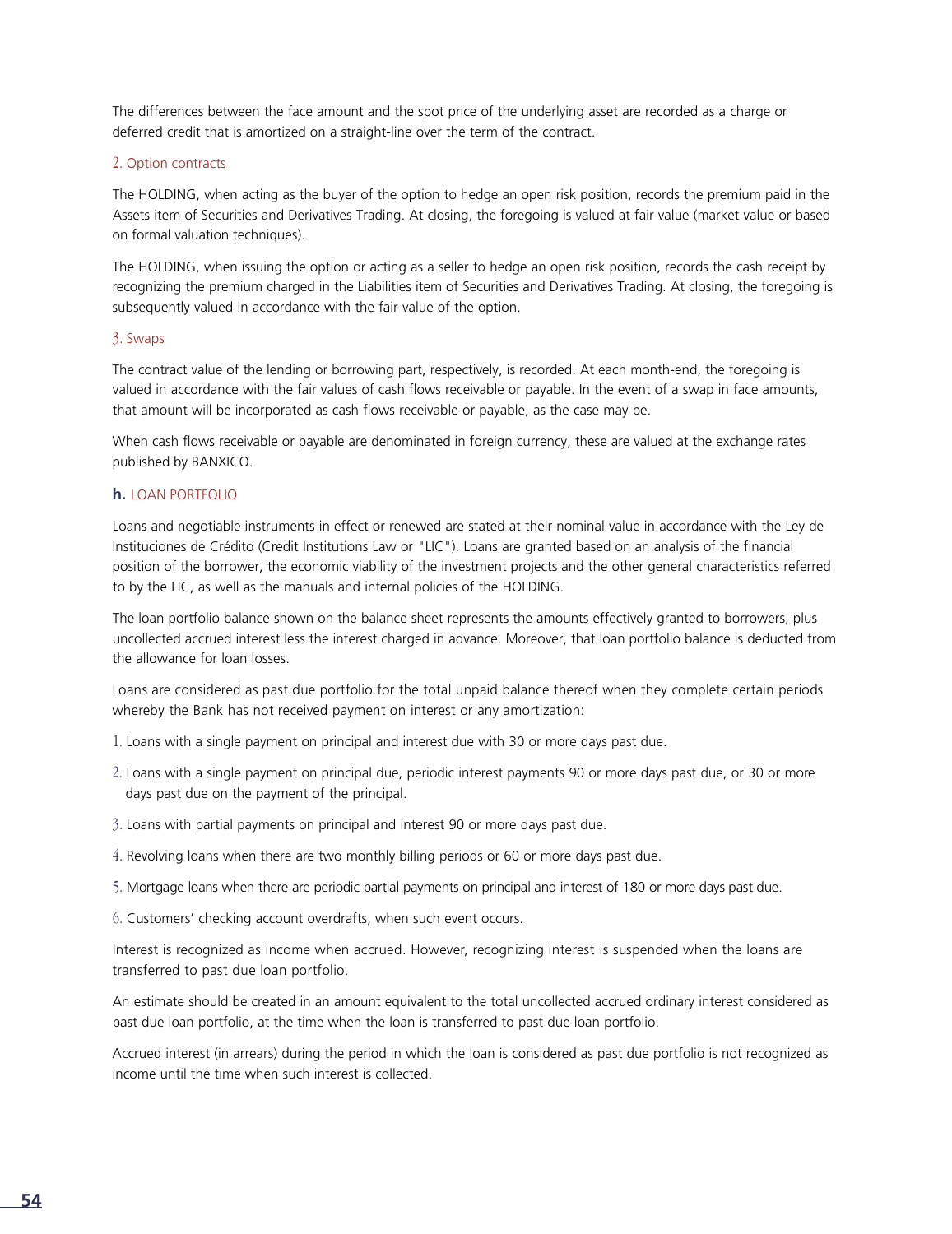The differences between the face amount and the spot price of the underlying asset are recorded as a charge or deferred credit that is amortized on a straight-line over the term of the contract.

2. Option contracts

The HOLDING, when acting as the buyer of the option to hedge an open risk position, records the premium paid in the Assets item of Securities and Derivatives Trading. At closing, the foregoing is valued at fair value (market value or based on formal valuation techniques).

The HOLDING, when issuing the option or acting as a seller to hedge an open risk position, records the cash receipt by recognizing the premium charged in the Liabilities item of Securities and Derivatives Trading. At closing, the foregoing is subsequently valued in accordance with the fair value of the option.

3. Swaps

The contract value of the lending or borrowing part, respectively, is recorded. At each month-end, the foregoing is valued in accordance with the fair values of cash flows receivable or payable. In the event of a swap in face amounts, that amount will be incorporated as cash flows receivable or payable, as the case may be.

When cash flows receivable or payable are denominated in foreign currency, these are valued at the exchange rates published by BANXICO.

### **h.** LOAN PORTFOLIO

Loans and negotiable instruments in effect or renewed are stated at their nominal value in accordance with the Ley de Instituciones de Crédito (Credit Institutions Law or "LIC"). Loans are granted based on an analysis of the financial position of the borrower, the economic viability of the investment projects and the other general characteristics referred to by the LIC, as well as the manuals and internal policies of the HOLDING.

The loan portfolio balance shown on the balance sheet represents the amounts effectively granted to borrowers, plus uncollected accrued interest less the interest charged in advance. Moreover, that loan portfolio balance is deducted from the allowance for loan losses.

Loans are considered as past due portfolio for the total unpaid balance thereof when they complete certain periods whereby the Bank has not received payment on interest or any amortization:

1. Loans with a single payment on principal and interest due with 30 or more days past due.
2. Loans with a single payment on principal due, periodic interest payments 90 or more days past due, or 30 or more days past due on the payment of the principal.
3. Loans with partial payments on principal and interest 90 or more days past due.
4. Revolving loans when there are two monthly billing periods or 60 or more days past due.
5. Mortgage loans when there are periodic partial payments on principal and interest of 180 or more days past due.
6. Customers' checking account overdrafts, when such event occurs.

Interest is recognized as income when accrued. However, recognizing interest is suspended when the loans are transferred to past due loan portfolio.

An estimate should be created in an amount equivalent to the total uncollected accrued ordinary interest considered as past due loan portfolio, at the time when the loan is transferred to past due loan portfolio.

Accrued interest (in arrears) during the period in which the loan is considered as past due portfolio is not recognized as income until the time when such interest is collected.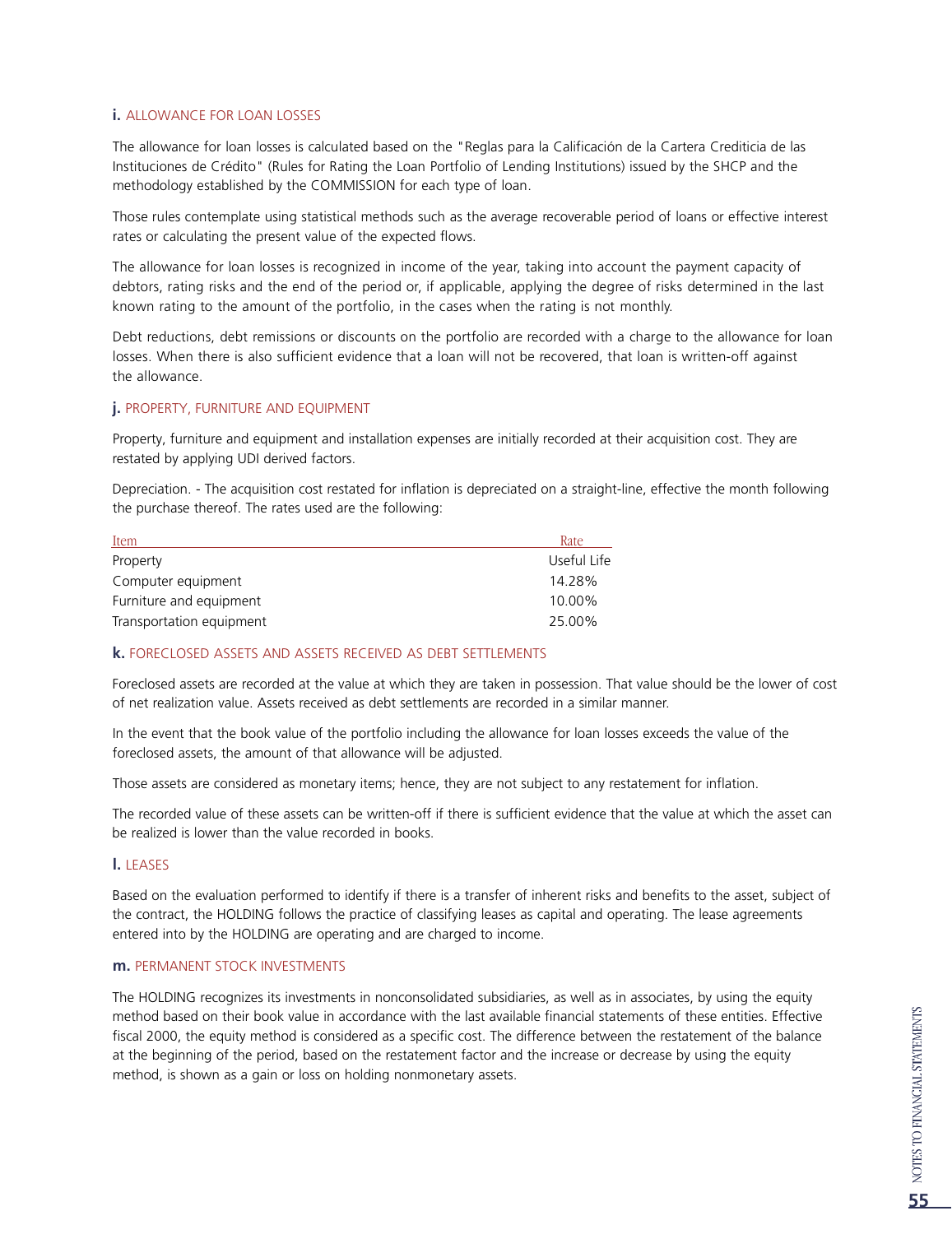### i. ALLOWANCE FOR LOAN LOSSES

The allowance for loan losses is calculated based on the "Reglas para la Calificación de la Cartera Crediticia de las Instituciones de Crédito" (Rules for Rating the Loan Portfolio of Lending Institutions) issued by the SHCP and the methodology established by the COMMISSION for each type of loan.

Those rules contemplate using statistical methods such as the average recoverable period of loans or effective interest rates or calculating the present value of the expected flows.

The allowance for loan losses is recognized in income of the year, taking into account the payment capacity of debtors, rating risks and the end of the period or, if applicable, applying the degree of risks determined in the last known rating to the amount of the portfolio, in the cases when the rating is not monthly.

Debt reductions, debt remissions or discounts on the portfolio are recorded with a charge to the allowance for loan losses. When there is also sufficient evidence that a loan will not be recovered, that loan is written-off against the allowance.

### j. PROPERTY, FURNITURE AND EQUIPMENT

Property, furniture and equipment and installation expenses are initially recorded at their acquisition cost. They are restated by applying UDI derived factors.

Depreciation. - The acquisition cost restated for inflation is depreciated on a straight-line, effective the month following the purchase thereof. The rates used are the following:

| Item | Rate |
| --- | --- |
| Property | Useful Life |
| Computer equipment | 14.28% |
| Furniture and equipment | 10.00% |
| Transportation equipment | 25.00% |

### k. FORECLOSED ASSETS AND ASSETS RECEIVED AS DEBT SETTLEMENTS

Foreclosed assets are recorded at the value at which they are taken in possession. That value should be the lower of cost of net realization value. Assets received as debt settlements are recorded in a similar manner.

In the event that the book value of the portfolio including the allowance for loan losses exceeds the value of the foreclosed assets, the amount of that allowance will be adjusted.

Those assets are considered as monetary items; hence, they are not subject to any restatement for inflation.

The recorded value of these assets can be written-off if there is sufficient evidence that the value at which the asset can be realized is lower than the value recorded in books.

### l. LEASES

Based on the evaluation performed to identify if there is a transfer of inherent risks and benefits to the asset, subject of the contract, the HOLDING follows the practice of classifying leases as capital and operating. The lease agreements entered into by the HOLDING are operating and are charged to income.

### m. PERMANENT STOCK INVESTMENTS

The HOLDING recognizes its investments in nonconsolidated subsidiaries, as well as in associates, by using the equity method based on their book value in accordance with the last available financial statements of these entities. Effective fiscal 2000, the equity method is considered as a specific cost. The difference between the restatement of the balance at the beginning of the period, based on the restatement factor and the increase or decrease by using the equity method, is shown as a gain or loss on holding nonmonetary assets.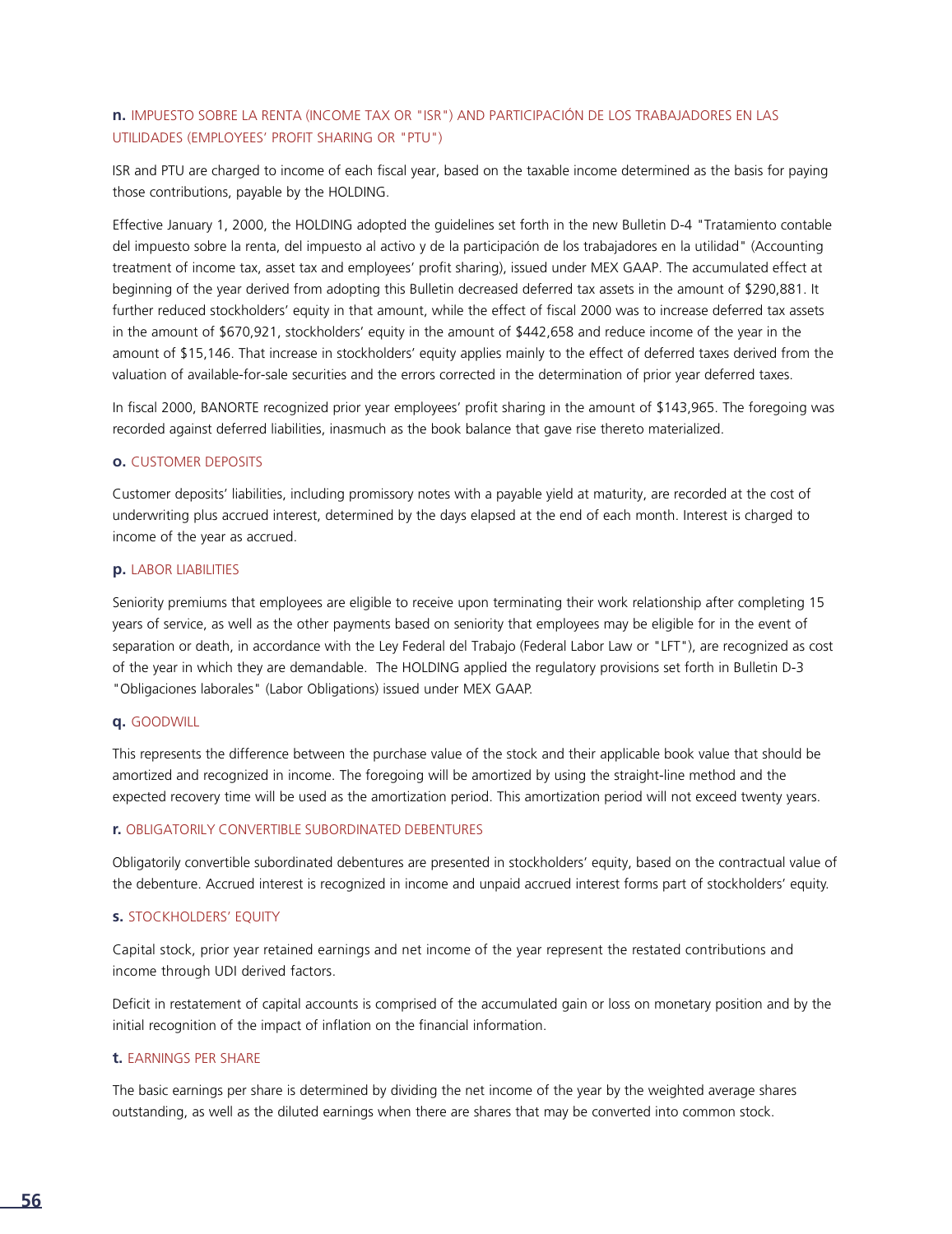### n. IMPUESTO SOBRE LA RENTA (INCOME TAX OR "ISR") AND PARTICIPACIÓN DE LOS TRABAJADORES EN LAS UTILIDADES (EMPLOYEES' PROFIT SHARING OR "PTU")

ISR and PTU are charged to income of each fiscal year, based on the taxable income determined as the basis for paying those contributions, payable by the HOLDING.

Effective January 1, 2000, the HOLDING adopted the guidelines set forth in the new Bulletin D-4 "Tratamiento contable del impuesto sobre la renta, del impuesto al activo y de la participación de los trabajadores en la utilidad" (Accounting treatment of income tax, asset tax and employees' profit sharing), issued under MEX GAAP. The accumulated effect at beginning of the year derived from adopting this Bulletin decreased deferred tax assets in the amount of $290,881. It further reduced stockholders' equity in that amount, while the effect of fiscal 2000 was to increase deferred tax assets in the amount of $670,921, stockholders' equity in the amount of $442,658 and reduce income of the year in the amount of $15,146. That increase in stockholders' equity applies mainly to the effect of deferred taxes derived from the valuation of available-for-sale securities and the errors corrected in the determination of prior year deferred taxes.

In fiscal 2000, BANORTE recognized prior year employees' profit sharing in the amount of $143,965. The foregoing was recorded against deferred liabilities, inasmuch as the book balance that gave rise thereto materialized.

### o. CUSTOMER DEPOSITS

Customer deposits' liabilities, including promissory notes with a payable yield at maturity, are recorded at the cost of underwriting plus accrued interest, determined by the days elapsed at the end of each month. Interest is charged to income of the year as accrued.

### p. LABOR LIABILITIES

Seniority premiums that employees are eligible to receive upon terminating their work relationship after completing 15 years of service, as well as the other payments based on seniority that employees may be eligible for in the event of separation or death, in accordance with the Ley Federal del Trabajo (Federal Labor Law or "LFT"), are recognized as cost of the year in which they are demandable. The HOLDING applied the regulatory provisions set forth in Bulletin D-3 "Obligaciones laborales" (Labor Obligations) issued under MEX GAAP.

### q. GOODWILL

This represents the difference between the purchase value of the stock and their applicable book value that should be amortized and recognized in income. The foregoing will be amortized by using the straight-line method and the expected recovery time will be used as the amortization period. This amortization period will not exceed twenty years.

### r. OBLIGATORILY CONVERTIBLE SUBORDINATED DEBENTURES

Obligatorily convertible subordinated debentures are presented in stockholders' equity, based on the contractual value of the debenture. Accrued interest is recognized in income and unpaid accrued interest forms part of stockholders' equity.

### s. STOCKHOLDERS' EQUITY

Capital stock, prior year retained earnings and net income of the year represent the restated contributions and income through UDI derived factors.

Deficit in restatement of capital accounts is comprised of the accumulated gain or loss on monetary position and by the initial recognition of the impact of inflation on the financial information.

### t. EARNINGS PER SHARE

The basic earnings per share is determined by dividing the net income of the year by the weighted average shares outstanding, as well as the diluted earnings when there are shares that may be converted into common stock.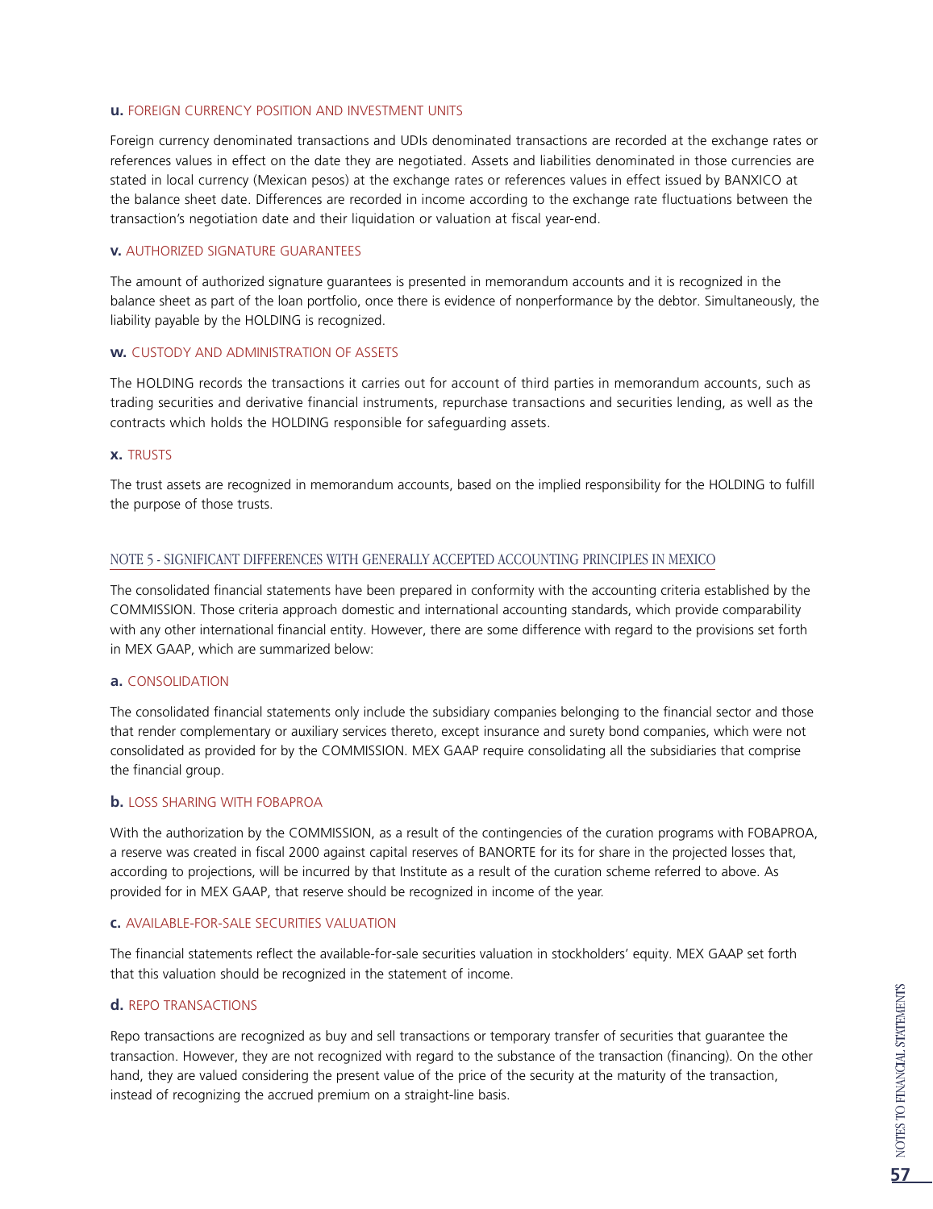**u.** FOREIGN CURRENCY POSITION AND INVESTMENT UNITS

Foreign currency denominated transactions and UDIs denominated transactions are recorded at the exchange rates or references values in effect on the date they are negotiated. Assets and liabilities denominated in those currencies are stated in local currency (Mexican pesos) at the exchange rates or references values in effect issued by BANXICO at the balance sheet date. Differences are recorded in income according to the exchange rate fluctuations between the transaction's negotiation date and their liquidation or valuation at fiscal year-end.

**v.** AUTHORIZED SIGNATURE GUARANTEES

The amount of authorized signature guarantees is presented in memorandum accounts and it is recognized in the balance sheet as part of the loan portfolio, once there is evidence of nonperformance by the debtor. Simultaneously, the liability payable by the HOLDING is recognized.

**w.** CUSTODY AND ADMINISTRATION OF ASSETS

The HOLDING records the transactions it carries out for account of third parties in memorandum accounts, such as trading securities and derivative financial instruments, repurchase transactions and securities lending, as well as the contracts which holds the HOLDING responsible for safeguarding assets.

**x.** TRUSTS

The trust assets are recognized in memorandum accounts, based on the implied responsibility for the HOLDING to fulfill the purpose of those trusts.

## NOTE 5 - SIGNIFICANT DIFFERENCES WITH GENERALLY ACCEPTED ACCOUNTING PRINCIPLES IN MEXICO

The consolidated financial statements have been prepared in conformity with the accounting criteria established by the COMMISSION. Those criteria approach domestic and international accounting standards, which provide comparability with any other international financial entity. However, there are some difference with regard to the provisions set forth in MEX GAAP, which are summarized below:

**a.** CONSOLIDATION

The consolidated financial statements only include the subsidiary companies belonging to the financial sector and those that render complementary or auxiliary services thereto, except insurance and surety bond companies, which were not consolidated as provided for by the COMMISSION. MEX GAAP require consolidating all the subsidiaries that comprise the financial group.

**b.** LOSS SHARING WITH FOBAPROA

With the authorization by the COMMISSION, as a result of the contingencies of the curation programs with FOBAPROA, a reserve was created in fiscal 2000 against capital reserves of BANORTE for its for share in the projected losses that, according to projections, will be incurred by that Institute as a result of the curation scheme referred to above. As provided for in MEX GAAP, that reserve should be recognized in income of the year.

**c.** AVAILABLE-FOR-SALE SECURITIES VALUATION

The financial statements reflect the available-for-sale securities valuation in stockholders' equity. MEX GAAP set forth that this valuation should be recognized in the statement of income.

**d.** REPO TRANSACTIONS

Repo transactions are recognized as buy and sell transactions or temporary transfer of securities that guarantee the transaction. However, they are not recognized with regard to the substance of the transaction (financing). On the other hand, they are valued considering the present value of the price of the security at the maturity of the transaction, instead of recognizing the accrued premium on a straight-line basis.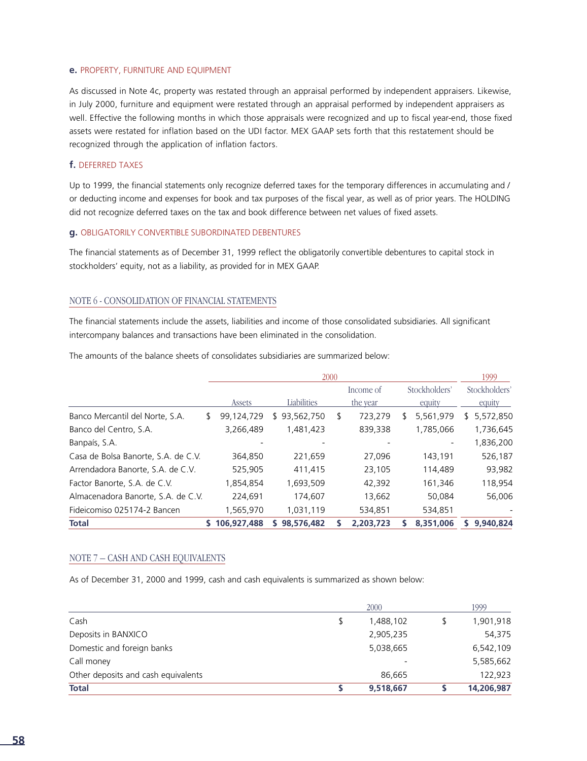### e. PROPERTY, FURNITURE AND EQUIPMENT

As discussed in Note 4c, property was restated through an appraisal performed by independent appraisers. Likewise, in July 2000, furniture and equipment were restated through an appraisal performed by independent appraisers as well. Effective the following months in which those appraisals were recognized and up to fiscal year-end, those fixed assets were restated for inflation based on the UDI factor. MEX GAAP sets forth that this restatement should be recognized through the application of inflation factors.

### f. DEFERRED TAXES

Up to 1999, the financial statements only recognize deferred taxes for the temporary differences in accumulating and / or deducting income and expenses for book and tax purposes of the fiscal year, as well as of prior years. The HOLDING did not recognize deferred taxes on the tax and book difference between net values of fixed assets.

### g. OBLIGATORILY CONVERTIBLE SUBORDINATED DEBENTURES

The financial statements as of December 31, 1999 reflect the obligatorily convertible debentures to capital stock in stockholders' equity, not as a liability, as provided for in MEX GAAP.

## NOTE 6 - CONSOLIDATION OF FINANCIAL STATEMENTS

The financial statements include the assets, liabilities and income of those consolidated subsidiaries. All significant intercompany balances and transactions have been eliminated in the consolidation.

The amounts of the balance sheets of consolidates subsidiaries are summarized below:

| | 2000 | | | | 1999 |
|---|---|---|---|---|---|
| | Assets | Liabilities | Income of the year | Stockholders' equity | Stockholders' equity |
| Banco Mercantil del Norte, S.A. | $ 99,124,729 | $ 93,562,750 | $ 723,279 | $ 5,561,979 | $ 5,572,850 |
| Banco del Centro, S.A. | 3,266,489 | 1,481,423 | 839,338 | 1,785,066 | 1,736,645 |
| Banpaís, S.A. | - | - | - | - | 1,836,200 |
| Casa de Bolsa Banorte, S.A. de C.V. | 364,850 | 221,659 | 27,096 | 143,191 | 526,187 |
| Arrendadora Banorte, S.A. de C.V. | 525,905 | 411,415 | 23,105 | 114,489 | 93,982 |
| Factor Banorte, S.A. de C.V. | 1,854,854 | 1,693,509 | 42,392 | 161,346 | 118,954 |
| Almacenadora Banorte, S.A. de C.V. | 224,691 | 174,607 | 13,662 | 50,084 | 56,006 |
| Fideicomiso 025174-2 Bancen | 1,565,970 | 1,031,119 | 534,851 | 534,851 | - |
| **Total** | **$ 106,927,488** | **$ 98,576,482** | **$ 2,203,723** | **$ 8,351,006** | **$ 9,940,824** |

## NOTE 7 – CASH AND CASH EQUIVALENTS

As of December 31, 2000 and 1999, cash and cash equivalents is summarized as shown below:

| | 2000 | 1999 |
|---|---|---|
| Cash | $ 1,488,102 | $ 1,901,918 |
| Deposits in BANXICO | 2,905,235 | 54,375 |
| Domestic and foreign banks | 5,038,665 | 6,542,109 |
| Call money | - | 5,585,662 |
| Other deposits and cash equivalents | 86,665 | 122,923 |
| **Total** | **$ 9,518,667** | **$ 14,206,987** |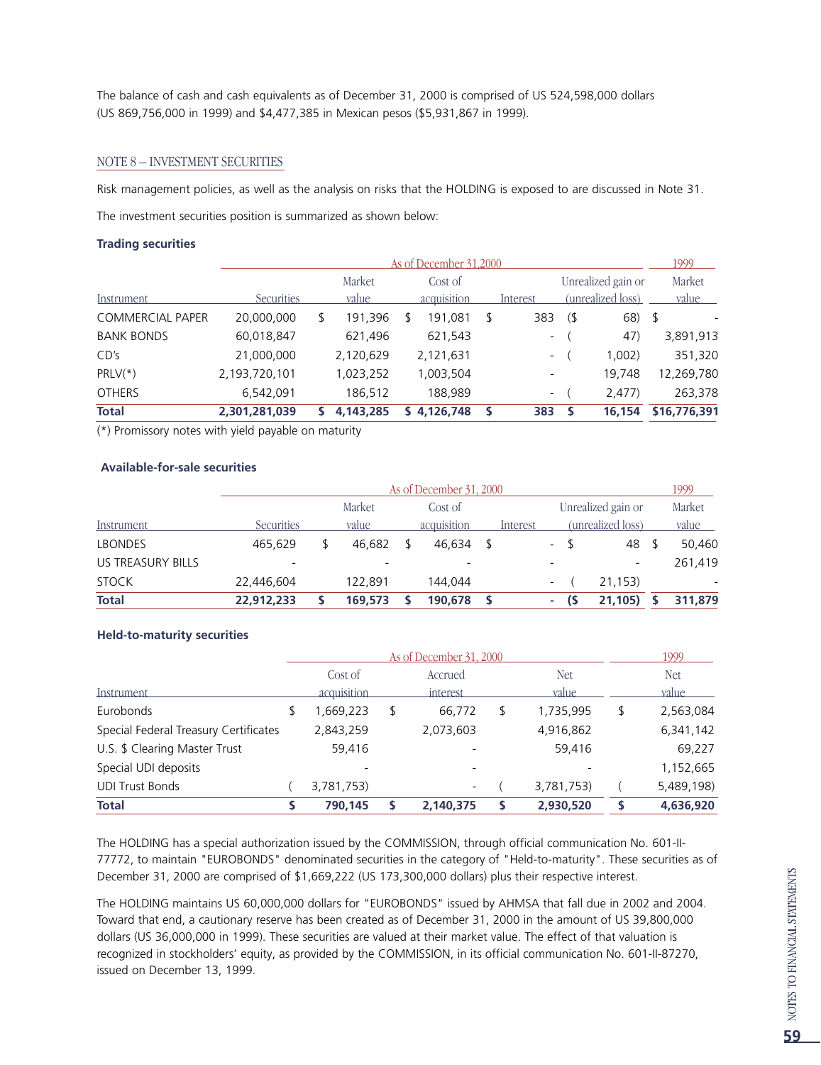The balance of cash and cash equivalents as of December 31, 2000 is comprised of US 524,598,000 dollars (US 869,756,000 in 1999) and $4,477,385 in Mexican pesos ($5,931,867 in 1999).

## NOTE 8 – INVESTMENT SECURITIES

Risk management policies, as well as the analysis on risks that the HOLDING is exposed to are discussed in Note 31.

The investment securities position is summarized as shown below:

### Trading securities

| | As of December 31,2000 | | | | | 1999 |
|---|---|---|---|---|---|---|
| Instrument | Securities | Market value | Cost of acquisition | Interest | Unrealized gain or (unrealized loss) | Market value |
| COMMERCIAL PAPER | 20,000,000 | $ 191,396 | $ 191,081 | $ 383 | ($ 68) | $ - |
| BANK BONDS | 60,018,847 | 621,496 | 621,543 | - | ( 47) | 3,891,913 |
| CD's | 21,000,000 | 2,120,629 | 2,121,631 | - | ( 1,002) | 351,320 |
| PRLV(*) | 2,193,720,101 | 1,023,252 | 1,003,504 | - | 19,748 | 12,269,780 |
| OTHERS | 6,542,091 | 186,512 | 188,989 | - | ( 2,477) | 263,378 |
| **Total** | **2,301,281,039** | **$ 4,143,285** | **$ 4,126,748** | **$ 383** | **$ 16,154** | **$16,776,391** |

(*) Promissory notes with yield payable on maturity

### Available-for-sale securities

| | As of December 31, 2000 | | | | | 1999 |
|---|---|---|---|---|---|---|
| Instrument | Securities | Market value | Cost of acquisition | Interest | Unrealized gain or (unrealized loss) | Market value |
| LBONDES | 465,629 | $ 46,682 | $ 46,634 | $ - | $ 48 | $ 50,460 |
| US TREASURY BILLS | - | - | - | - | - | 261,419 |
| STOCK | 22,446,604 | 122,891 | 144,044 | - | ( 21,153) | - |
| **Total** | **22,912,233** | **$ 169,573** | **$ 190,678** | **$ -** | **($ 21,105)** | **$ 311,879** |

### Held-to-maturity securities

| | As of December 31, 2000 | | | 1999 |
|---|---|---|---|---|
| Instrument | Cost of acquisition | Accrued interest | Net value | Net value |
| Eurobonds | $ 1,669,223 | $ 66,772 | $ 1,735,995 | $ 2,563,084 |
| Special Federal Treasury Certificates | 2,843,259 | 2,073,603 | 4,916,862 | 6,341,142 |
| U.S. $ Clearing Master Trust | 59,416 | - | 59,416 | 69,227 |
| Special UDI deposits | - | - | - | 1,152,665 |
| UDI Trust Bonds | ( 3,781,753) | - | ( 3,781,753) | ( 5,489,198) |
| **Total** | **$ 790,145** | **$ 2,140,375** | **$ 2,930,520** | **$ 4,636,920** |

The HOLDING has a special authorization issued by the COMMISSION, through official communication No. 601-II-77772, to maintain "EUROBONDS" denominated securities in the category of "Held-to-maturity". These securities as of December 31, 2000 are comprised of $1,669,222 (US 173,300,000 dollars) plus their respective interest.

The HOLDING maintains US 60,000,000 dollars for "EUROBONDS" issued by AHMSA that fall due in 2002 and 2004. Toward that end, a cautionary reserve has been created as of December 31, 2000 in the amount of US 39,800,000 dollars (US 36,000,000 in 1999). These securities are valued at their market value. The effect of that valuation is recognized in stockholders' equity, as provided by the COMMISSION, in its official communication No. 601-II-87270, issued on December 13, 1999.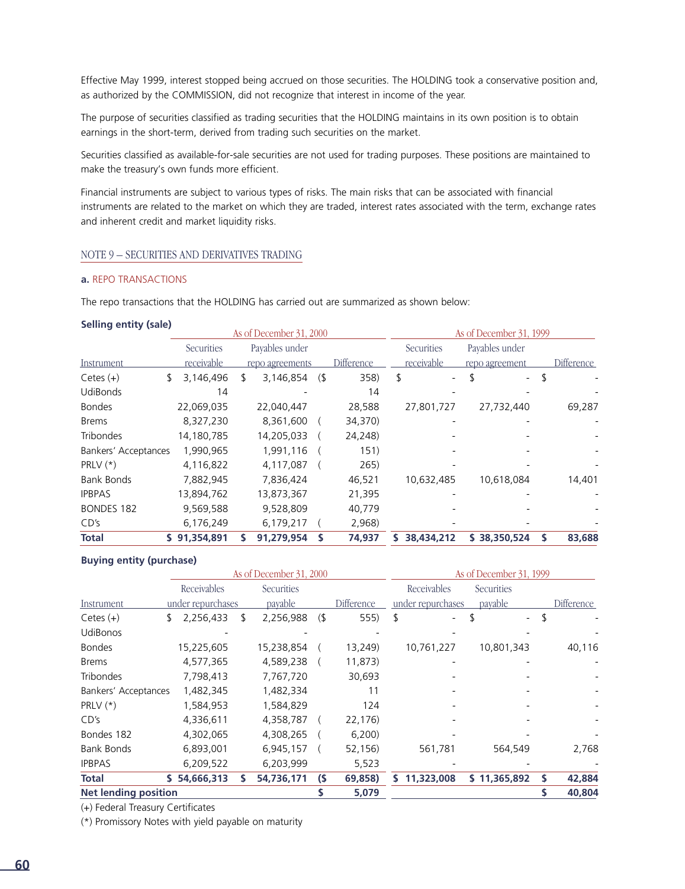Effective May 1999, interest stopped being accrued on those securities. The HOLDING took a conservative position and, as authorized by the COMMISSION, did not recognize that interest in income of the year.

The purpose of securities classified as trading securities that the HOLDING maintains in its own position is to obtain earnings in the short-term, derived from trading such securities on the market.

Securities classified as available-for-sale securities are not used for trading purposes. These positions are maintained to make the treasury's own funds more efficient.

Financial instruments are subject to various types of risks. The main risks that can be associated with financial instruments are related to the market on which they are traded, interest rates associated with the term, exchange rates and inherent credit and market liquidity risks.

## NOTE 9 – SECURITIES AND DERIVATIVES TRADING

### a. REPO TRANSACTIONS

The repo transactions that the HOLDING has carried out are summarized as shown below:

**Selling entity (sale)**

| | As of December 31, 2000 | | | As of December 31, 1999 | | |
|---|---|---|---|---|---|---|
| Instrument | Securities receivable | Payables under repo agreements | Difference | Securities receivable | Payables under repo agreement | Difference |
| Cetes (+) | $ 3,146,496 | $ 3,146,854 | ($ 358) | $ - | $ - | $ - |
| UdiBonds | 14 | - | 14 | - | - | - |
| Bondes | 22,069,035 | 22,040,447 | 28,588 | 27,801,727 | 27,732,440 | 69,287 |
| Brems | 8,327,230 | 8,361,600 | ( 34,370) | - | - | - |
| Tribondes | 14,180,785 | 14,205,033 | ( 24,248) | - | - | - |
| Bankers' Acceptances | 1,990,965 | 1,991,116 | ( 151) | - | - | - |
| PRLV (*) | 4,116,822 | 4,117,087 | ( 265) | - | - | - |
| Bank Bonds | 7,882,945 | 7,836,424 | 46,521 | 10,632,485 | 10,618,084 | 14,401 |
| IPBPAS | 13,894,762 | 13,873,367 | 21,395 | - | - | - |
| BONDES 182 | 9,569,588 | 9,528,809 | 40,779 | - | - | - |
| CD's | 6,176,249 | 6,179,217 | ( 2,968) | - | - | - |
| **Total** | **$ 91,354,891** | **$ 91,279,954** | **$ 74,937** | **$ 38,434,212** | **$ 38,350,524** | **$ 83,688** |

**Buying entity (purchase)**

| | As of December 31, 2000 | | | As of December 31, 1999 | | |
|---|---|---|---|---|---|---|
| Instrument | Receivables under repurchases | Securities payable | Difference | Receivables under repurchases | Securities payable | Difference |
| Cetes (+) | $ 2,256,433 | $ 2,256,988 | ($ 555) | $ - | $ - | $ - |
| UdiBonos | - | - | - | - | - | - |
| Bondes | 15,225,605 | 15,238,854 | ( 13,249) | 10,761,227 | 10,801,343 | 40,116 |
| Brems | 4,577,365 | 4,589,238 | ( 11,873) | - | - | - |
| Tribondes | 7,798,413 | 7,767,720 | 30,693 | - | - | - |
| Bankers' Acceptances | 1,482,345 | 1,482,334 | 11 | - | - | - |
| PRLV (*) | 1,584,953 | 1,584,829 | 124 | - | - | - |
| CD's | 4,336,611 | 4,358,787 | ( 22,176) | - | - | - |
| Bondes 182 | 4,302,065 | 4,308,265 | ( 6,200) | - | - | - |
| Bank Bonds | 6,893,001 | 6,945,157 | ( 52,156) | 561,781 | 564,549 | 2,768 |
| IPBPAS | 6,209,522 | 6,203,999 | 5,523 | - | - | - |
| **Total** | **$ 54,666,313** | **$ 54,736,171** | **($ 69,858)** | **$ 11,323,008** | **$ 11,365,892** | **$ 42,884** |
| **Net lending position** | | | **$ 5,079** | | | **$ 40,804** |

(+) Federal Treasury Certificates

(*) Promissory Notes with yield payable on maturity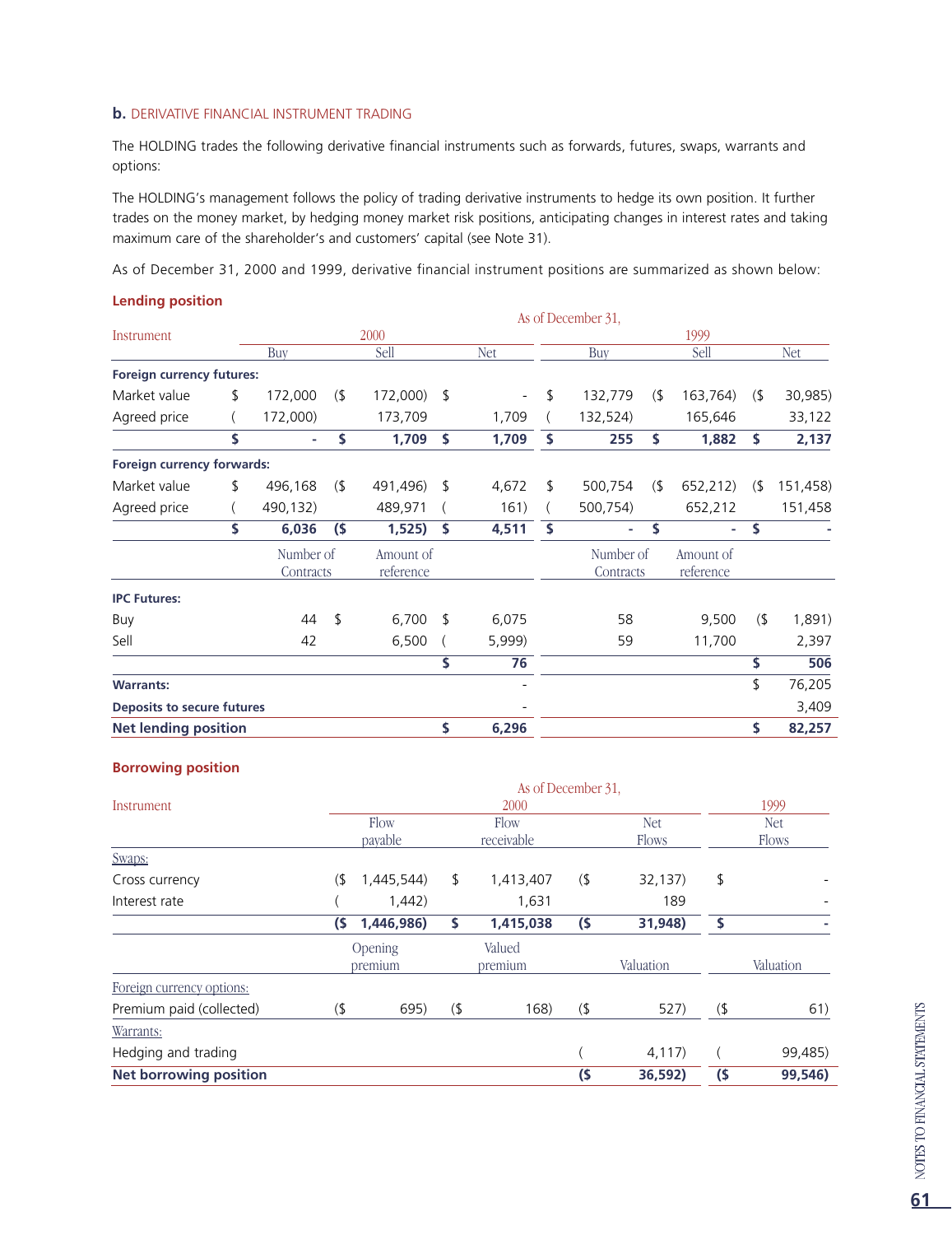**b.** DERIVATIVE FINANCIAL INSTRUMENT TRADING

The HOLDING trades the following derivative financial instruments such as forwards, futures, swaps, warrants and options:

The HOLDING's management follows the policy of trading derivative instruments to hedge its own position. It further trades on the money market, by hedging money market risk positions, anticipating changes in interest rates and taking maximum care of the shareholder's and customers' capital (see Note 31).

As of December 31, 2000 and 1999, derivative financial instrument positions are summarized as shown below:

**Lending position**

| Instrument | As of December 31, 2000 Buy | 2000 Sell | 2000 Net | 1999 Buy | 1999 Sell | 1999 Net |
|---|---|---|---|---|---|---|
| **Foreign currency futures:** | | | | | | |
| Market value | $ 172,000 | ($ 172,000) | $ - | $ 132,779 | ($ 163,764) | ($ 30,985) |
| Agreed price | ( 172,000) | 173,709 | 1,709 | ( 132,524) | 165,646 | 33,122 |
| | **$ -** | **$ 1,709** | **$ 1,709** | **$ 255** | **$ 1,882** | **$ 2,137** |
| **Foreign currency forwards:** | | | | | | |
| Market value | $ 496,168 | ($ 491,496) | $ 4,672 | $ 500,754 | ($ 652,212) | ($ 151,458) |
| Agreed price | ( 490,132) | 489,971 | ( 161) | ( 500,754) | 652,212 | 151,458 |
| | **$ 6,036** | **($ 1,525)** | **$ 4,511** | **$ -** | **$ -** | **$ -** |
| | Number of Contracts | Amount of reference | | Number of Contracts | Amount of reference | |
| **IPC Futures:** | | | | | | |
| Buy | 44 | $ 6,700 | $ 6,075 | 58 | 9,500 | ($ 1,891) |
| Sell | 42 | 6,500 | ( 5,999) | 59 | 11,700 | 2,397 |
| | | | **$ 76** | | | **$ 506** |
| **Warrants:** | | | - | | | $ 76,205 |
| **Deposits to secure futures** | | | - | | | 3,409 |
| **Net lending position** | | | **$ 6,296** | | | **$ 82,257** |

**Borrowing position**

| Instrument | As of December 31, 2000 Flow payable | 2000 Flow receivable | 2000 Net Flows | 1999 Net Flows |
|---|---|---|---|---|
| Swaps: | | | | |
| Cross currency | ($ 1,445,544) | $ 1,413,407 | ($ 32,137) | $ - |
| Interest rate | ( 1,442) | 1,631 | 189 | - |
| | **($ 1,446,986)** | **$ 1,415,038** | **($ 31,948)** | **$ -** |
| | Opening premium | Valued premium | Valuation | Valuation |
| Foreign currency options: | | | | |
| Premium paid (collected) | ($ 695) | ($ 168) | ($ 527) | ($ 61) |
| Warrants: | | | | |
| Hedging and trading | | | ( 4,117) | ( 99,485) |
| **Net borrowing position** | | | **($ 36,592)** | **($ 99,546)** |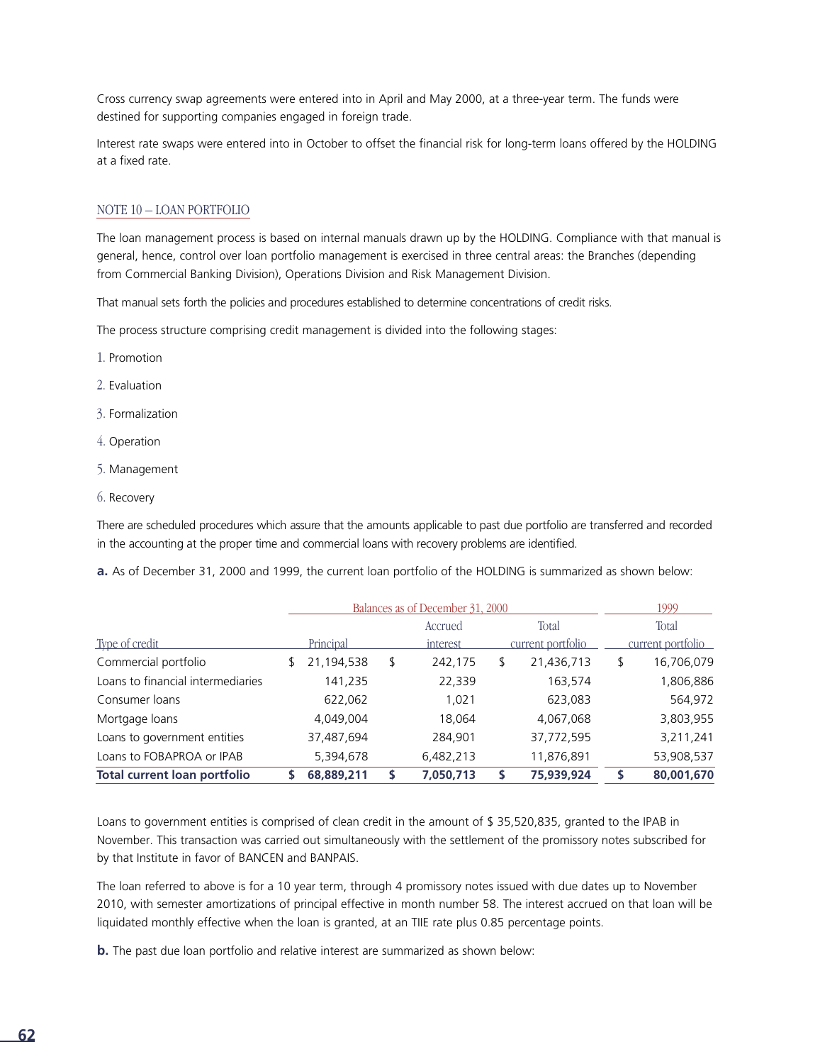Cross currency swap agreements were entered into in April and May 2000, at a three-year term. The funds were destined for supporting companies engaged in foreign trade.

Interest rate swaps were entered into in October to offset the financial risk for long-term loans offered by the HOLDING at a fixed rate.

## NOTE 10 – LOAN PORTFOLIO

The loan management process is based on internal manuals drawn up by the HOLDING. Compliance with that manual is general, hence, control over loan portfolio management is exercised in three central areas: the Branches (depending from Commercial Banking Division), Operations Division and Risk Management Division.

That manual sets forth the policies and procedures established to determine concentrations of credit risks.

The process structure comprising credit management is divided into the following stages:

1. Promotion
2. Evaluation
3. Formalization
4. Operation
5. Management
6. Recovery

There are scheduled procedures which assure that the amounts applicable to past due portfolio are transferred and recorded in the accounting at the proper time and commercial loans with recovery problems are identified.

**a.** As of December 31, 2000 and 1999, the current loan portfolio of the HOLDING is summarized as shown below:

| | Balances as of December 31, 2000 | | | 1999 |
|---|---|---|---|---|
| Type of credit | Principal | Accrued interest | Total current portfolio | Total current portfolio |
| Commercial portfolio | $ 21,194,538 | $ 242,175 | $ 21,436,713 | $ 16,706,079 |
| Loans to financial intermediaries | 141,235 | 22,339 | 163,574 | 1,806,886 |
| Consumer loans | 622,062 | 1,021 | 623,083 | 564,972 |
| Mortgage loans | 4,049,004 | 18,064 | 4,067,068 | 3,803,955 |
| Loans to government entities | 37,487,694 | 284,901 | 37,772,595 | 3,211,241 |
| Loans to FOBAPROA or IPAB | 5,394,678 | 6,482,213 | 11,876,891 | 53,908,537 |
| **Total current loan portfolio** | **$ 68,889,211** | **$ 7,050,713** | **$ 75,939,924** | **$ 80,001,670** |

Loans to government entities is comprised of clean credit in the amount of $ 35,520,835, granted to the IPAB in November. This transaction was carried out simultaneously with the settlement of the promissory notes subscribed for by that Institute in favor of BANCEN and BANPAIS.

The loan referred to above is for a 10 year term, through 4 promissory notes issued with due dates up to November 2010, with semester amortizations of principal effective in month number 58. The interest accrued on that loan will be liquidated monthly effective when the loan is granted, at an TIIE rate plus 0.85 percentage points.

**b.** The past due loan portfolio and relative interest are summarized as shown below: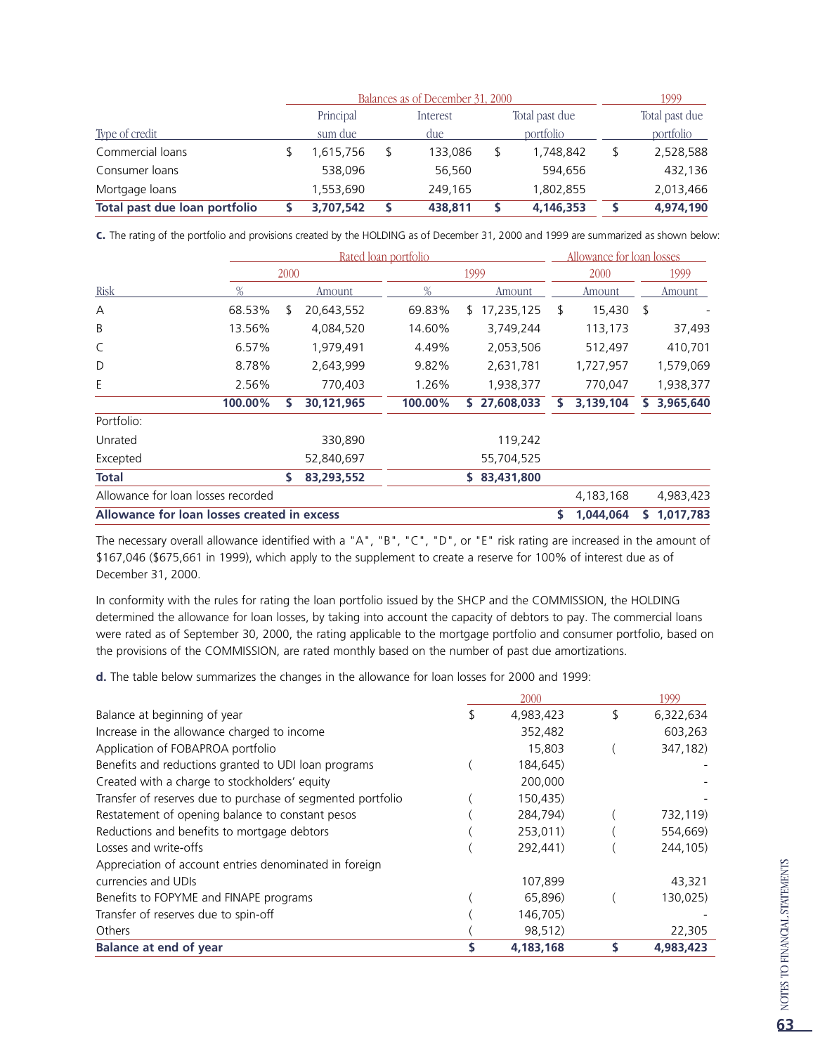| Type of credit | Balances as of December 31, 2000 Principal sum due | Interest due | Total past due portfolio | 1999 Total past due portfolio |
|---|---|---|---|---|
| Commercial loans | $ 1,615,756 | $ 133,086 | $ 1,748,842 | $ 2,528,588 |
| Consumer loans | 538,096 | 56,560 | 594,656 | 432,136 |
| Mortgage loans | 1,553,690 | 249,165 | 1,802,855 | 2,013,466 |
| **Total past due loan portfolio** | **$ 3,707,542** | **$ 438,811** | **$ 4,146,353** | **$ 4,974,190** |

**c.** The rating of the portfolio and provisions created by the HOLDING as of December 31, 2000 and 1999 are summarized as shown below:

| | Rated loan portfolio | | | | Allowance for loan losses | |
|---|---|---|---|---|---|---|
| | 2000 | | 1999 | | 2000 | 1999 |
| Risk | % | Amount | % | Amount | Amount | Amount |
| A | 68.53% | $ 20,643,552 | 69.83% | $ 17,235,125 | $ 15,430 | $ - |
| B | 13.56% | 4,084,520 | 14.60% | 3,749,244 | 113,173 | 37,493 |
| C | 6.57% | 1,979,491 | 4.49% | 2,053,506 | 512,497 | 410,701 |
| D | 8.78% | 2,643,999 | 9.82% | 2,631,781 | 1,727,957 | 1,579,069 |
| E | 2.56% | 770,403 | 1.26% | 1,938,377 | 770,047 | 1,938,377 |
| | **100.00%** | **$ 30,121,965** | **100.00%** | **$ 27,608,033** | **$ 3,139,104** | **$ 3,965,640** |
| Portfolio: | | | | | | |
| Unrated | | 330,890 | | 119,242 | | |
| Excepted | | 52,840,697 | | 55,704,525 | | |
| **Total** | | **$ 83,293,552** | | **$ 83,431,800** | | |
| Allowance for loan losses recorded | | | | | 4,183,168 | 4,983,423 |
| **Allowance for loan losses created in excess** | | | | | **$ 1,044,064** | **$ 1,017,783** |

The necessary overall allowance identified with a "A", "B", "C", "D", or "E" risk rating are increased in the amount of $167,046 ($675,661 in 1999), which apply to the supplement to create a reserve for 100% of interest due as of December 31, 2000.

In conformity with the rules for rating the loan portfolio issued by the SHCP and the COMMISSION, the HOLDING determined the allowance for loan losses, by taking into account the capacity of debtors to pay. The commercial loans were rated as of September 30, 2000, the rating applicable to the mortgage portfolio and consumer portfolio, based on the provisions of the COMMISSION, are rated monthly based on the number of past due amortizations.

**d.** The table below summarizes the changes in the allowance for loan losses for 2000 and 1999:

| | 2000 | 1999 |
|---|---|---|
| Balance at beginning of year | $ 4,983,423 | $ 6,322,634 |
| Increase in the allowance charged to income | 352,482 | 603,263 |
| Application of FOBAPROA portfolio | 15,803 | ( 347,182) |
| Benefits and reductions granted to UDI loan programs | ( 184,645) | - |
| Created with a charge to stockholders' equity | 200,000 | - |
| Transfer of reserves due to purchase of segmented portfolio | ( 150,435) | - |
| Restatement of opening balance to constant pesos | ( 284,794) | ( 732,119) |
| Reductions and benefits to mortgage debtors | ( 253,011) | ( 554,669) |
| Losses and write-offs | ( 292,441) | ( 244,105) |
| Appreciation of account entries denominated in foreign currencies and UDIs | 107,899 | 43,321 |
| Benefits to FOPYME and FINAPE programs | ( 65,896) | ( 130,025) |
| Transfer of reserves due to spin-off | ( 146,705) | - |
| Others | ( 98,512) | 22,305 |
| **Balance at end of year** | **$ 4,183,168** | **$ 4,983,423** |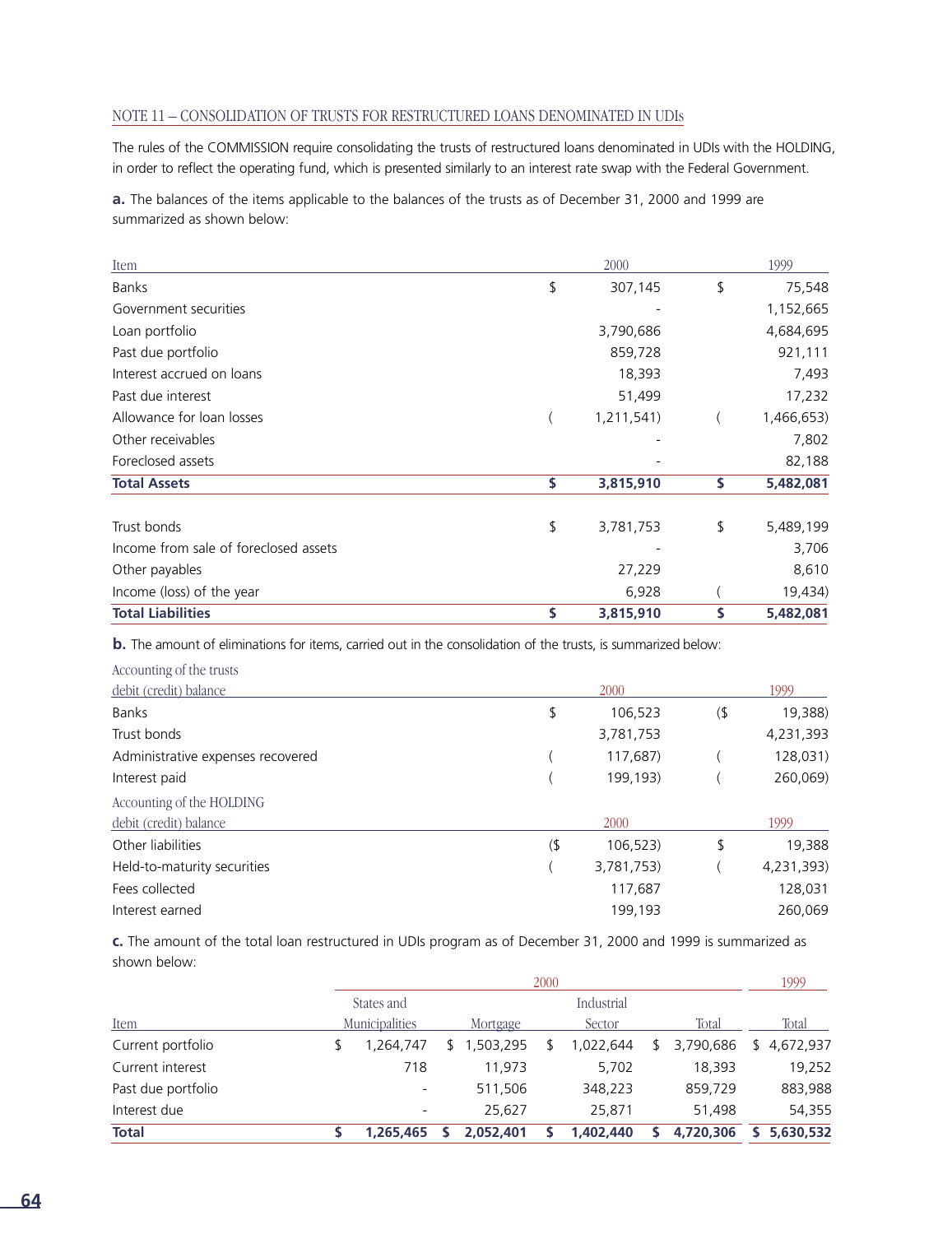## NOTE 11 – CONSOLIDATION OF TRUSTS FOR RESTRUCTURED LOANS DENOMINATED IN UDIs

The rules of the COMMISSION require consolidating the trusts of restructured loans denominated in UDIs with the HOLDING, in order to reflect the operating fund, which is presented similarly to an interest rate swap with the Federal Government.

**a.** The balances of the items applicable to the balances of the trusts as of December 31, 2000 and 1999 are summarized as shown below:

| Item | 2000 | 1999 |
|---|---|---|
| Banks | $ 307,145 | $ 75,548 |
| Government securities | - | 1,152,665 |
| Loan portfolio | 3,790,686 | 4,684,695 |
| Past due portfolio | 859,728 | 921,111 |
| Interest accrued on loans | 18,393 | 7,493 |
| Past due interest | 51,499 | 17,232 |
| Allowance for loan losses | ( 1,211,541) | ( 1,466,653) |
| Other receivables | - | 7,802 |
| Foreclosed assets | - | 82,188 |
| **Total Assets** | **$ 3,815,910** | **$ 5,482,081** |
| | | |
| Trust bonds | $ 3,781,753 | $ 5,489,199 |
| Income from sale of foreclosed assets | - | 3,706 |
| Other payables | 27,229 | 8,610 |
| Income (loss) of the year | 6,928 | ( 19,434) |
| **Total Liabilities** | **$ 3,815,910** | **$ 5,482,081** |

**b.** The amount of eliminations for items, carried out in the consolidation of the trusts, is summarized below:

| Accounting of the trusts debit (credit) balance | 2000 | 1999 |
|---|---|---|
| Banks | $ 106,523 | ($ 19,388) |
| Trust bonds | 3,781,753 | 4,231,393 |
| Administrative expenses recovered | ( 117,687) | ( 128,031) |
| Interest paid | ( 199,193) | ( 260,069) |
| **Accounting of the HOLDING debit (credit) balance** | **2000** | **1999** |
| Other liabilities | ($ 106,523) | $ 19,388 |
| Held-to-maturity securities | ( 3,781,753) | ( 4,231,393) |
| Fees collected | 117,687 | 128,031 |
| Interest earned | 199,193 | 260,069 |

**c.** The amount of the total loan restructured in UDIs program as of December 31, 2000 and 1999 is summarized as shown below:

| | 2000 | | | | 1999 |
|---|---|---|---|---|---|
| Item | States and Municipalities | Mortgage | Industrial Sector | Total | Total |
| Current portfolio | $ 1,264,747 | $ 1,503,295 | $ 1,022,644 | $ 3,790,686 | $ 4,672,937 |
| Current interest | 718 | 11,973 | 5,702 | 18,393 | 19,252 |
| Past due portfolio | - | 511,506 | 348,223 | 859,729 | 883,988 |
| Interest due | - | 25,627 | 25,871 | 51,498 | 54,355 |
| **Total** | **$ 1,265,465** | **$ 2,052,401** | **$ 1,402,440** | **$ 4,720,306** | **$ 5,630,532** |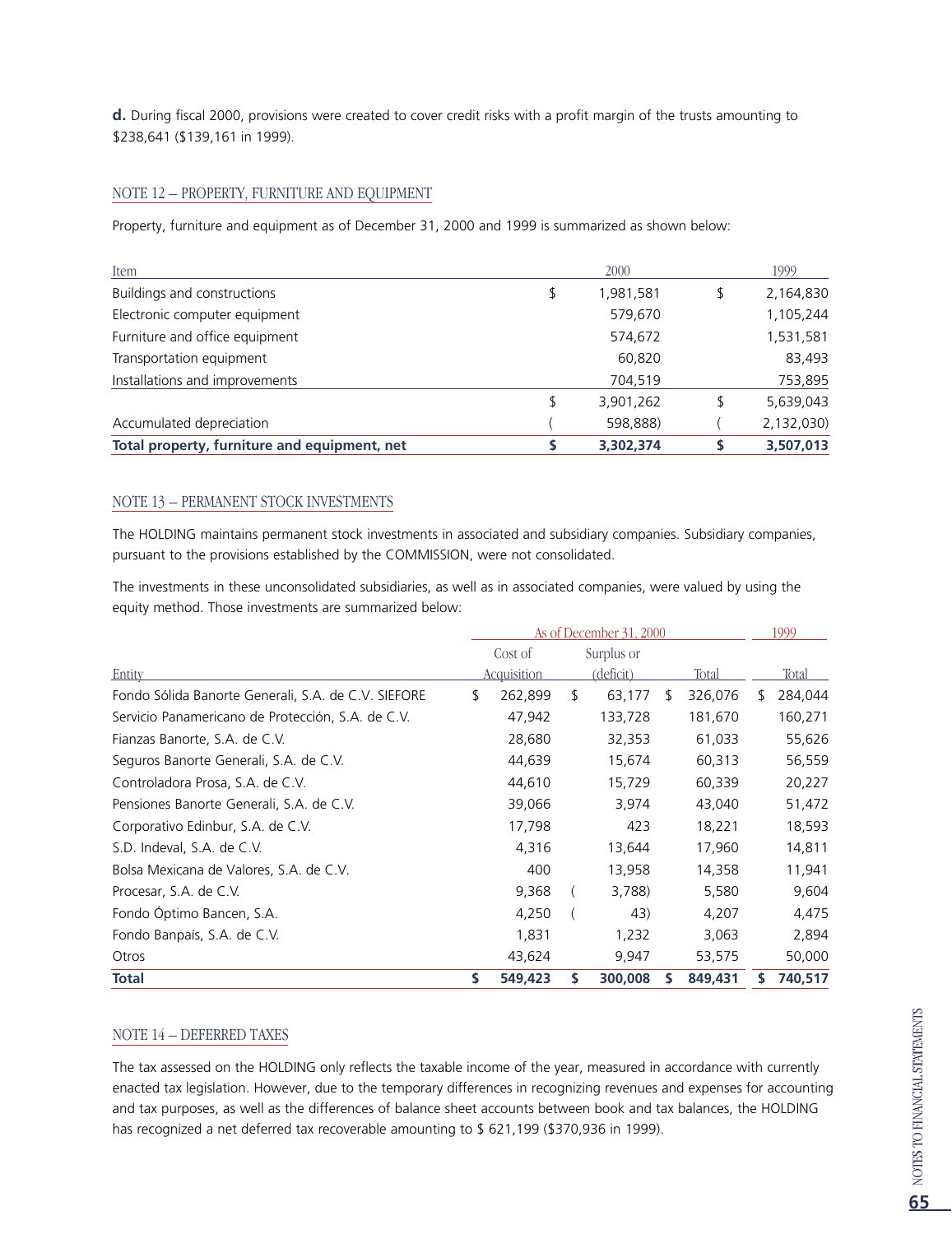**d.** During fiscal 2000, provisions were created to cover credit risks with a profit margin of the trusts amounting to $238,641 ($139,161 in 1999).

## NOTE 12 – PROPERTY, FURNITURE AND EQUIPMENT

Property, furniture and equipment as of December 31, 2000 and 1999 is summarized as shown below:

| Item | 2000 | 1999 |
|---|---|---|
| Buildings and constructions | $ 1,981,581 | $ 2,164,830 |
| Electronic computer equipment | 579,670 | 1,105,244 |
| Furniture and office equipment | 574,672 | 1,531,581 |
| Transportation equipment | 60,820 | 83,493 |
| Installations and improvements | 704,519 | 753,895 |
| | $ 3,901,262 | $ 5,639,043 |
| Accumulated depreciation | ( 598,888) | ( 2,132,030) |
| **Total property, furniture and equipment, net** | **$ 3,302,374** | **$ 3,507,013** |

## NOTE 13 – PERMANENT STOCK INVESTMENTS

The HOLDING maintains permanent stock investments in associated and subsidiary companies. Subsidiary companies, pursuant to the provisions established by the COMMISSION, were not consolidated.

The investments in these unconsolidated subsidiaries, as well as in associated companies, were valued by using the equity method. Those investments are summarized below:

| | As of December 31, 2000 | | | 1999 |
|---|---|---|---|---|
| Entity | Cost of Acquisition | Surplus or (deficit) | Total | Total |
| Fondo Sólida Banorte Generali, S.A. de C.V. SIEFORE | $ 262,899 | $ 63,177 | $ 326,076 | $ 284,044 |
| Servicio Panamericano de Protección, S.A. de C.V. | 47,942 | 133,728 | 181,670 | 160,271 |
| Fianzas Banorte, S.A. de C.V. | 28,680 | 32,353 | 61,033 | 55,626 |
| Seguros Banorte Generali, S.A. de C.V. | 44,639 | 15,674 | 60,313 | 56,559 |
| Controladora Prosa, S.A. de C.V. | 44,610 | 15,729 | 60,339 | 20,227 |
| Pensiones Banorte Generali, S.A. de C.V. | 39,066 | 3,974 | 43,040 | 51,472 |
| Corporativo Edinbur, S.A. de C.V. | 17,798 | 423 | 18,221 | 18,593 |
| S.D. Indeval, S.A. de C.V. | 4,316 | 13,644 | 17,960 | 14,811 |
| Bolsa Mexicana de Valores, S.A. de C.V. | 400 | 13,958 | 14,358 | 11,941 |
| Procesar, S.A. de C.V. | 9,368 | ( 3,788) | 5,580 | 9,604 |
| Fondo Óptimo Bancen, S.A. | 4,250 | ( 43) | 4,207 | 4,475 |
| Fondo Banpaís, S.A. de C.V. | 1,831 | 1,232 | 3,063 | 2,894 |
| Otros | 43,624 | 9,947 | 53,575 | 50,000 |
| **Total** | **$ 549,423** | **$ 300,008** | **$ 849,431** | **$ 740,517** |

## NOTE 14 – DEFERRED TAXES

The tax assessed on the HOLDING only reflects the taxable income of the year, measured in accordance with currently enacted tax legislation. However, due to the temporary differences in recognizing revenues and expenses for accounting and tax purposes, as well as the differences of balance sheet accounts between book and tax balances, the HOLDING has recognized a net deferred tax recoverable amounting to $ 621,199 ($370,936 in 1999).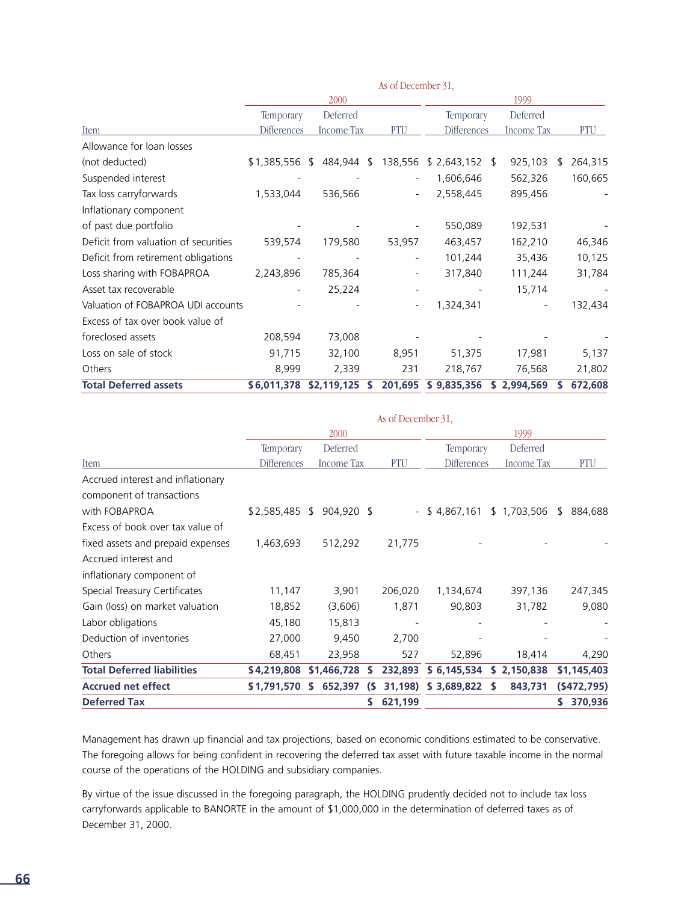| Item | As of December 31, 2000 Temporary Differences | 2000 Deferred Income Tax | 2000 PTU | 1999 Temporary Differences | 1999 Deferred Income Tax | 1999 PTU |
|---|---|---|---|---|---|---|
| Allowance for loan losses (not deducted) | $1,385,556 | $ 484,944 | $ 138,556 | $ 2,643,152 | $ 925,103 | $ 264,315 |
| Suspended interest | - | - | - | 1,606,646 | 562,326 | 160,665 |
| Tax loss carryforwards | 1,533,044 | 536,566 | - | 2,558,445 | 895,456 | - |
| Inflationary component of past due portfolio | - | - | - | 550,089 | 192,531 | - |
| Deficit from valuation of securities | 539,574 | 179,580 | 53,957 | 463,457 | 162,210 | 46,346 |
| Deficit from retirement obligations | - | - | - | 101,244 | 35,436 | 10,125 |
| Loss sharing with FOBAPROA | 2,243,896 | 785,364 | - | 317,840 | 111,244 | 31,784 |
| Asset tax recoverable | - | 25,224 | - | - | 15,714 | - |
| Valuation of FOBAPROA UDI accounts | - | - | - | 1,324,341 | - | 132,434 |
| Excess of tax over book value of foreclosed assets | 208,594 | 73,008 | - | - | - | - |
| Loss on sale of stock | 91,715 | 32,100 | 8,951 | 51,375 | 17,981 | 5,137 |
| Others | 8,999 | 2,339 | 231 | 218,767 | 76,568 | 21,802 |
| **Total Deferred assets** | **$6,011,378** | **$2,119,125** | **$ 201,695** | **$ 9,835,356** | **$ 2,994,569** | **$ 672,608** |

| Item | As of December 31, 2000 Temporary Differences | 2000 Deferred Income Tax | 2000 PTU | 1999 Temporary Differences | 1999 Deferred Income Tax | 1999 PTU |
|---|---|---|---|---|---|---|
| Accrued interest and inflationary component of transactions with FOBAPROA | $2,585,485 | $ 904,920 | $ - | $ 4,867,161 | $ 1,703,506 | $ 884,688 |
| Excess of book over tax value of fixed assets and prepaid expenses | 1,463,693 | 512,292 | 21,775 | - | - | - |
| Accrued interest and inflationary component of Special Treasury Certificates | 11,147 | 3,901 | 206,020 | 1,134,674 | 397,136 | 247,345 |
| Gain (loss) on market valuation | 18,852 | (3,606) | 1,871 | 90,803 | 31,782 | 9,080 |
| Labor obligations | 45,180 | 15,813 | - | - | - | - |
| Deduction of inventories | 27,000 | 9,450 | 2,700 | - | - | - |
| Others | 68,451 | 23,958 | 527 | 52,896 | 18,414 | 4,290 |
| **Total Deferred liabilities** | **$4,219,808** | **$1,466,728** | **$ 232,893** | **$ 6,145,534** | **$ 2,150,838** | **$1,145,403** |
| **Accrued net effect** | **$1,791,570** | **$ 652,397** | **($ 31,198)** | **$ 3,689,822** | **$ 843,731** | **($472,795)** |
| **Deferred Tax** | | | **$ 621,199** | | | **$ 370,936** |

Management has drawn up financial and tax projections, based on economic conditions estimated to be conservative. The foregoing allows for being confident in recovering the deferred tax asset with future taxable income in the normal course of the operations of the HOLDING and subsidiary companies.

By virtue of the issue discussed in the foregoing paragraph, the HOLDING prudently decided not to include tax loss carryforwards applicable to BANORTE in the amount of $1,000,000 in the determination of deferred taxes as of December 31, 2000.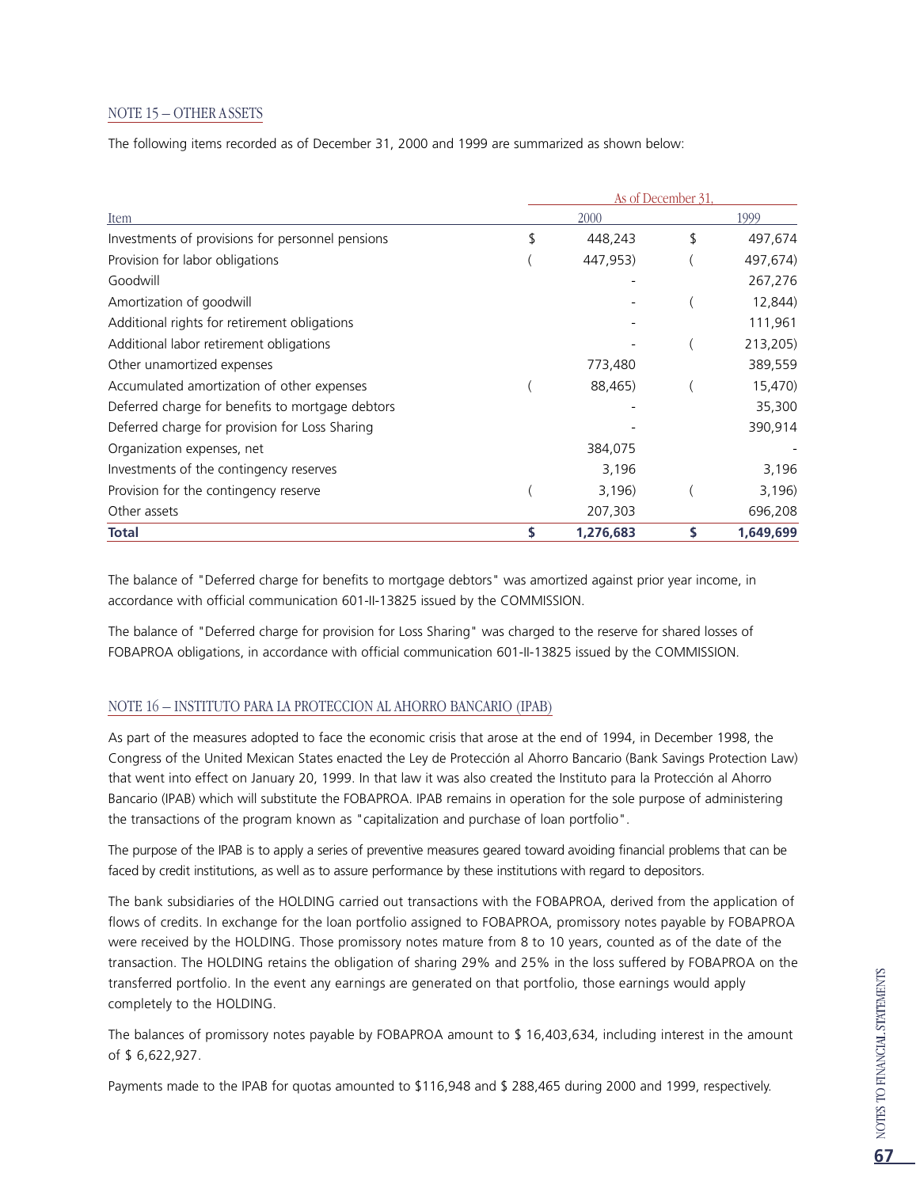## NOTE 15 – OTHER ASSETS

The following items recorded as of December 31, 2000 and 1999 are summarized as shown below:

| Item | As of December 31, 2000 | As of December 31, 1999 |
|---|---|---|
| Investments of provisions for personnel pensions | $ 448,243 | $ 497,674 |
| Provision for labor obligations | ( 447,953) | ( 497,674) |
| Goodwill | - | 267,276 |
| Amortization of goodwill | - | ( 12,844) |
| Additional rights for retirement obligations | - | 111,961 |
| Additional labor retirement obligations | - | ( 213,205) |
| Other unamortized expenses | 773,480 | 389,559 |
| Accumulated amortization of other expenses | ( 88,465) | ( 15,470) |
| Deferred charge for benefits to mortgage debtors | - | 35,300 |
| Deferred charge for provision for Loss Sharing | - | 390,914 |
| Organization expenses, net | 384,075 | - |
| Investments of the contingency reserves | 3,196 | 3,196 |
| Provision for the contingency reserve | ( 3,196) | ( 3,196) |
| Other assets | 207,303 | 696,208 |
| **Total** | **$ 1,276,683** | **$ 1,649,699** |

The balance of "Deferred charge for benefits to mortgage debtors" was amortized against prior year income, in accordance with official communication 601-II-13825 issued by the COMMISSION.

The balance of "Deferred charge for provision for Loss Sharing" was charged to the reserve for shared losses of FOBAPROA obligations, in accordance with official communication 601-II-13825 issued by the COMMISSION.

## NOTE 16 – INSTITUTO PARA LA PROTECCION AL AHORRO BANCARIO (IPAB)

As part of the measures adopted to face the economic crisis that arose at the end of 1994, in December 1998, the Congress of the United Mexican States enacted the Ley de Protección al Ahorro Bancario (Bank Savings Protection Law) that went into effect on January 20, 1999. In that law it was also created the Instituto para la Protección al Ahorro Bancario (IPAB) which will substitute the FOBAPROA. IPAB remains in operation for the sole purpose of administering the transactions of the program known as "capitalization and purchase of loan portfolio".

The purpose of the IPAB is to apply a series of preventive measures geared toward avoiding financial problems that can be faced by credit institutions, as well as to assure performance by these institutions with regard to depositors.

The bank subsidiaries of the HOLDING carried out transactions with the FOBAPROA, derived from the application of flows of credits. In exchange for the loan portfolio assigned to FOBAPROA, promissory notes payable by FOBAPROA were received by the HOLDING. Those promissory notes mature from 8 to 10 years, counted as of the date of the transaction. The HOLDING retains the obligation of sharing 29% and 25% in the loss suffered by FOBAPROA on the transferred portfolio. In the event any earnings are generated on that portfolio, those earnings would apply completely to the HOLDING.

The balances of promissory notes payable by FOBAPROA amount to $ 16,403,634, including interest in the amount of $ 6,622,927.

Payments made to the IPAB for quotas amounted to $116,948 and $ 288,465 during 2000 and 1999, respectively.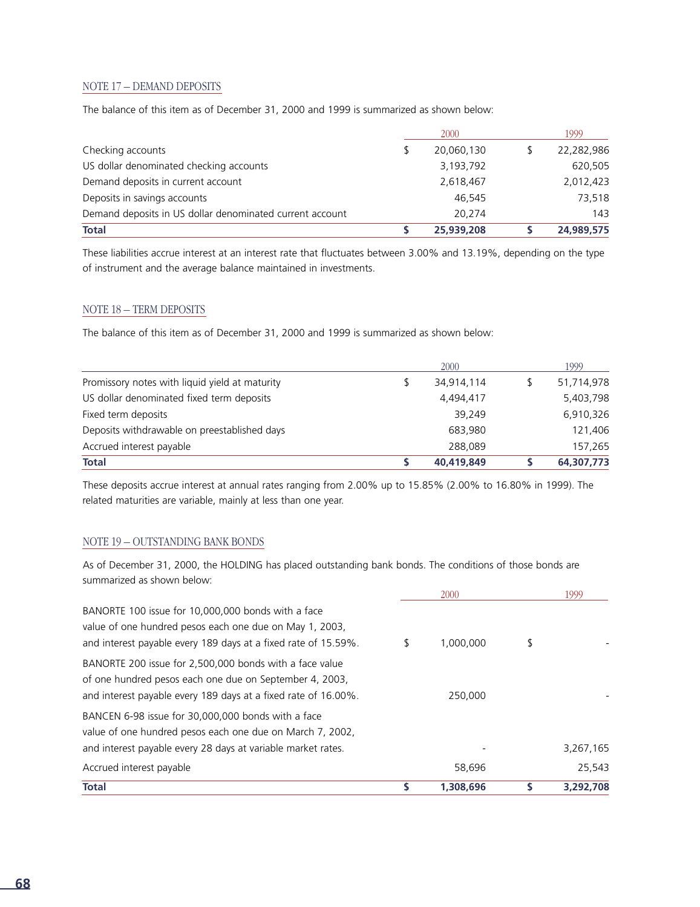## NOTE 17 – DEMAND DEPOSITS

The balance of this item as of December 31, 2000 and 1999 is summarized as shown below:

| | 2000 | 1999 |
|---|---|---|
| Checking accounts | $ 20,060,130 | $ 22,282,986 |
| US dollar denominated checking accounts | 3,193,792 | 620,505 |
| Demand deposits in current account | 2,618,467 | 2,012,423 |
| Deposits in savings accounts | 46,545 | 73,518 |
| Demand deposits in US dollar denominated current account | 20,274 | 143 |
| **Total** | **$ 25,939,208** | **$ 24,989,575** |

These liabilities accrue interest at an interest rate that fluctuates between 3.00% and 13.19%, depending on the type of instrument and the average balance maintained in investments.

## NOTE 18 – TERM DEPOSITS

The balance of this item as of December 31, 2000 and 1999 is summarized as shown below:

| | 2000 | 1999 |
|---|---|---|
| Promissory notes with liquid yield at maturity | $ 34,914,114 | $ 51,714,978 |
| US dollar denominated fixed term deposits | 4,494,417 | 5,403,798 |
| Fixed term deposits | 39,249 | 6,910,326 |
| Deposits withdrawable on preestablished days | 683,980 | 121,406 |
| Accrued interest payable | 288,089 | 157,265 |
| **Total** | **$ 40,419,849** | **$ 64,307,773** |

These deposits accrue interest at annual rates ranging from 2.00% up to 15.85% (2.00% to 16.80% in 1999). The related maturities are variable, mainly at less than one year.

## NOTE 19 – OUTSTANDING BANK BONDS

As of December 31, 2000, the HOLDING has placed outstanding bank bonds. The conditions of those bonds are summarized as shown below:

| | 2000 | 1999 |
|---|---|---|
| BANORTE 100 issue for 10,000,000 bonds with a face value of one hundred pesos each one due on May 1, 2003, and interest payable every 189 days at a fixed rate of 15.59%. | $ 1,000,000 | $ - |
| BANORTE 200 issue for 2,500,000 bonds with a face value of one hundred pesos each one due on September 4, 2003, and interest payable every 189 days at a fixed rate of 16.00%. | 250,000 | - |
| BANCEN 6-98 issue for 30,000,000 bonds with a face value of one hundred pesos each one due on March 7, 2002, and interest payable every 28 days at variable market rates. | - | 3,267,165 |
| Accrued interest payable | 58,696 | 25,543 |
| **Total** | **$ 1,308,696** | **$ 3,292,708** |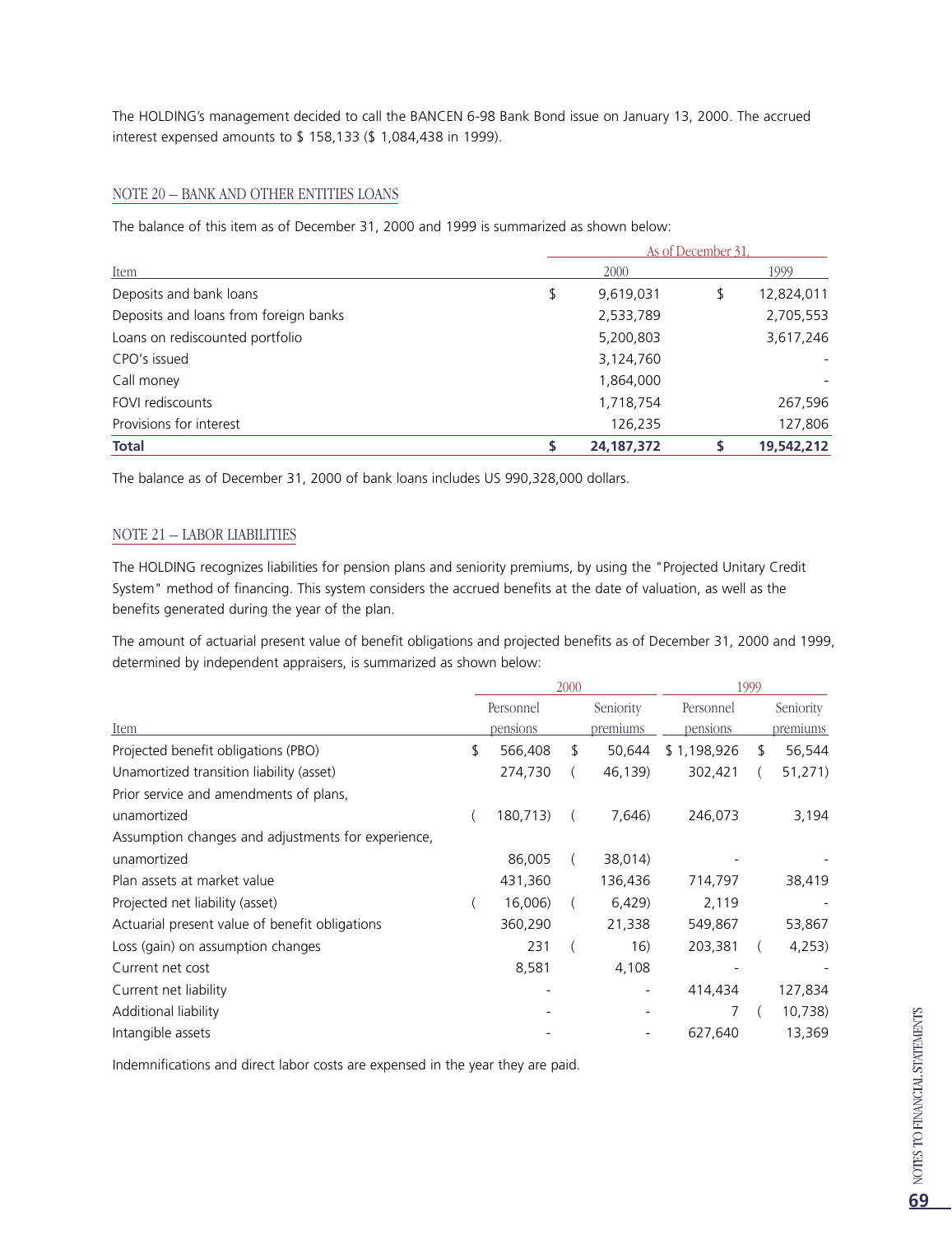The HOLDING's management decided to call the BANCEN 6-98 Bank Bond issue on January 13, 2000. The accrued interest expensed amounts to $ 158,133 ($ 1,084,438 in 1999).

## NOTE 20 – BANK AND OTHER ENTITIES LOANS

The balance of this item as of December 31, 2000 and 1999 is summarized as shown below:

| Item | As of December 31, 2000 | 1999 |
|---|---|---|
| Deposits and bank loans | $ 9,619,031 | $ 12,824,011 |
| Deposits and loans from foreign banks | 2,533,789 | 2,705,553 |
| Loans on rediscounted portfolio | 5,200,803 | 3,617,246 |
| CPO's issued | 3,124,760 | - |
| Call money | 1,864,000 | - |
| FOVI rediscounts | 1,718,754 | 267,596 |
| Provisions for interest | 126,235 | 127,806 |
| **Total** | **$ 24,187,372** | **$ 19,542,212** |

The balance as of December 31, 2000 of bank loans includes US 990,328,000 dollars.

## NOTE 21 – LABOR LIABILITIES

The HOLDING recognizes liabilities for pension plans and seniority premiums, by using the "Projected Unitary Credit System" method of financing. This system considers the accrued benefits at the date of valuation, as well as the benefits generated during the year of the plan.

The amount of actuarial present value of benefit obligations and projected benefits as of December 31, 2000 and 1999, determined by independent appraisers, is summarized as shown below:

| | 2000 | | 1999 | |
|---|---|---|---|---|
| Item | Personnel pensions | Seniority premiums | Personnel pensions | Seniority premiums |
| Projected benefit obligations (PBO) | $ 566,408 | $ 50,644 | $ 1,198,926 | $ 56,544 |
| Unamortized transition liability (asset) | 274,730 | (46,139) | 302,421 | (51,271) |
| Prior service and amendments of plans, unamortized | (180,713) | (7,646) | 246,073 | 3,194 |
| Assumption changes and adjustments for experience, unamortized | 86,005 | (38,014) | - | - |
| Plan assets at market value | 431,360 | 136,436 | 714,797 | 38,419 |
| Projected net liability (asset) | (16,006) | (6,429) | 2,119 | - |
| Actuarial present value of benefit obligations | 360,290 | 21,338 | 549,867 | 53,867 |
| Loss (gain) on assumption changes | 231 | (16) | 203,381 | (4,253) |
| Current net cost | 8,581 | 4,108 | - | - |
| Current net liability | - | - | 414,434 | 127,834 |
| Additional liability | - | - | 7 | (10,738) |
| Intangible assets | - | - | 627,640 | 13,369 |

Indemnifications and direct labor costs are expensed in the year they are paid.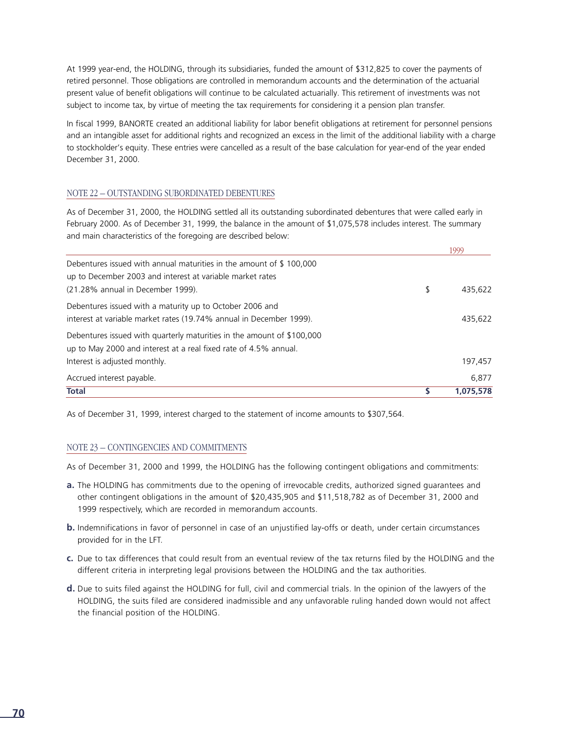At 1999 year-end, the HOLDING, through its subsidiaries, funded the amount of $312,825 to cover the payments of retired personnel. Those obligations are controlled in memorandum accounts and the determination of the actuarial present value of benefit obligations will continue to be calculated actuarially. This retirement of investments was not subject to income tax, by virtue of meeting the tax requirements for considering it a pension plan transfer.

In fiscal 1999, BANORTE created an additional liability for labor benefit obligations at retirement for personnel pensions and an intangible asset for additional rights and recognized an excess in the limit of the additional liability with a charge to stockholder's equity. These entries were cancelled as a result of the base calculation for year-end of the year ended December 31, 2000.

## NOTE 22 – OUTSTANDING SUBORDINATED DEBENTURES

As of December 31, 2000, the HOLDING settled all its outstanding subordinated debentures that were called early in February 2000. As of December 31, 1999, the balance in the amount of $1,075,578 includes interest. The summary and main characteristics of the foregoing are described below:

| | 1999 |
|---|---|
| Debentures issued with annual maturities in the amount of $ 100,000 up to December 2003 and interest at variable market rates (21.28% annual in December 1999). | $ 435,622 |
| Debentures issued with a maturity up to October 2006 and interest at variable market rates (19.74% annual in December 1999). | 435,622 |
| Debentures issued with quarterly maturities in the amount of $100,000 up to May 2000 and interest at a real fixed rate of 4.5% annual. Interest is adjusted monthly. | 197,457 |
| Accrued interest payable. | 6,877 |
| **Total** | **$ 1,075,578** |

As of December 31, 1999, interest charged to the statement of income amounts to $307,564.

## NOTE 23 – CONTINGENCIES AND COMMITMENTS

As of December 31, 2000 and 1999, the HOLDING has the following contingent obligations and commitments:

**a.** The HOLDING has commitments due to the opening of irrevocable credits, authorized signed guarantees and other contingent obligations in the amount of $20,435,905 and $11,518,782 as of December 31, 2000 and 1999 respectively, which are recorded in memorandum accounts.

**b.** Indemnifications in favor of personnel in case of an unjustified lay-offs or death, under certain circumstances provided for in the LFT.

**c.** Due to tax differences that could result from an eventual review of the tax returns filed by the HOLDING and the different criteria in interpreting legal provisions between the HOLDING and the tax authorities.

**d.** Due to suits filed against the HOLDING for full, civil and commercial trials. In the opinion of the lawyers of the HOLDING, the suits filed are considered inadmissible and any unfavorable ruling handed down would not affect the financial position of the HOLDING.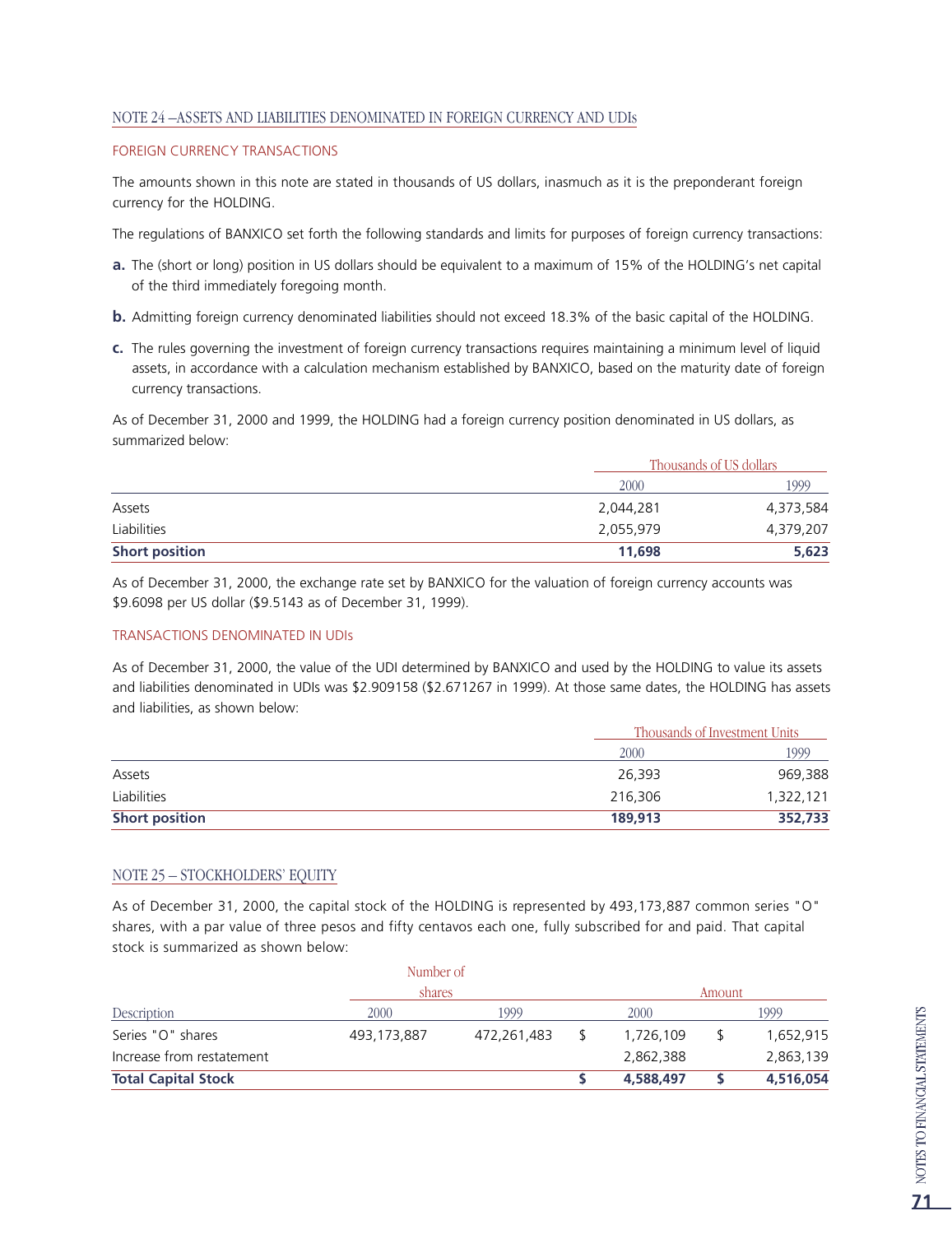## NOTE 24 –ASSETS AND LIABILITIES DENOMINATED IN FOREIGN CURRENCY AND UDIs

### FOREIGN CURRENCY TRANSACTIONS

The amounts shown in this note are stated in thousands of US dollars, inasmuch as it is the preponderant foreign currency for the HOLDING.

The regulations of BANXICO set forth the following standards and limits for purposes of foreign currency transactions:

**a.** The (short or long) position in US dollars should be equivalent to a maximum of 15% of the HOLDING's net capital of the third immediately foregoing month.

**b.** Admitting foreign currency denominated liabilities should not exceed 18.3% of the basic capital of the HOLDING.

**c.** The rules governing the investment of foreign currency transactions requires maintaining a minimum level of liquid assets, in accordance with a calculation mechanism established by BANXICO, based on the maturity date of foreign currency transactions.

As of December 31, 2000 and 1999, the HOLDING had a foreign currency position denominated in US dollars, as summarized below:

| | Thousands of US dollars | |
|---|---|---|
| | 2000 | 1999 |
| Assets | 2,044,281 | 4,373,584 |
| Liabilities | 2,055,979 | 4,379,207 |
| **Short position** | **11,698** | **5,623** |

As of December 31, 2000, the exchange rate set by BANXICO for the valuation of foreign currency accounts was $9.6098 per US dollar ($9.5143 as of December 31, 1999).

### TRANSACTIONS DENOMINATED IN UDIs

As of December 31, 2000, the value of the UDI determined by BANXICO and used by the HOLDING to value its assets and liabilities denominated in UDIs was $2.909158 ($2.671267 in 1999). At those same dates, the HOLDING has assets and liabilities, as shown below:

| | Thousands of Investment Units | |
|---|---|---|
| | 2000 | 1999 |
| Assets | 26,393 | 969,388 |
| Liabilities | 216,306 | 1,322,121 |
| **Short position** | **189,913** | **352,733** |

## NOTE 25 – STOCKHOLDERS' EQUITY

As of December 31, 2000, the capital stock of the HOLDING is represented by 493,173,887 common series "O" shares, with a par value of three pesos and fifty centavos each one, fully subscribed for and paid. That capital stock is summarized as shown below:

| | Number of shares | | Amount | |
|---|---|---|---|---|
| Description | 2000 | 1999 | 2000 | 1999 |
| Series "O" shares | 493,173,887 | 472,261,483 | $ 1,726,109 | $ 1,652,915 |
| Increase from restatement | | | 2,862,388 | 2,863,139 |
| **Total Capital Stock** | | | **$ 4,588,497** | **$ 4,516,054** |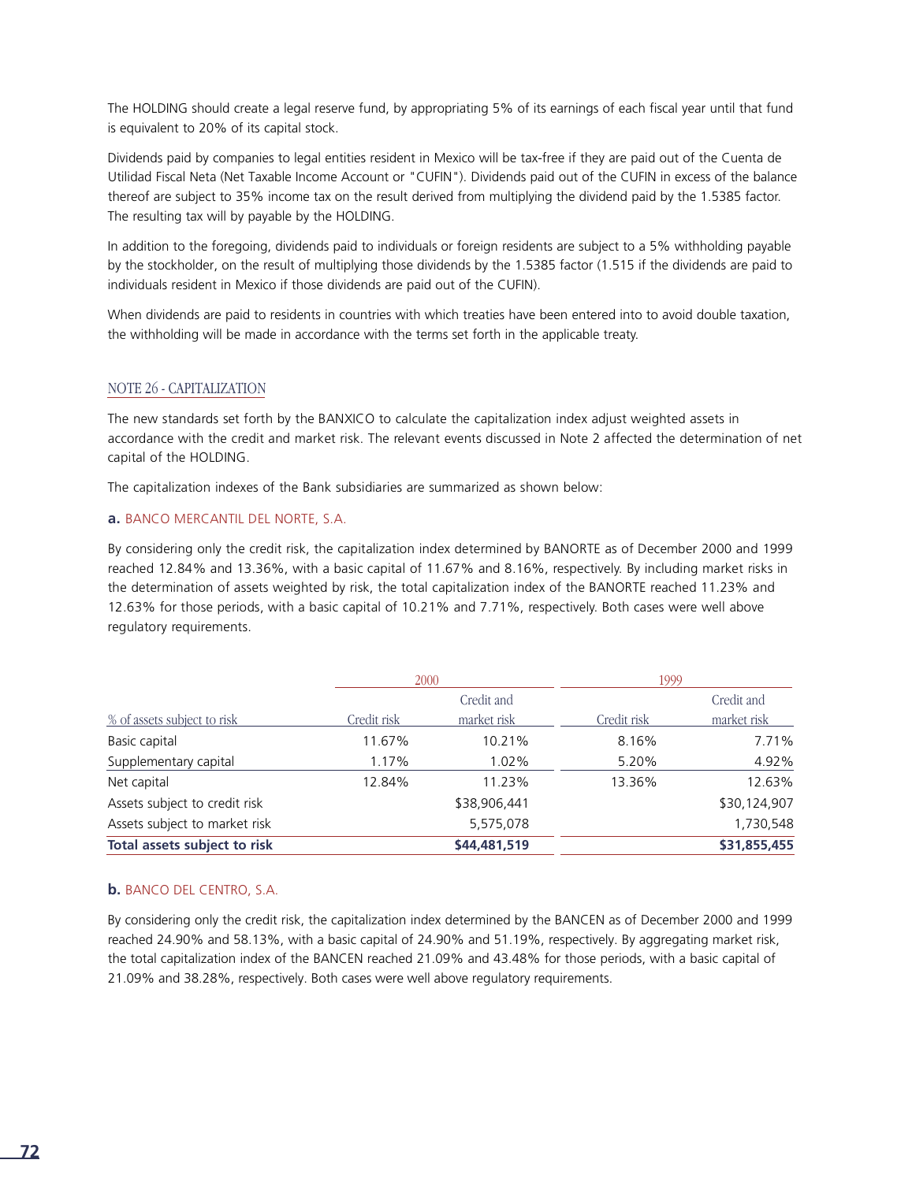The HOLDING should create a legal reserve fund, by appropriating 5% of its earnings of each fiscal year until that fund is equivalent to 20% of its capital stock.

Dividends paid by companies to legal entities resident in Mexico will be tax-free if they are paid out of the Cuenta de Utilidad Fiscal Neta (Net Taxable Income Account or "CUFIN"). Dividends paid out of the CUFIN in excess of the balance thereof are subject to 35% income tax on the result derived from multiplying the dividend paid by the 1.5385 factor. The resulting tax will by payable by the HOLDING.

In addition to the foregoing, dividends paid to individuals or foreign residents are subject to a 5% withholding payable by the stockholder, on the result of multiplying those dividends by the 1.5385 factor (1.515 if the dividends are paid to individuals resident in Mexico if those dividends are paid out of the CUFIN).

When dividends are paid to residents in countries with which treaties have been entered into to avoid double taxation, the withholding will be made in accordance with the terms set forth in the applicable treaty.

## NOTE 26 - CAPITALIZATION

The new standards set forth by the BANXICO to calculate the capitalization index adjust weighted assets in accordance with the credit and market risk. The relevant events discussed in Note 2 affected the determination of net capital of the HOLDING.

The capitalization indexes of the Bank subsidiaries are summarized as shown below:

### a. BANCO MERCANTIL DEL NORTE, S.A.

By considering only the credit risk, the capitalization index determined by BANORTE as of December 2000 and 1999 reached 12.84% and 13.36%, with a basic capital of 11.67% and 8.16%, respectively. By including market risks in the determination of assets weighted by risk, the total capitalization index of the BANORTE reached 11.23% and 12.63% for those periods, with a basic capital of 10.21% and 7.71%, respectively. Both cases were well above regulatory requirements.

| | 2000 | | 1999 | |
|---|---|---|---|---|
| % of assets subject to risk | Credit risk | Credit and market risk | Credit risk | Credit and market risk |
| Basic capital | 11.67% | 10.21% | 8.16% | 7.71% |
| Supplementary capital | 1.17% | 1.02% | 5.20% | 4.92% |
| Net capital | 12.84% | 11.23% | 13.36% | 12.63% |
| Assets subject to credit risk | | $38,906,441 | | $30,124,907 |
| Assets subject to market risk | | 5,575,078 | | 1,730,548 |
| **Total assets subject to risk** | | **$44,481,519** | | **$31,855,455** |

### b. BANCO DEL CENTRO, S.A.

By considering only the credit risk, the capitalization index determined by the BANCEN as of December 2000 and 1999 reached 24.90% and 58.13%, with a basic capital of 24.90% and 51.19%, respectively. By aggregating market risk, the total capitalization index of the BANCEN reached 21.09% and 43.48% for those periods, with a basic capital of 21.09% and 38.28%, respectively. Both cases were well above regulatory requirements.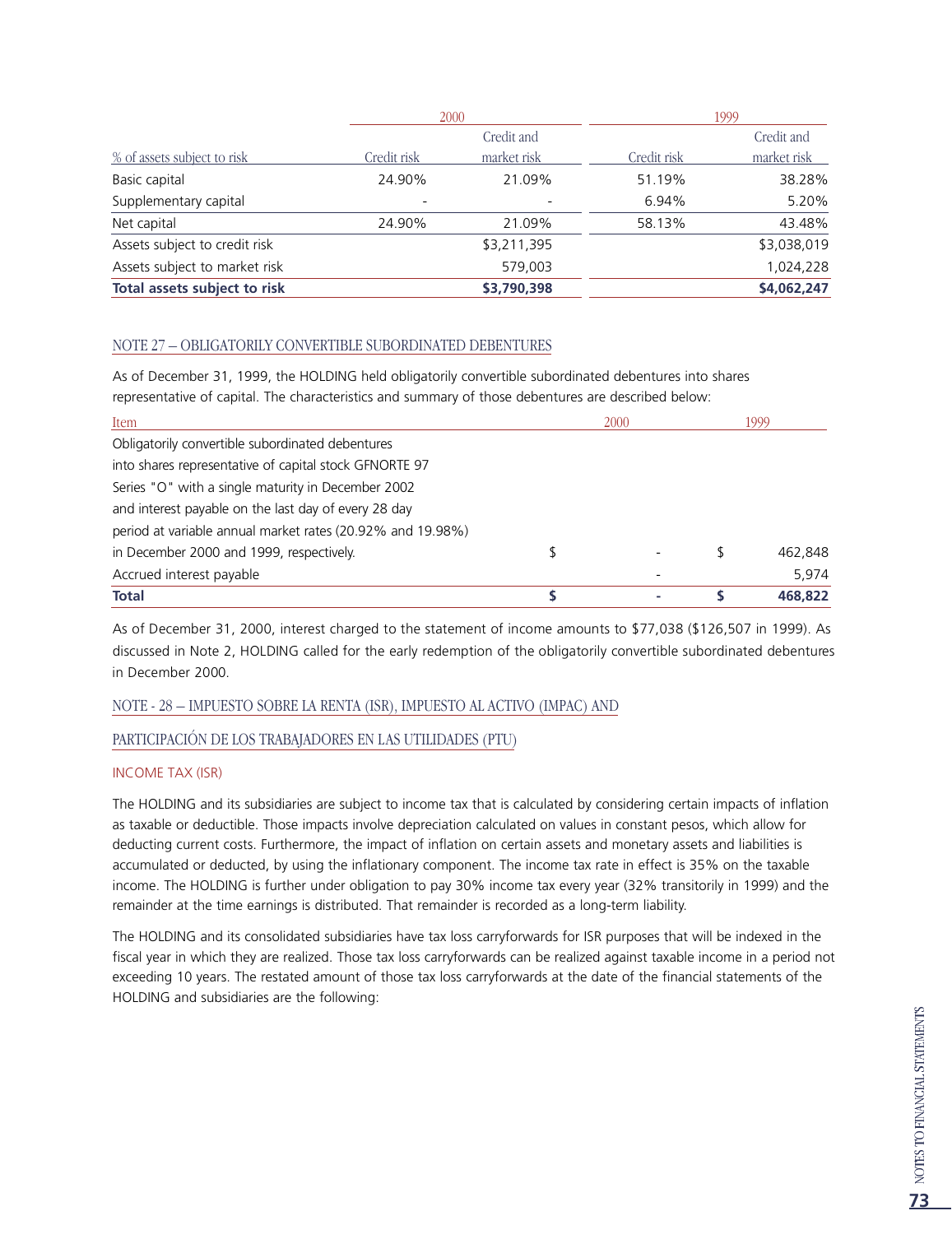| % of assets subject to risk | 2000 | | 1999 | |
|---|---|---|---|---|
| | Credit risk | Credit and market risk | Credit risk | Credit and market risk |
| Basic capital | 24.90% | 21.09% | 51.19% | 38.28% |
| Supplementary capital | - | - | 6.94% | 5.20% |
| Net capital | 24.90% | 21.09% | 58.13% | 43.48% |
| Assets subject to credit risk | | $3,211,395 | | $3,038,019 |
| Assets subject to market risk | | 579,003 | | 1,024,228 |
| **Total assets subject to risk** | | **$3,790,398** | | **$4,062,247** |

## NOTE 27 – OBLIGATORILY CONVERTIBLE SUBORDINATED DEBENTURES

As of December 31, 1999, the HOLDING held obligatorily convertible subordinated debentures into shares representative of capital. The characteristics and summary of those debentures are described below:

| Item | 2000 | 1999 |
|---|---|---|
| Obligatorily convertible subordinated debentures into shares representative of capital stock GFNORTE 97 Series "O" with a single maturity in December 2002 and interest payable on the last day of every 28 day period at variable annual market rates (20.92% and 19.98%) in December 2000 and 1999, respectively. | $ - | $ 462,848 |
| Accrued interest payable | - | 5,974 |
| **Total** | **$ -** | **$ 468,822** |

As of December 31, 2000, interest charged to the statement of income amounts to $77,038 ($126,507 in 1999). As discussed in Note 2, HOLDING called for the early redemption of the obligatorily convertible subordinated debentures in December 2000.

## NOTE - 28 – IMPUESTO SOBRE LA RENTA (ISR), IMPUESTO AL ACTIVO (IMPAC) AND PARTICIPACIÓN DE LOS TRABAJADORES EN LAS UTILIDADES (PTU)

### INCOME TAX (ISR)

The HOLDING and its subsidiaries are subject to income tax that is calculated by considering certain impacts of inflation as taxable or deductible. Those impacts involve depreciation calculated on values in constant pesos, which allow for deducting current costs. Furthermore, the impact of inflation on certain assets and monetary assets and liabilities is accumulated or deducted, by using the inflationary component. The income tax rate in effect is 35% on the taxable income. The HOLDING is further under obligation to pay 30% income tax every year (32% transitorily in 1999) and the remainder at the time earnings is distributed. That remainder is recorded as a long-term liability.

The HOLDING and its consolidated subsidiaries have tax loss carryforwards for ISR purposes that will be indexed in the fiscal year in which they are realized. Those tax loss carryforwards can be realized against taxable income in a period not exceeding 10 years. The restated amount of those tax loss carryforwards at the date of the financial statements of the HOLDING and subsidiaries are the following: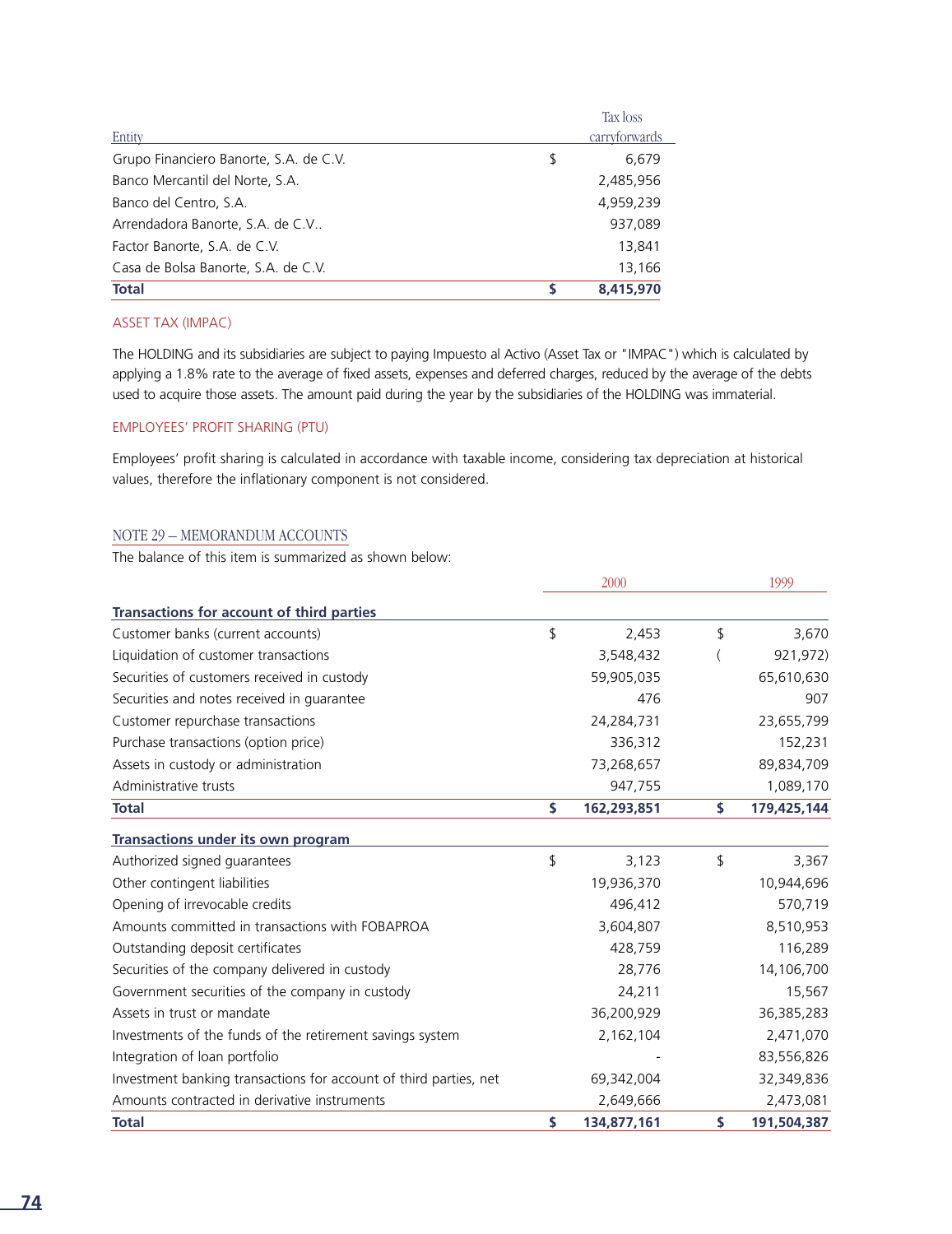| Entity | | Tax loss carryforwards |
|---|---|---|
| Grupo Financiero Banorte, S.A. de C.V. | $ | 6,679 |
| Banco Mercantil del Norte, S.A. | | 2,485,956 |
| Banco del Centro, S.A. | | 4,959,239 |
| Arrendadora Banorte, S.A. de C.V.. | | 937,089 |
| Factor Banorte, S.A. de C.V. | | 13,841 |
| Casa de Bolsa Banorte, S.A. de C.V. | | 13,166 |
| **Total** | **$** | **8,415,970** |

ASSET TAX (IMPAC)

The HOLDING and its subsidiaries are subject to paying Impuesto al Activo (Asset Tax or "IMPAC") which is calculated by applying a 1.8% rate to the average of fixed assets, expenses and deferred charges, reduced by the average of the debts used to acquire those assets. The amount paid during the year by the subsidiaries of the HOLDING was immaterial.

EMPLOYEES' PROFIT SHARING (PTU)

Employees' profit sharing is calculated in accordance with taxable income, considering tax depreciation at historical values, therefore the inflationary component is not considered.

## NOTE 29 – MEMORANDUM ACCOUNTS

The balance of this item is summarized as shown below:

| | | 2000 | | 1999 |
|---|---|---|---|---|
| **Transactions for account of third parties** | | | | |
| Customer banks (current accounts) | $ | 2,453 | $ | 3,670 |
| Liquidation of customer transactions | | 3,548,432 | ( | 921,972) |
| Securities of customers received in custody | | 59,905,035 | | 65,610,630 |
| Securities and notes received in guarantee | | 476 | | 907 |
| Customer repurchase transactions | | 24,284,731 | | 23,655,799 |
| Purchase transactions (option price) | | 336,312 | | 152,231 |
| Assets in custody or administration | | 73,268,657 | | 89,834,709 |
| Administrative trusts | | 947,755 | | 1,089,170 |
| **Total** | **$** | **162,293,851** | **$** | **179,425,144** |
| **Transactions under its own program** | | | | |
| Authorized signed guarantees | $ | 3,123 | $ | 3,367 |
| Other contingent liabilities | | 19,936,370 | | 10,944,696 |
| Opening of irrevocable credits | | 496,412 | | 570,719 |
| Amounts committed in transactions with FOBAPROA | | 3,604,807 | | 8,510,953 |
| Outstanding deposit certificates | | 428,759 | | 116,289 |
| Securities of the company delivered in custody | | 28,776 | | 14,106,700 |
| Government securities of the company in custody | | 24,211 | | 15,567 |
| Assets in trust or mandate | | 36,200,929 | | 36,385,283 |
| Investments of the funds of the retirement savings system | | 2,162,104 | | 2,471,070 |
| Integration of loan portfolio | | - | | 83,556,826 |
| Investment banking transactions for account of third parties, net | | 69,342,004 | | 32,349,836 |
| Amounts contracted in derivative instruments | | 2,649,666 | | 2,473,081 |
| **Total** | **$** | **134,877,161** | **$** | **191,504,387** |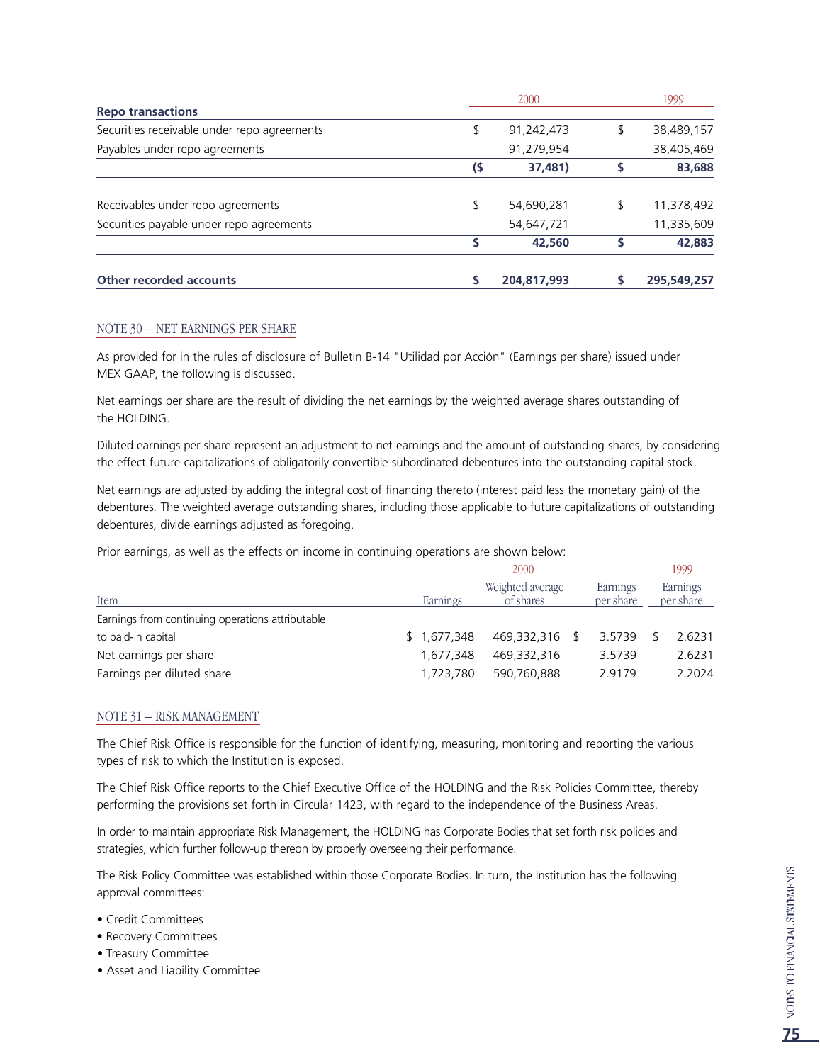| Repo transactions | 2000 | 1999 |
|---|---|---|
| Securities receivable under repo agreements | $ 91,242,473 | $ 38,489,157 |
| Payables under repo agreements | 91,279,954 | 38,405,469 |
| | **($ 37,481)** | **$ 83,688** |
| | | |
| Receivables under repo agreements | $ 54,690,281 | $ 11,378,492 |
| Securities payable under repo agreements | 54,647,721 | 11,335,609 |
| | **$ 42,560** | **$ 42,883** |
| | | |
| **Other recorded accounts** | **$ 204,817,993** | **$ 295,549,257** |

## NOTE 30 – NET EARNINGS PER SHARE

As provided for in the rules of disclosure of Bulletin B-14 "Utilidad por Acción" (Earnings per share) issued under MEX GAAP, the following is discussed.

Net earnings per share are the result of dividing the net earnings by the weighted average shares outstanding of the HOLDING.

Diluted earnings per share represent an adjustment to net earnings and the amount of outstanding shares, by considering the effect future capitalizations of obligatorily convertible subordinated debentures into the outstanding capital stock.

Net earnings are adjusted by adding the integral cost of financing thereto (interest paid less the monetary gain) of the debentures. The weighted average outstanding shares, including those applicable to future capitalizations of outstanding debentures, divide earnings adjusted as foregoing.

Prior earnings, as well as the effects on income in continuing operations are shown below:

| | 2000 | | | 1999 |
|---|---|---|---|---|
| Item | Earnings | Weighted average of shares | Earnings per share | Earnings per share |
| Earnings from continuing operations attributable to paid-in capital | $ 1,677,348 | 469,332,316 | $ 3.5739 | $ 2.6231 |
| Net earnings per share | 1,677,348 | 469,332,316 | 3.5739 | 2.6231 |
| Earnings per diluted share | 1,723,780 | 590,760,888 | 2.9179 | 2.2024 |

## NOTE 31 – RISK MANAGEMENT

The Chief Risk Office is responsible for the function of identifying, measuring, monitoring and reporting the various types of risk to which the Institution is exposed.

The Chief Risk Office reports to the Chief Executive Office of the HOLDING and the Risk Policies Committee, thereby performing the provisions set forth in Circular 1423, with regard to the independence of the Business Areas.

In order to maintain appropriate Risk Management, the HOLDING has Corporate Bodies that set forth risk policies and strategies, which further follow-up thereon by properly overseeing their performance.

The Risk Policy Committee was established within those Corporate Bodies. In turn, the Institution has the following approval committees:

- Credit Committees
- Recovery Committees
- Treasury Committee
- Asset and Liability Committee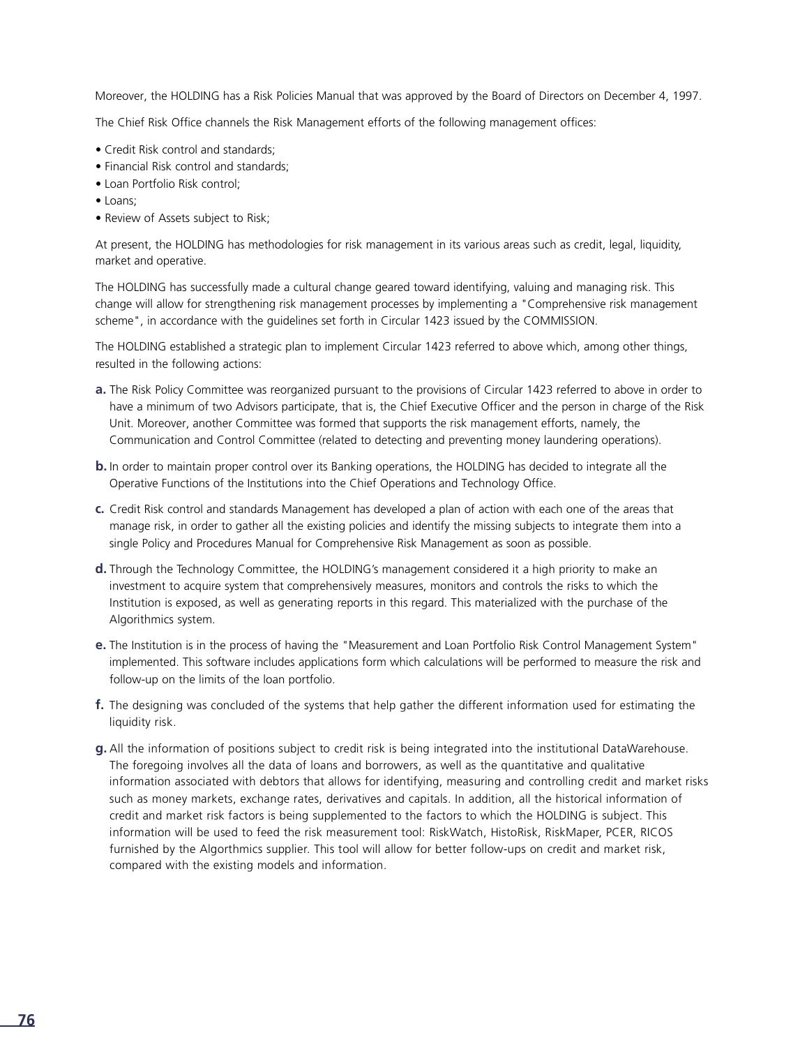Moreover, the HOLDING has a Risk Policies Manual that was approved by the Board of Directors on December 4, 1997.

The Chief Risk Office channels the Risk Management efforts of the following management offices:

- Credit Risk control and standards;
- Financial Risk control and standards;
- Loan Portfolio Risk control;
- Loans;
- Review of Assets subject to Risk;

At present, the HOLDING has methodologies for risk management in its various areas such as credit, legal, liquidity, market and operative.

The HOLDING has successfully made a cultural change geared toward identifying, valuing and managing risk. This change will allow for strengthening risk management processes by implementing a "Comprehensive risk management scheme", in accordance with the guidelines set forth in Circular 1423 issued by the COMMISSION.

The HOLDING established a strategic plan to implement Circular 1423 referred to above which, among other things, resulted in the following actions:

**a.** The Risk Policy Committee was reorganized pursuant to the provisions of Circular 1423 referred to above in order to have a minimum of two Advisors participate, that is, the Chief Executive Officer and the person in charge of the Risk Unit. Moreover, another Committee was formed that supports the risk management efforts, namely, the Communication and Control Committee (related to detecting and preventing money laundering operations).

**b.** In order to maintain proper control over its Banking operations, the HOLDING has decided to integrate all the Operative Functions of the Institutions into the Chief Operations and Technology Office.

**c.** Credit Risk control and standards Management has developed a plan of action with each one of the areas that manage risk, in order to gather all the existing policies and identify the missing subjects to integrate them into a single Policy and Procedures Manual for Comprehensive Risk Management as soon as possible.

**d.** Through the Technology Committee, the HOLDING's management considered it a high priority to make an investment to acquire system that comprehensively measures, monitors and controls the risks to which the Institution is exposed, as well as generating reports in this regard. This materialized with the purchase of the Algorithmics system.

**e.** The Institution is in the process of having the "Measurement and Loan Portfolio Risk Control Management System" implemented. This software includes applications form which calculations will be performed to measure the risk and follow-up on the limits of the loan portfolio.

**f.** The designing was concluded of the systems that help gather the different information used for estimating the liquidity risk.

**g.** All the information of positions subject to credit risk is being integrated into the institutional DataWarehouse. The foregoing involves all the data of loans and borrowers, as well as the quantitative and qualitative information associated with debtors that allows for identifying, measuring and controlling credit and market risks such as money markets, exchange rates, derivatives and capitals. In addition, all the historical information of credit and market risk factors is being supplemented to the factors to which the HOLDING is subject. This information will be used to feed the risk measurement tool: RiskWatch, HistoRisk, RiskMaper, PCER, RICOS furnished by the Algorthmics supplier. This tool will allow for better follow-ups on credit and market risk, compared with the existing models and information.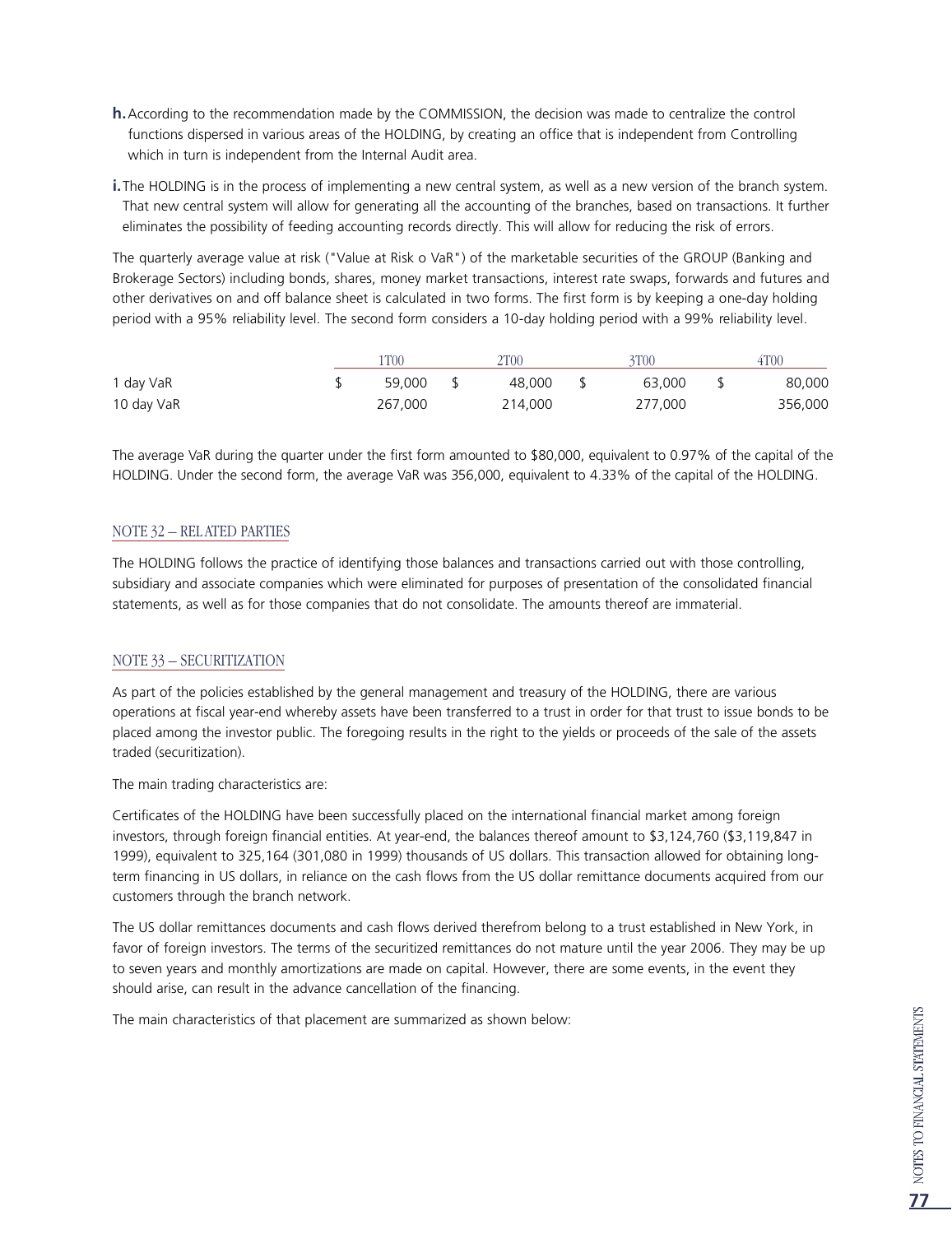**h.** According to the recommendation made by the COMMISSION, the decision was made to centralize the control functions dispersed in various areas of the HOLDING, by creating an office that is independent from Controlling which in turn is independent from the Internal Audit area.

**i.** The HOLDING is in the process of implementing a new central system, as well as a new version of the branch system. That new central system will allow for generating all the accounting of the branches, based on transactions. It further eliminates the possibility of feeding accounting records directly. This will allow for reducing the risk of errors.

The quarterly average value at risk ("Value at Risk o VaR") of the marketable securities of the GROUP (Banking and Brokerage Sectors) including bonds, shares, money market transactions, interest rate swaps, forwards and futures and other derivatives on and off balance sheet is calculated in two forms. The first form is by keeping a one-day holding period with a 95% reliability level. The second form considers a 10-day holding period with a 99% reliability level.

| | 1T00 | 2T00 | 3T00 | 4T00 |
|---|---|---|---|---|
| 1 day VaR | $ 59,000 | $ 48,000 | $ 63,000 | $ 80,000 |
| 10 day VaR | 267,000 | 214,000 | 277,000 | 356,000 |

The average VaR during the quarter under the first form amounted to $80,000, equivalent to 0.97% of the capital of the HOLDING. Under the second form, the average VaR was 356,000, equivalent to 4.33% of the capital of the HOLDING.

## NOTE 32 – RELATED PARTIES

The HOLDING follows the practice of identifying those balances and transactions carried out with those controlling, subsidiary and associate companies which were eliminated for purposes of presentation of the consolidated financial statements, as well as for those companies that do not consolidate. The amounts thereof are immaterial.

## NOTE 33 – SECURITIZATION

As part of the policies established by the general management and treasury of the HOLDING, there are various operations at fiscal year-end whereby assets have been transferred to a trust in order for that trust to issue bonds to be placed among the investor public. The foregoing results in the right to the yields or proceeds of the sale of the assets traded (securitization).

The main trading characteristics are:

Certificates of the HOLDING have been successfully placed on the international financial market among foreign investors, through foreign financial entities. At year-end, the balances thereof amount to $3,124,760 ($3,119,847 in 1999), equivalent to 325,164 (301,080 in 1999) thousands of US dollars. This transaction allowed for obtaining long-term financing in US dollars, in reliance on the cash flows from the US dollar remittance documents acquired from our customers through the branch network.

The US dollar remittances documents and cash flows derived therefrom belong to a trust established in New York, in favor of foreign investors. The terms of the securitized remittances do not mature until the year 2006. They may be up to seven years and monthly amortizations are made on capital. However, there are some events, in the event they should arise, can result in the advance cancellation of the financing.

The main characteristics of that placement are summarized as shown below: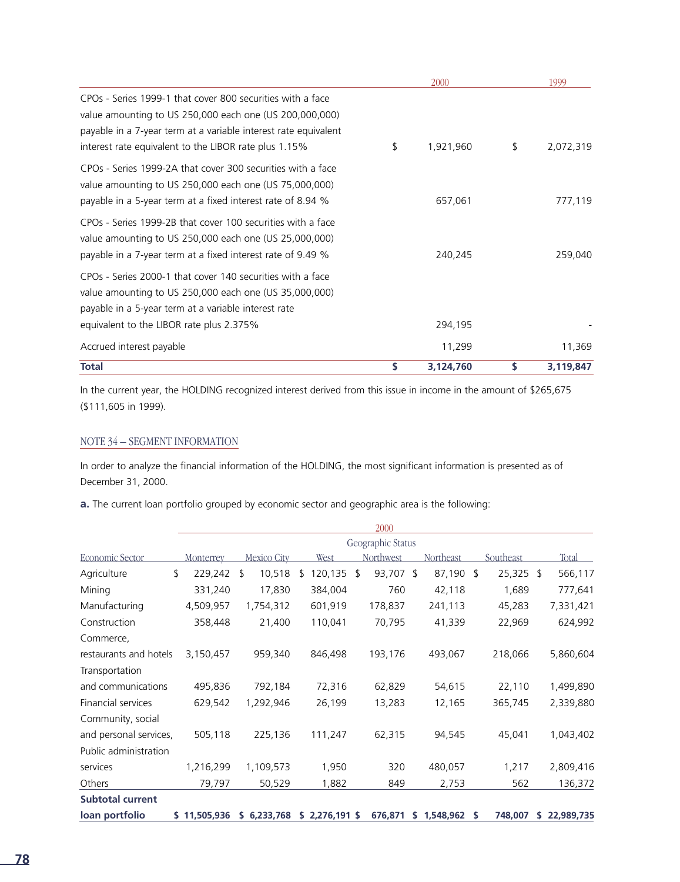| | 2000 | 1999 |
|---|---|---|
| CPOs - Series 1999-1 that cover 800 securities with a face value amounting to US 250,000 each one (US 200,000,000) payable in a 7-year term at a variable interest rate equivalent interest rate equivalent to the LIBOR rate plus 1.15% | $ 1,921,960 | $ 2,072,319 |
| CPOs - Series 1999-2A that cover 300 securities with a face value amounting to US 250,000 each one (US 75,000,000) payable in a 5-year term at a fixed interest rate of 8.94 % | 657,061 | 777,119 |
| CPOs - Series 1999-2B that cover 100 securities with a face value amounting to US 250,000 each one (US 25,000,000) payable in a 7-year term at a fixed interest rate of 9.49 % | 240,245 | 259,040 |
| CPOs - Series 2000-1 that cover 140 securities with a face value amounting to US 250,000 each one (US 35,000,000) payable in a 5-year term at a variable interest rate equivalent to the LIBOR rate plus 2.375% | 294,195 | - |
| Accrued interest payable | 11,299 | 11,369 |
| **Total** | **$ 3,124,760** | **$ 3,119,847** |

In the current year, the HOLDING recognized interest derived from this issue in income in the amount of $265,675 ($111,605 in 1999).

## NOTE 34 – SEGMENT INFORMATION

In order to analyze the financial information of the HOLDING, the most significant information is presented as of December 31, 2000.

**a.** The current loan portfolio grouped by economic sector and geographic area is the following:

| | 2000 | | | | | | |
|---|---|---|---|---|---|---|---|
| | Geographic Status | | | | | | |
| Economic Sector | Monterrey | Mexico City | West | Northwest | Northeast | Southeast | Total |
| Agriculture | $ 229,242 | $ 10,518 | $ 120,135 | $ 93,707 | $ 87,190 | $ 25,325 | $ 566,117 |
| Mining | 331,240 | 17,830 | 384,004 | 760 | 42,118 | 1,689 | 777,641 |
| Manufacturing | 4,509,957 | 1,754,312 | 601,919 | 178,837 | 241,113 | 45,283 | 7,331,421 |
| Construction | 358,448 | 21,400 | 110,041 | 70,795 | 41,339 | 22,969 | 624,992 |
| Commerce, restaurants and hotels | 3,150,457 | 959,340 | 846,498 | 193,176 | 493,067 | 218,066 | 5,860,604 |
| Transportation and communications | 495,836 | 792,184 | 72,316 | 62,829 | 54,615 | 22,110 | 1,499,890 |
| Financial services | 629,542 | 1,292,946 | 26,199 | 13,283 | 12,165 | 365,745 | 2,339,880 |
| Community, social and personal services, | 505,118 | 225,136 | 111,247 | 62,315 | 94,545 | 45,041 | 1,043,402 |
| Public administration services | 1,216,299 | 1,109,573 | 1,950 | 320 | 480,057 | 1,217 | 2,809,416 |
| Others | 79,797 | 50,529 | 1,882 | 849 | 2,753 | 562 | 136,372 |
| **Subtotal current loan portfolio** | **$ 11,505,936** | **$ 6,233,768** | **$ 2,276,191** | **$ 676,871** | **$ 1,548,962** | **$ 748,007** | **$ 22,989,735** |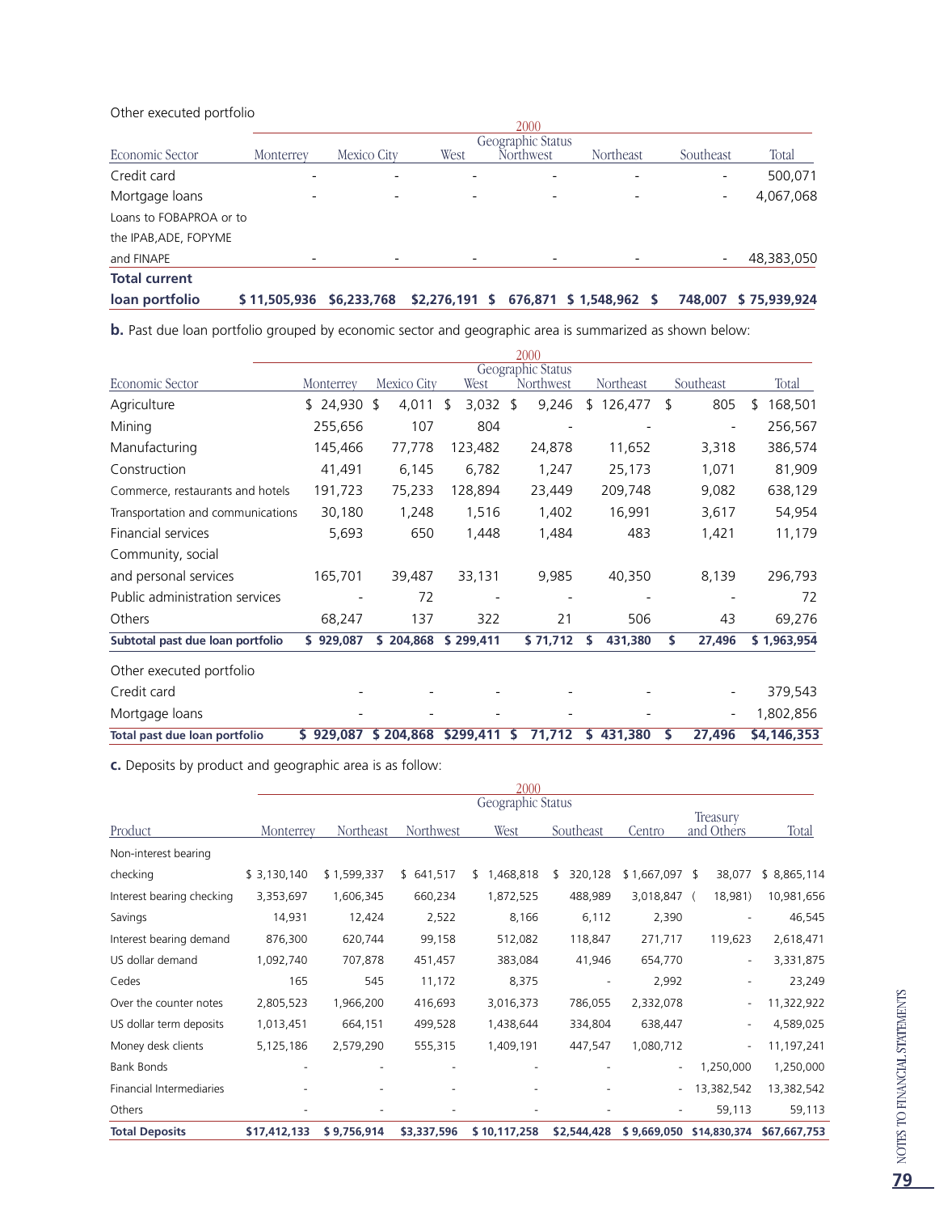Other executed portfolio

| Economic Sector | 2000 Geographic Status | | | | | | |
|---|---|---|---|---|---|---|---|
| | Monterrey | Mexico City | West | Northwest | Northeast | Southeast | Total |
| Credit card | - | - | - | - | - | - | 500,071 |
| Mortgage loans | - | - | - | - | - | - | 4,067,068 |
| Loans to FOBAPROA or to the IPAB,ADE, FOPYME and FINAPE | - | - | - | - | - | - | 48,383,050 |
| **Total current loan portfolio** | **$ 11,505,936** | **$6,233,768** | **$2,276,191** | **$ 676,871** | **$ 1,548,962** | **$ 748,007** | **$ 75,939,924** |

**b.** Past due loan portfolio grouped by economic sector and geographic area is summarized as shown below:

| Economic Sector | 2000 Geographic Status | | | | | | |
|---|---|---|---|---|---|---|---|
| | Monterrey | Mexico City | West | Northwest | Northeast | Southeast | Total |
| Agriculture | $ 24,930 | $ 4,011 | $ 3,032 | $ 9,246 | $ 126,477 | $ 805 | $ 168,501 |
| Mining | 255,656 | 107 | 804 | - | - | - | 256,567 |
| Manufacturing | 145,466 | 77,778 | 123,482 | 24,878 | 11,652 | 3,318 | 386,574 |
| Construction | 41,491 | 6,145 | 6,782 | 1,247 | 25,173 | 1,071 | 81,909 |
| Commerce, restaurants and hotels | 191,723 | 75,233 | 128,894 | 23,449 | 209,748 | 9,082 | 638,129 |
| Transportation and communications | 30,180 | 1,248 | 1,516 | 1,402 | 16,991 | 3,617 | 54,954 |
| Financial services | 5,693 | 650 | 1,448 | 1,484 | 483 | 1,421 | 11,179 |
| Community, social and personal services | 165,701 | 39,487 | 33,131 | 9,985 | 40,350 | 8,139 | 296,793 |
| Public administration services | - | 72 | - | - | - | - | 72 |
| Others | 68,247 | 137 | 322 | 21 | 506 | 43 | 69,276 |
| **Subtotal past due loan portfolio** | **$ 929,087** | **$ 204,868** | **$ 299,411** | **$ 71,712** | **$ 431,380** | **$ 27,496** | **$ 1,963,954** |
| Other executed portfolio | | | | | | | |
| Credit card | - | - | - | - | - | - | 379,543 |
| Mortgage loans | - | - | - | - | - | - | 1,802,856 |
| **Total past due loan portfolio** | **$ 929,087** | **$ 204,868** | **$299,411** | **$ 71,712** | **$ 431,380** | **$ 27,496** | **$4,146,353** |

**c.** Deposits by product and geographic area is as follow:

| Product | 2000 Geographic Status | | | | | | | |
|---|---|---|---|---|---|---|---|---|
| | Monterrey | Northeast | Northwest | West | Southeast | Centro | Treasury and Others | Total |
| Non-interest bearing checking | $ 3,130,140 | $ 1,599,337 | $ 641,517 | $ 1,468,818 | $ 320,128 | $ 1,667,097 | $ 38,077 | $ 8,865,114 |
| Interest bearing checking | 3,353,697 | 1,606,345 | 660,234 | 1,872,525 | 488,989 | 3,018,847 | (18,981) | 10,981,656 |
| Savings | 14,931 | 12,424 | 2,522 | 8,166 | 6,112 | 2,390 | - | 46,545 |
| Interest bearing demand | 876,300 | 620,744 | 99,158 | 512,082 | 118,847 | 271,717 | 119,623 | 2,618,471 |
| US dollar demand | 1,092,740 | 707,878 | 451,457 | 383,084 | 41,946 | 654,770 | - | 3,331,875 |
| Cedes | 165 | 545 | 11,172 | 8,375 | - | 2,992 | - | 23,249 |
| Over the counter notes | 2,805,523 | 1,966,200 | 416,693 | 3,016,373 | 786,055 | 2,332,078 | - | 11,322,922 |
| US dollar term deposits | 1,013,451 | 664,151 | 499,528 | 1,438,644 | 334,804 | 638,447 | - | 4,589,025 |
| Money desk clients | 5,125,186 | 2,579,290 | 555,315 | 1,409,191 | 447,547 | 1,080,712 | - | 11,197,241 |
| Bank Bonds | - | - | - | - | - | - | 1,250,000 | 1,250,000 |
| Financial Intermediaries | - | - | - | - | - | - | 13,382,542 | 13,382,542 |
| Others | - | - | - | - | - | - | 59,113 | 59,113 |
| **Total Deposits** | **$17,412,133** | **$ 9,756,914** | **$3,337,596** | **$ 10,117,258** | **$2,544,428** | **$ 9,669,050** | **$14,830,374** | **$67,667,753** |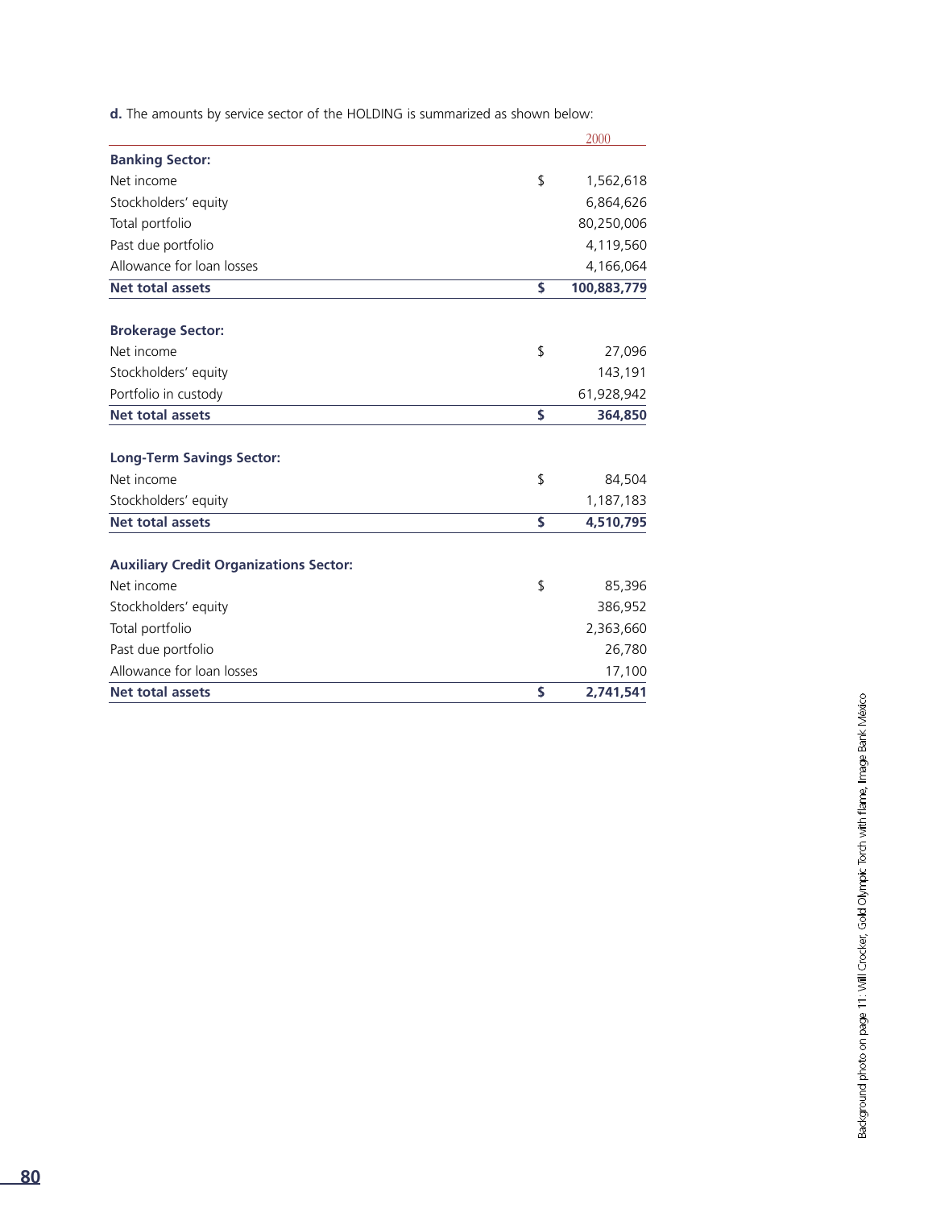**d.** The amounts by service sector of the HOLDING is summarized as shown below:

| | | 2000 |
|---|---|---|
| **Banking Sector:** | | |
| Net income | $ | 1,562,618 |
| Stockholders' equity | | 6,864,626 |
| Total portfolio | | 80,250,006 |
| Past due portfolio | | 4,119,560 |
| Allowance for loan losses | | 4,166,064 |
| **Net total assets** | **$** | **100,883,779** |
| | | |
| **Brokerage Sector:** | | |
| Net income | $ | 27,096 |
| Stockholders' equity | | 143,191 |
| Portfolio in custody | | 61,928,942 |
| **Net total assets** | **$** | **364,850** |
| | | |
| **Long-Term Savings Sector:** | | |
| Net income | $ | 84,504 |
| Stockholders' equity | | 1,187,183 |
| **Net total assets** | **$** | **4,510,795** |
| | | |
| **Auxiliary Credit Organizations Sector:** | | |
| Net income | $ | 85,396 |
| Stockholders' equity | | 386,952 |
| Total portfolio | | 2,363,660 |
| Past due portfolio | | 26,780 |
| Allowance for loan losses | | 17,100 |
| **Net total assets** | **$** | **2,741,541** |

Background photo on page 11: Will Crocker, Gold Olympic Torch with flame, Image Bank México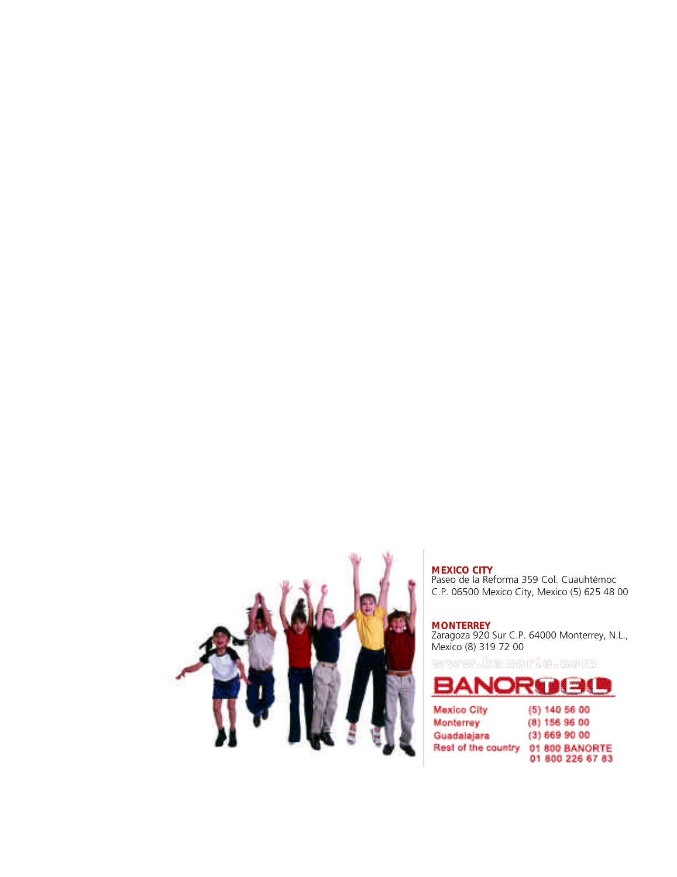**MEXICO CITY**
Paseo de la Reforma 359 Col. Cuauhtémoc
C.P. 06500 Mexico City, Mexico (5) 625 48 00

**MONTERREY**
Zaragoza 920 Sur C.P. 64000 Monterrey, N.L.,
Mexico (8) 319 72 00

www.banorte.com

BANORTEL

| | |
|---|---|
| Mexico City | (5) 140 56 00 |
| Monterrey | (8) 156 96 00 |
| Guadalajara | (3) 669 90 00 |
| Rest of the country | 01 800 BANORTE<br>01 800 226 67 83 |